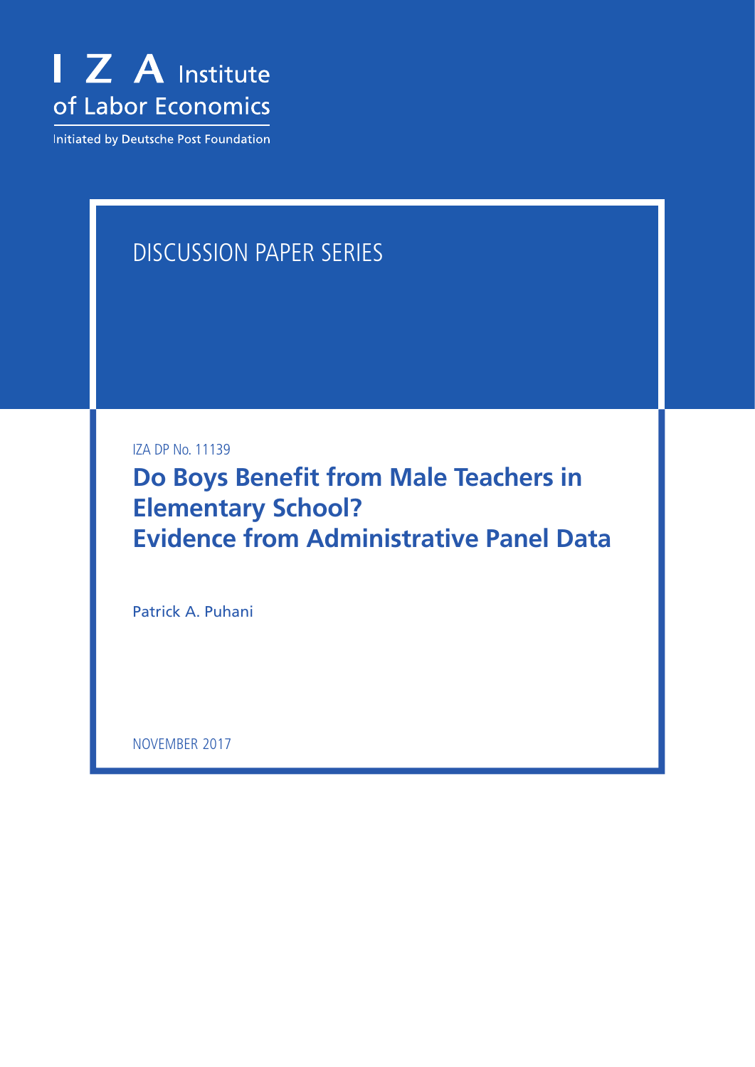I Z A Institute of Labor Economics

Initiated by Deutsche Post Foundation

DISCUSSION PAPER SERIES

IZA DP No. 11139

# Do Boys Benefit from Male Teachers in Elementary School? Evidence from Administrative Panel Data

Patrick A. Puhani

NOVEMBER 2017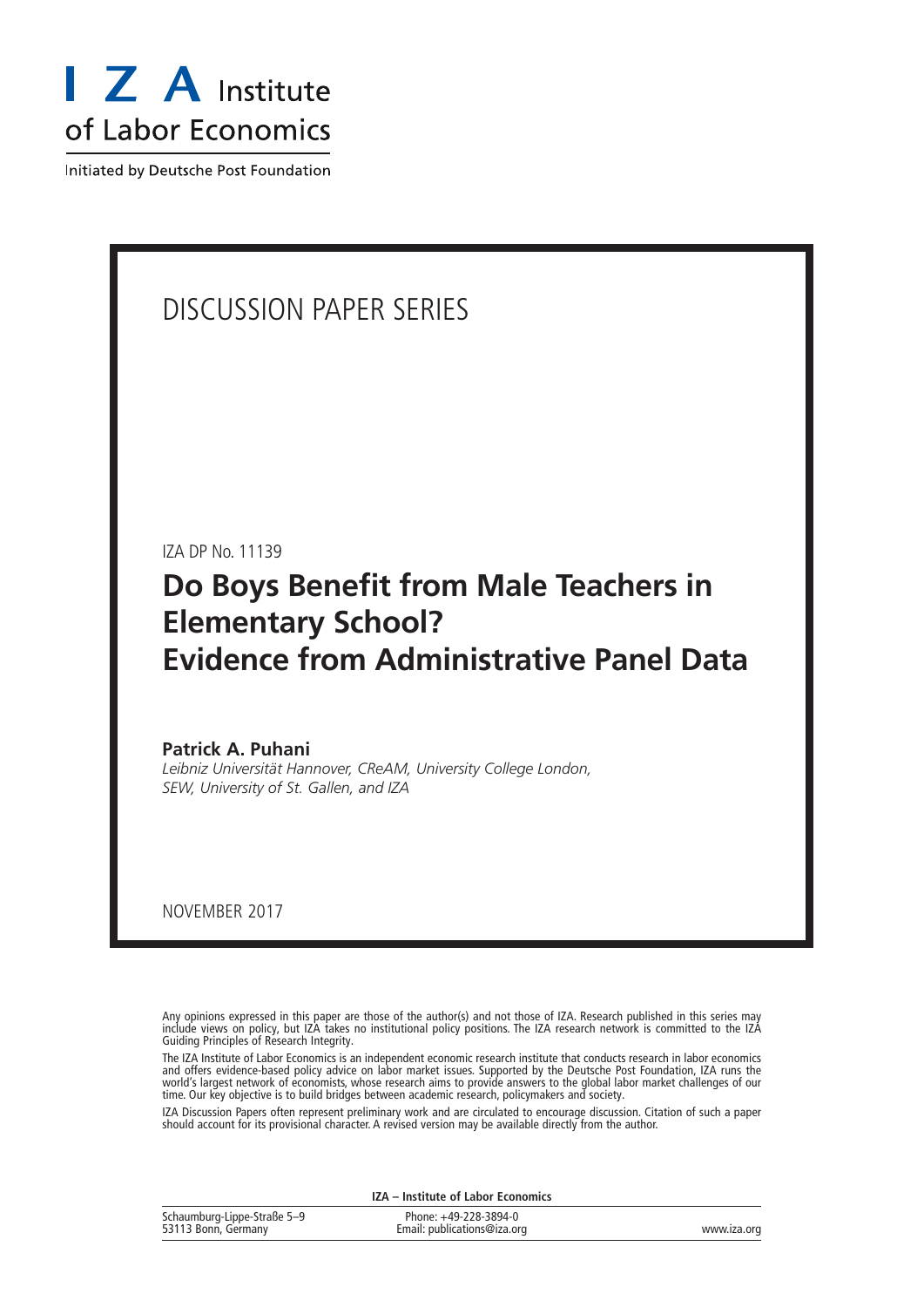I Z A Institute of Labor Economics

Initiated by Deutsche Post Foundation

DISCUSSION PAPER SERIES

IZA DP No. 11139

# Do Boys Benefit from Male Teachers in Elementary School? Evidence from Administrative Panel Data

**Patrick A. Puhani**
*Leibniz Universität Hannover, CReAM, University College London, SEW, University of St. Gallen, and IZA*

NOVEMBER 2017

Any opinions expressed in this paper are those of the author(s) and not those of IZA. Research published in this series may include views on policy, but IZA takes no institutional policy positions. The IZA research network is committed to the IZA Guiding Principles of Research Integrity.

The IZA Institute of Labor Economics is an independent economic research institute that conducts research in labor economics and offers evidence-based policy advice on labor market issues. Supported by the Deutsche Post Foundation, IZA runs the world's largest network of economists, whose research aims to provide answers to the global labor market challenges of our time. Our key objective is to build bridges between academic research, policymakers and society.

IZA Discussion Papers often represent preliminary work and are circulated to encourage discussion. Citation of such a paper should account for its provisional character. A revised version may be available directly from the author.

**IZA – Institute of Labor Economics**

| | | |
|---|---|---|
| Schaumburg-Lippe-Straße 5–9<br>53113 Bonn, Germany | Phone: +49-228-3894-0<br>Email: publications@iza.org | www.iza.org |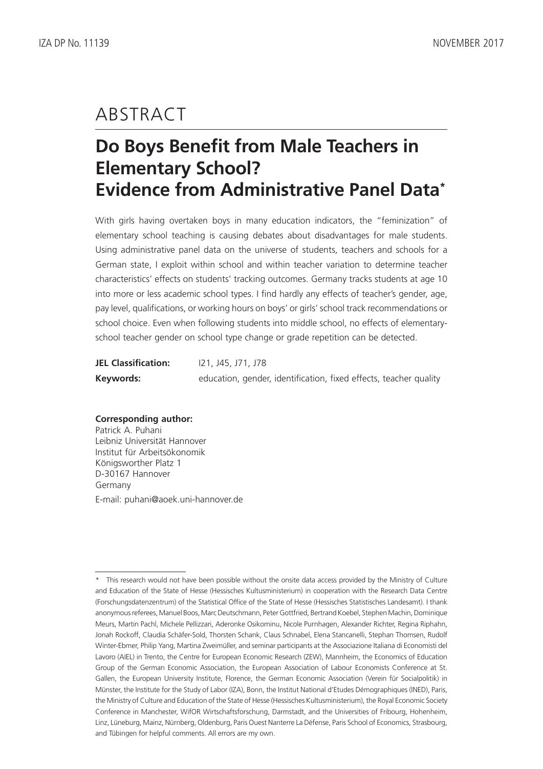# ABSTRACT

## Do Boys Benefit from Male Teachers in Elementary School? Evidence from Administrative Panel Data*

With girls having overtaken boys in many education indicators, the "feminization" of elementary school teaching is causing debates about disadvantages for male students. Using administrative panel data on the universe of students, teachers and schools for a German state, I exploit within school and within teacher variation to determine teacher characteristics' effects on students' tracking outcomes. Germany tracks students at age 10 into more or less academic school types. I find hardly any effects of teacher's gender, age, pay level, qualifications, or working hours on boys' or girls' school track recommendations or school choice. Even when following students into middle school, no effects of elementary-school teacher gender on school type change or grade repetition can be detected.

**JEL Classification:** I21, J45, J71, J78

**Keywords:** education, gender, identification, fixed effects, teacher quality

**Corresponding author:**
Patrick A. Puhani
Leibniz Universität Hannover
Institut für Arbeitsökonomik
Königsworther Platz 1
D-30167 Hannover
Germany

E-mail: puhani@aoek.uni-hannover.de

---

\* This research would not have been possible without the onsite data access provided by the Ministry of Culture and Education of the State of Hesse (Hessisches Kultusministerium) in cooperation with the Research Data Centre (Forschungsdatenzentrum) of the Statistical Office of the State of Hesse (Hessisches Statistisches Landesamt). I thank anonymous referees, Manuel Boos, Marc Deutschmann, Peter Gottfried, Bertrand Koebel, Stephen Machin, Dominique Meurs, Martin Pachl, Michele Pellizzari, Aderonke Osikominu, Nicole Purnhagen, Alexander Richter, Regina Riphahn, Jonah Rockoff, Claudia Schäfer-Sold, Thorsten Schank, Claus Schnabel, Elena Stancanelli, Stephan Thomsen, Rudolf Winter-Ebmer, Philip Yang, Martina Zweimüller, and seminar participants at the Associazione Italiana di Economisti del Lavoro (AIEL) in Trento, the Centre for European Economic Research (ZEW), Mannheim, the Economics of Education Group of the German Economic Association, the European Association of Labour Economists Conference at St. Gallen, the European University Institute, Florence, the German Economic Association (Verein für Socialpolitik) in Münster, the Institute for the Study of Labor (IZA), Bonn, the Institut National d'Etudes Démographiques (INED), Paris, the Ministry of Culture and Education of the State of Hesse (Hessisches Kultusministerium), the Royal Economic Society Conference in Manchester, WifOR Wirtschaftsforschung, Darmstadt, and the Universities of Fribourg, Hohenheim, Linz, Lüneburg, Mainz, Nürnberg, Oldenburg, Paris Ouest Nanterre La Défense, Paris School of Economics, Strasbourg, and Tübingen for helpful comments. All errors are my own.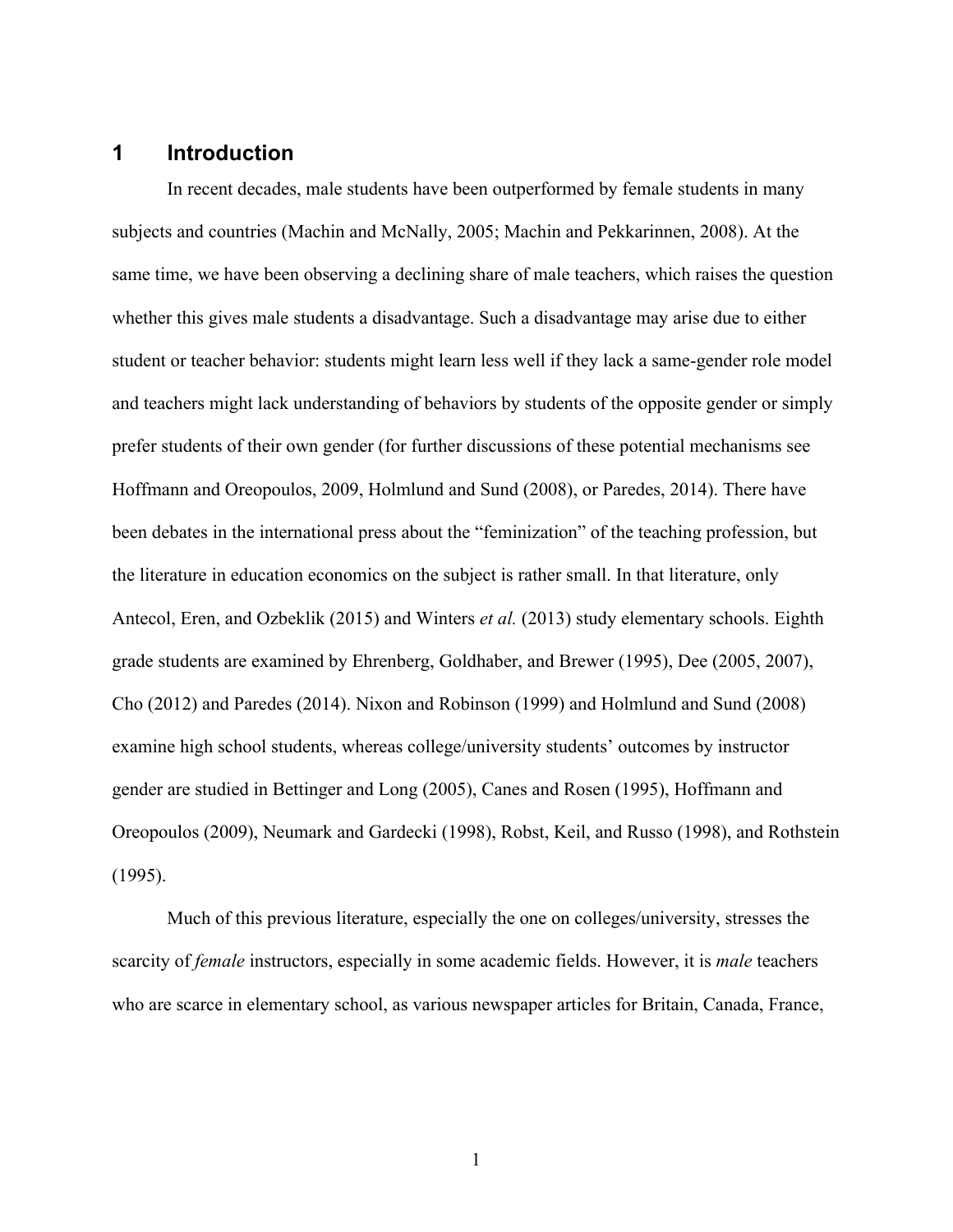# 1 Introduction

In recent decades, male students have been outperformed by female students in many subjects and countries (Machin and McNally, 2005; Machin and Pekkarinnen, 2008). At the same time, we have been observing a declining share of male teachers, which raises the question whether this gives male students a disadvantage. Such a disadvantage may arise due to either student or teacher behavior: students might learn less well if they lack a same-gender role model and teachers might lack understanding of behaviors by students of the opposite gender or simply prefer students of their own gender (for further discussions of these potential mechanisms see Hoffmann and Oreopoulos, 2009, Holmlund and Sund (2008), or Paredes, 2014). There have been debates in the international press about the "feminization" of the teaching profession, but the literature in education economics on the subject is rather small. In that literature, only Antecol, Eren, and Ozbeklik (2015) and Winters *et al.* (2013) study elementary schools. Eighth grade students are examined by Ehrenberg, Goldhaber, and Brewer (1995), Dee (2005, 2007), Cho (2012) and Paredes (2014). Nixon and Robinson (1999) and Holmlund and Sund (2008) examine high school students, whereas college/university students' outcomes by instructor gender are studied in Bettinger and Long (2005), Canes and Rosen (1995), Hoffmann and Oreopoulos (2009), Neumark and Gardecki (1998), Robst, Keil, and Russo (1998), and Rothstein (1995).

Much of this previous literature, especially the one on colleges/university, stresses the scarcity of *female* instructors, especially in some academic fields. However, it is *male* teachers who are scarce in elementary school, as various newspaper articles for Britain, Canada, France,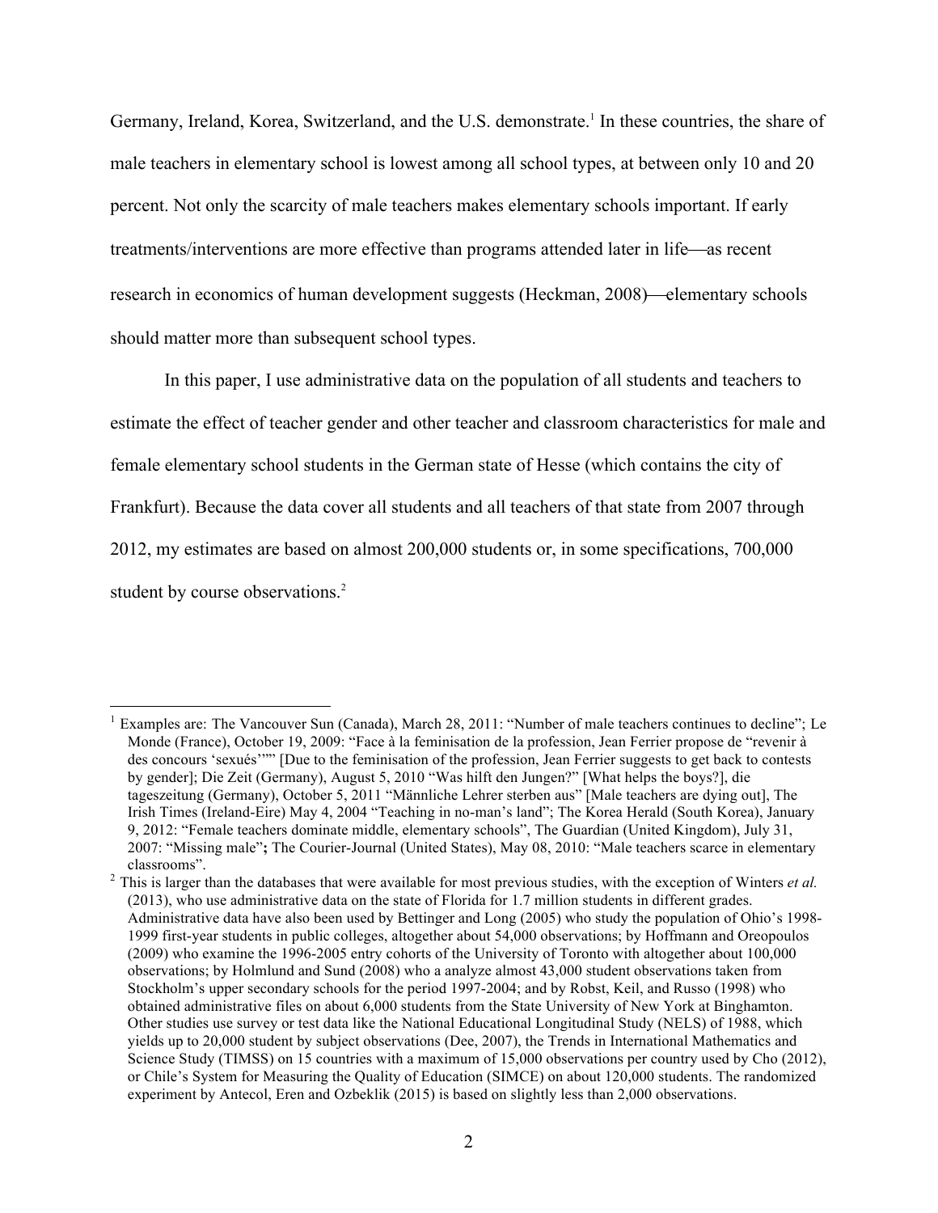Germany, Ireland, Korea, Switzerland, and the U.S. demonstrate.[1] In these countries, the share of male teachers in elementary school is lowest among all school types, at between only 10 and 20 percent. Not only the scarcity of male teachers makes elementary schools important. If early treatments/interventions are more effective than programs attended later in life—as recent research in economics of human development suggests (Heckman, 2008)—elementary schools should matter more than subsequent school types.

In this paper, I use administrative data on the population of all students and teachers to estimate the effect of teacher gender and other teacher and classroom characteristics for male and female elementary school students in the German state of Hesse (which contains the city of Frankfurt). Because the data cover all students and all teachers of that state from 2007 through 2012, my estimates are based on almost 200,000 students or, in some specifications, 700,000 student by course observations.[2]

---

[1] Examples are: The Vancouver Sun (Canada), March 28, 2011: "Number of male teachers continues to decline"; Le Monde (France), October 19, 2009: "Face à la feminisation de la profession, Jean Ferrier propose de "revenir à des concours 'sexués'"" [Due to the feminisation of the profession, Jean Ferrier suggests to get back to contests by gender]; Die Zeit (Germany), August 5, 2010 "Was hilft den Jungen?" [What helps the boys?], die tageszeitung (Germany), October 5, 2011 "Männliche Lehrer sterben aus" [Male teachers are dying out], The Irish Times (Ireland-Eire) May 4, 2004 "Teaching in no-man's land"; The Korea Herald (South Korea), January 9, 2012: "Female teachers dominate middle, elementary schools", The Guardian (United Kingdom), July 31, 2007: "Missing male"**;** The Courier-Journal (United States), May 08, 2010: "Male teachers scarce in elementary classrooms".

[2] This is larger than the databases that were available for most previous studies, with the exception of Winters *et al.* (2013), who use administrative data on the state of Florida for 1.7 million students in different grades. Administrative data have also been used by Bettinger and Long (2005) who study the population of Ohio's 1998-1999 first-year students in public colleges, altogether about 54,000 observations; by Hoffmann and Oreopoulos (2009) who examine the 1996-2005 entry cohorts of the University of Toronto with altogether about 100,000 observations; by Holmlund and Sund (2008) who a analyze almost 43,000 student observations taken from Stockholm's upper secondary schools for the period 1997-2004; and by Robst, Keil, and Russo (1998) who obtained administrative files on about 6,000 students from the State University of New York at Binghamton. Other studies use survey or test data like the National Educational Longitudinal Study (NELS) of 1988, which yields up to 20,000 student by subject observations (Dee, 2007), the Trends in International Mathematics and Science Study (TIMSS) on 15 countries with a maximum of 15,000 observations per country used by Cho (2012), or Chile's System for Measuring the Quality of Education (SIMCE) on about 120,000 students. The randomized experiment by Antecol, Eren and Ozbeklik (2015) is based on slightly less than 2,000 observations.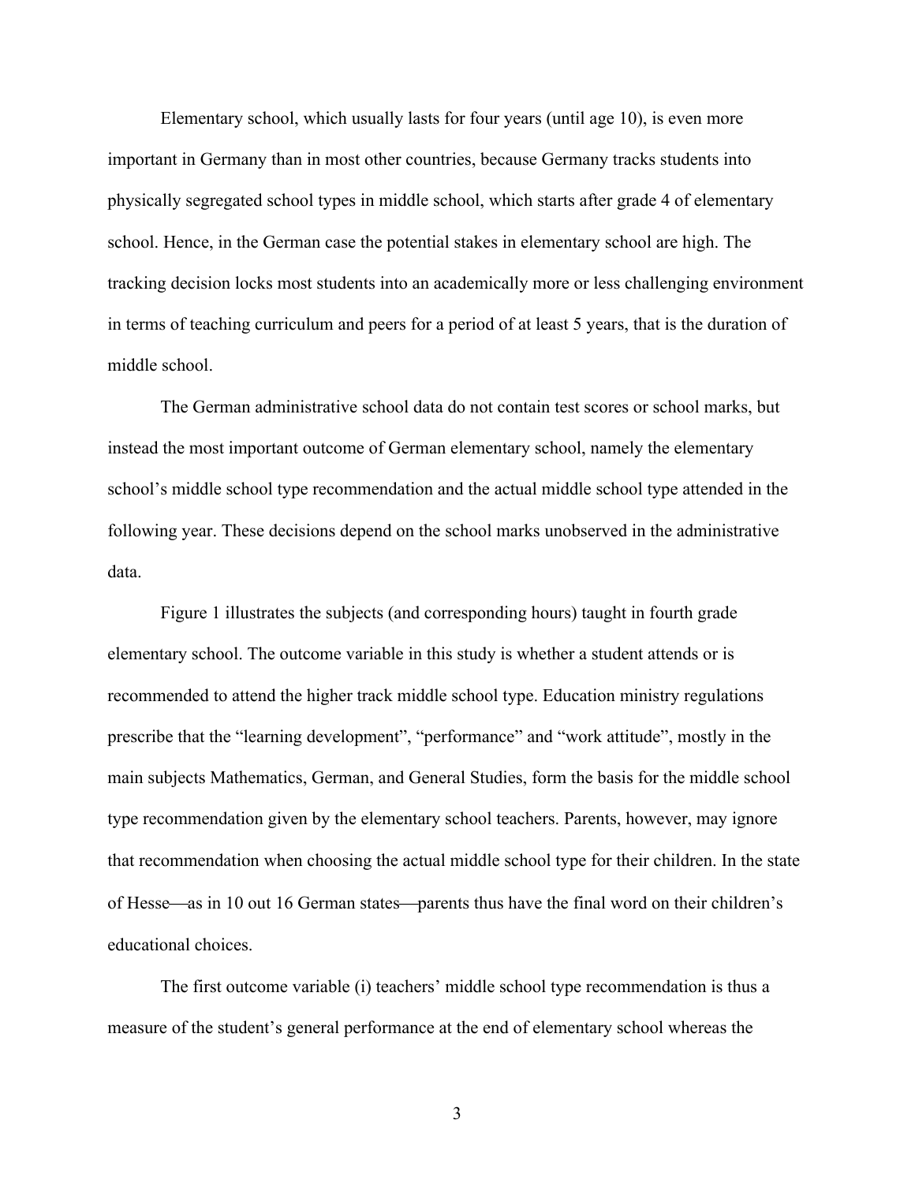Elementary school, which usually lasts for four years (until age 10), is even more important in Germany than in most other countries, because Germany tracks students into physically segregated school types in middle school, which starts after grade 4 of elementary school. Hence, in the German case the potential stakes in elementary school are high. The tracking decision locks most students into an academically more or less challenging environment in terms of teaching curriculum and peers for a period of at least 5 years, that is the duration of middle school.

The German administrative school data do not contain test scores or school marks, but instead the most important outcome of German elementary school, namely the elementary school's middle school type recommendation and the actual middle school type attended in the following year. These decisions depend on the school marks unobserved in the administrative data.

Figure 1 illustrates the subjects (and corresponding hours) taught in fourth grade elementary school. The outcome variable in this study is whether a student attends or is recommended to attend the higher track middle school type. Education ministry regulations prescribe that the "learning development", "performance" and "work attitude", mostly in the main subjects Mathematics, German, and General Studies, form the basis for the middle school type recommendation given by the elementary school teachers. Parents, however, may ignore that recommendation when choosing the actual middle school type for their children. In the state of Hesse—as in 10 out 16 German states—parents thus have the final word on their children's educational choices.

The first outcome variable (i) teachers' middle school type recommendation is thus a measure of the student's general performance at the end of elementary school whereas the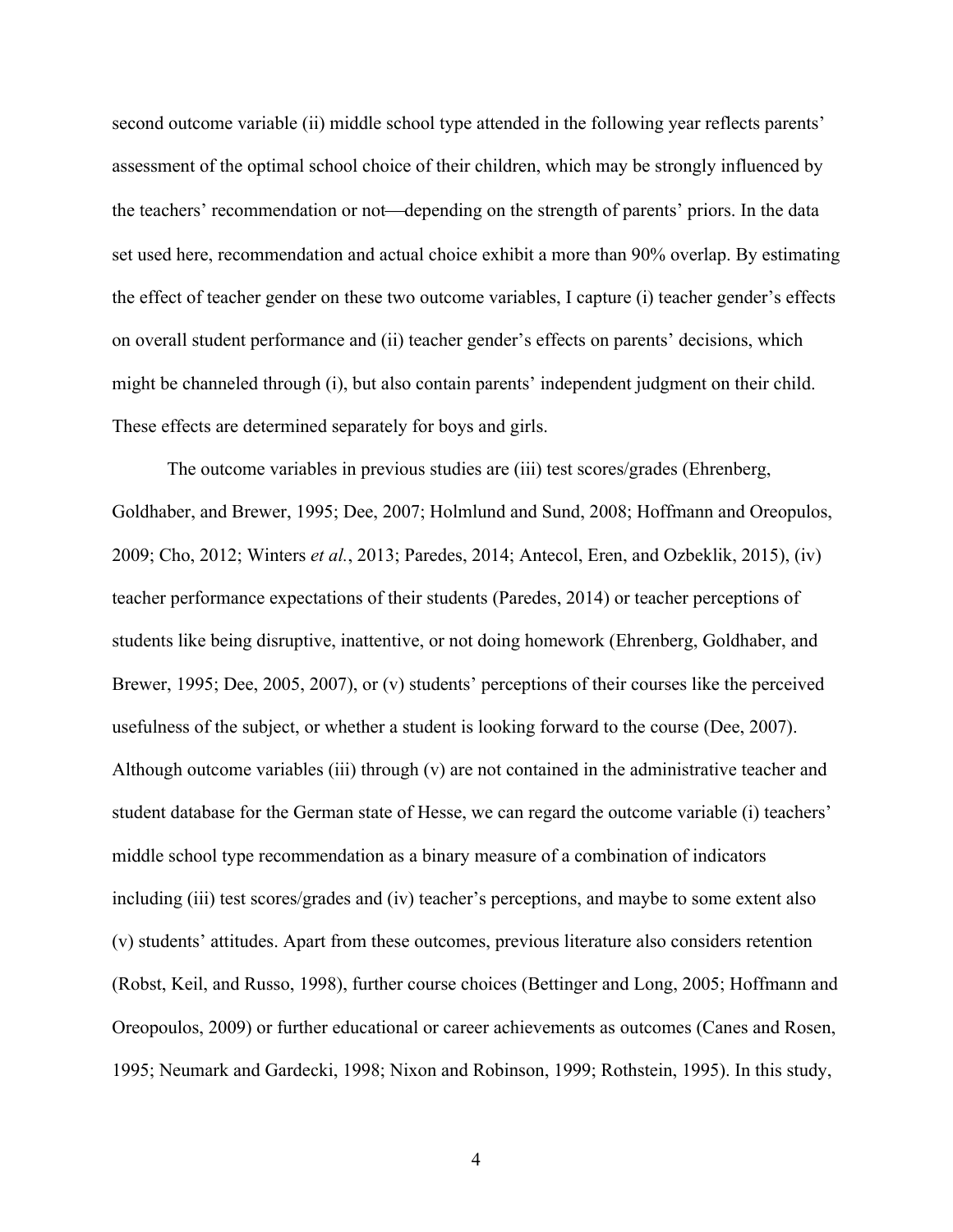second outcome variable (ii) middle school type attended in the following year reflects parents' assessment of the optimal school choice of their children, which may be strongly influenced by the teachers' recommendation or not—depending on the strength of parents' priors. In the data set used here, recommendation and actual choice exhibit a more than 90% overlap. By estimating the effect of teacher gender on these two outcome variables, I capture (i) teacher gender's effects on overall student performance and (ii) teacher gender's effects on parents' decisions, which might be channeled through (i), but also contain parents' independent judgment on their child. These effects are determined separately for boys and girls.

The outcome variables in previous studies are (iii) test scores/grades (Ehrenberg, Goldhaber, and Brewer, 1995; Dee, 2007; Holmlund and Sund, 2008; Hoffmann and Oreopulos, 2009; Cho, 2012; Winters *et al.*, 2013; Paredes, 2014; Antecol, Eren, and Ozbeklik, 2015), (iv) teacher performance expectations of their students (Paredes, 2014) or teacher perceptions of students like being disruptive, inattentive, or not doing homework (Ehrenberg, Goldhaber, and Brewer, 1995; Dee, 2005, 2007), or (v) students' perceptions of their courses like the perceived usefulness of the subject, or whether a student is looking forward to the course (Dee, 2007). Although outcome variables (iii) through (v) are not contained in the administrative teacher and student database for the German state of Hesse, we can regard the outcome variable (i) teachers' middle school type recommendation as a binary measure of a combination of indicators including (iii) test scores/grades and (iv) teacher's perceptions, and maybe to some extent also (v) students' attitudes. Apart from these outcomes, previous literature also considers retention (Robst, Keil, and Russo, 1998), further course choices (Bettinger and Long, 2005; Hoffmann and Oreopoulos, 2009) or further educational or career achievements as outcomes (Canes and Rosen, 1995; Neumark and Gardecki, 1998; Nixon and Robinson, 1999; Rothstein, 1995). In this study,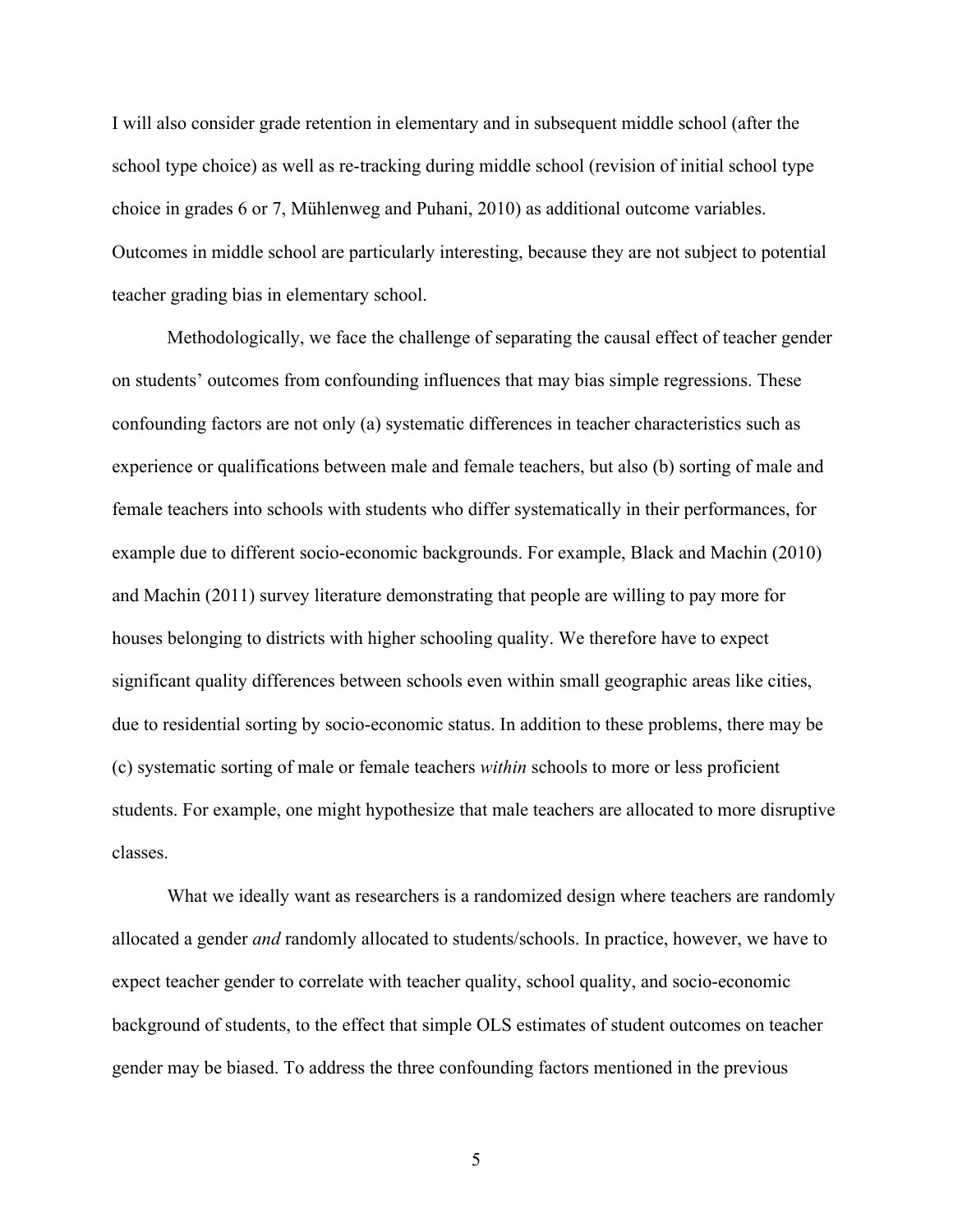I will also consider grade retention in elementary and in subsequent middle school (after the school type choice) as well as re-tracking during middle school (revision of initial school type choice in grades 6 or 7, Mühlenweg and Puhani, 2010) as additional outcome variables. Outcomes in middle school are particularly interesting, because they are not subject to potential teacher grading bias in elementary school.

Methodologically, we face the challenge of separating the causal effect of teacher gender on students' outcomes from confounding influences that may bias simple regressions. These confounding factors are not only (a) systematic differences in teacher characteristics such as experience or qualifications between male and female teachers, but also (b) sorting of male and female teachers into schools with students who differ systematically in their performances, for example due to different socio-economic backgrounds. For example, Black and Machin (2010) and Machin (2011) survey literature demonstrating that people are willing to pay more for houses belonging to districts with higher schooling quality. We therefore have to expect significant quality differences between schools even within small geographic areas like cities, due to residential sorting by socio-economic status. In addition to these problems, there may be (c) systematic sorting of male or female teachers *within* schools to more or less proficient students. For example, one might hypothesize that male teachers are allocated to more disruptive classes.

What we ideally want as researchers is a randomized design where teachers are randomly allocated a gender *and* randomly allocated to students/schools. In practice, however, we have to expect teacher gender to correlate with teacher quality, school quality, and socio-economic background of students, to the effect that simple OLS estimates of student outcomes on teacher gender may be biased. To address the three confounding factors mentioned in the previous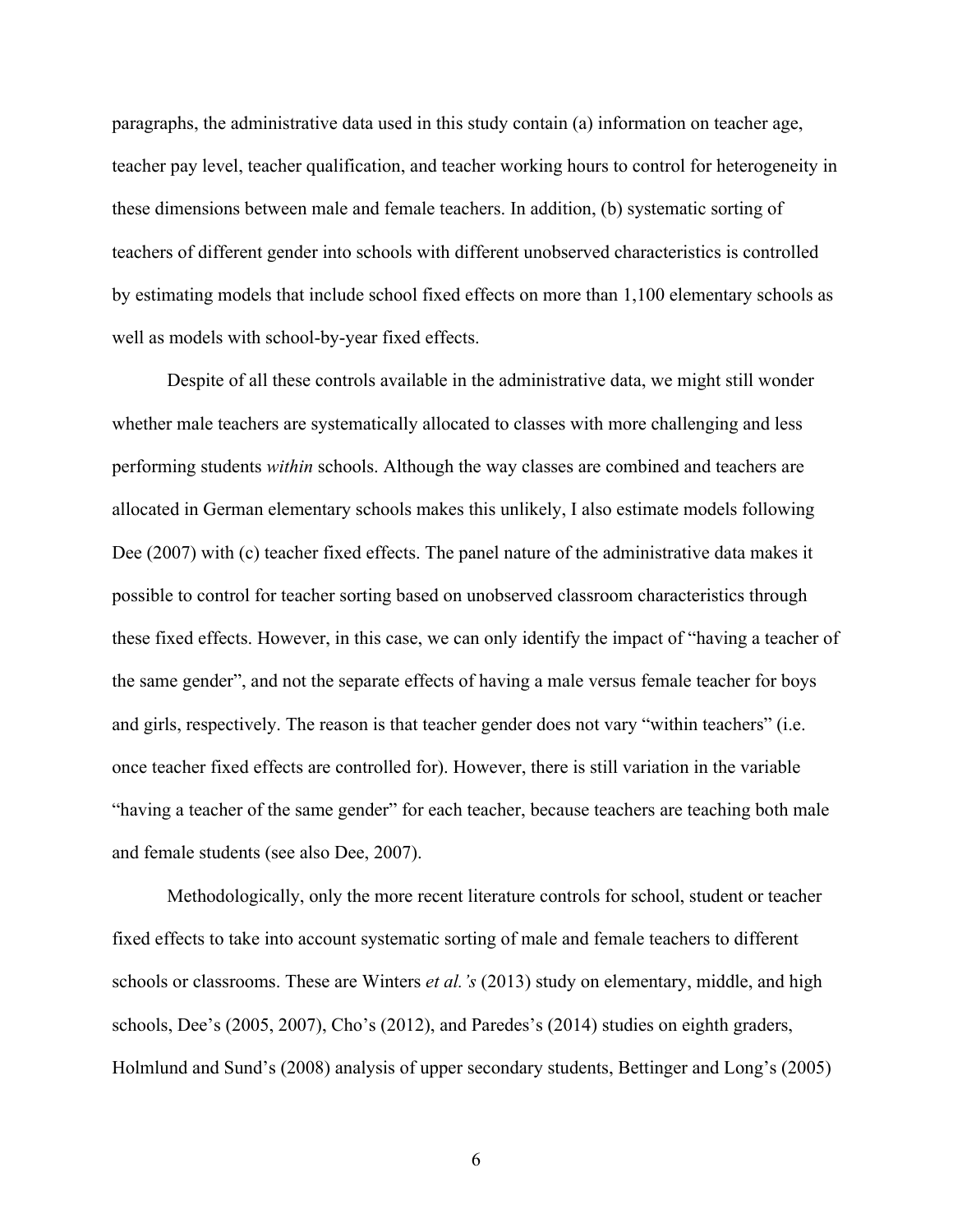paragraphs, the administrative data used in this study contain (a) information on teacher age, teacher pay level, teacher qualification, and teacher working hours to control for heterogeneity in these dimensions between male and female teachers. In addition, (b) systematic sorting of teachers of different gender into schools with different unobserved characteristics is controlled by estimating models that include school fixed effects on more than 1,100 elementary schools as well as models with school-by-year fixed effects.

Despite of all these controls available in the administrative data, we might still wonder whether male teachers are systematically allocated to classes with more challenging and less performing students *within* schools. Although the way classes are combined and teachers are allocated in German elementary schools makes this unlikely, I also estimate models following Dee (2007) with (c) teacher fixed effects. The panel nature of the administrative data makes it possible to control for teacher sorting based on unobserved classroom characteristics through these fixed effects. However, in this case, we can only identify the impact of "having a teacher of the same gender", and not the separate effects of having a male versus female teacher for boys and girls, respectively. The reason is that teacher gender does not vary "within teachers" (i.e. once teacher fixed effects are controlled for). However, there is still variation in the variable "having a teacher of the same gender" for each teacher, because teachers are teaching both male and female students (see also Dee, 2007).

Methodologically, only the more recent literature controls for school, student or teacher fixed effects to take into account systematic sorting of male and female teachers to different schools or classrooms. These are Winters *et al.'s* (2013) study on elementary, middle, and high schools, Dee's (2005, 2007), Cho's (2012), and Paredes's (2014) studies on eighth graders, Holmlund and Sund's (2008) analysis of upper secondary students, Bettinger and Long's (2005)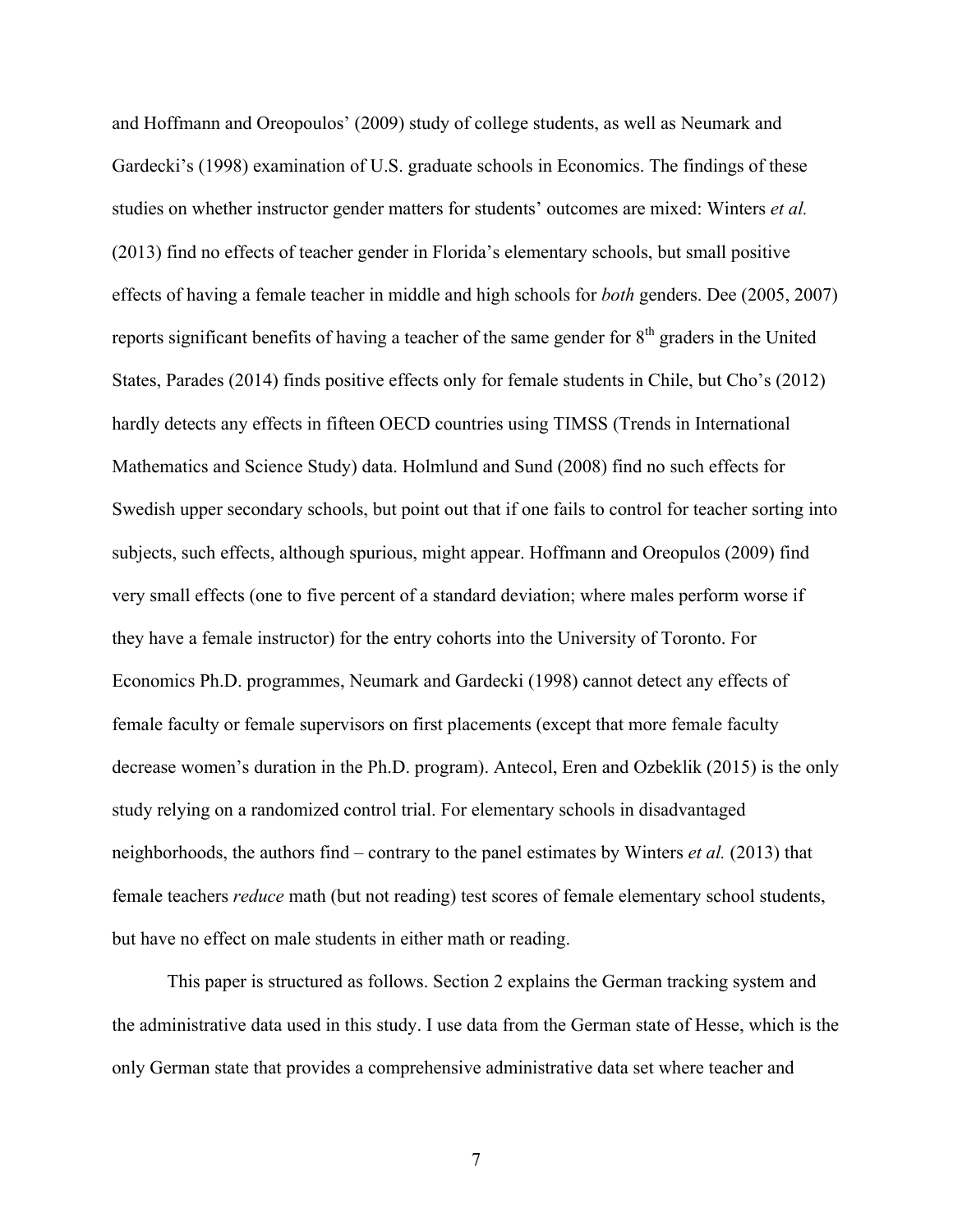and Hoffmann and Oreopoulos' (2009) study of college students, as well as Neumark and Gardecki's (1998) examination of U.S. graduate schools in Economics. The findings of these studies on whether instructor gender matters for students' outcomes are mixed: Winters *et al.* (2013) find no effects of teacher gender in Florida's elementary schools, but small positive effects of having a female teacher in middle and high schools for *both* genders. Dee (2005, 2007) reports significant benefits of having a teacher of the same gender for 8th graders in the United States, Parades (2014) finds positive effects only for female students in Chile, but Cho's (2012) hardly detects any effects in fifteen OECD countries using TIMSS (Trends in International Mathematics and Science Study) data. Holmlund and Sund (2008) find no such effects for Swedish upper secondary schools, but point out that if one fails to control for teacher sorting into subjects, such effects, although spurious, might appear. Hoffmann and Oreopulos (2009) find very small effects (one to five percent of a standard deviation; where males perform worse if they have a female instructor) for the entry cohorts into the University of Toronto. For Economics Ph.D. programmes, Neumark and Gardecki (1998) cannot detect any effects of female faculty or female supervisors on first placements (except that more female faculty decrease women's duration in the Ph.D. program). Antecol, Eren and Ozbeklik (2015) is the only study relying on a randomized control trial. For elementary schools in disadvantaged neighborhoods, the authors find – contrary to the panel estimates by Winters *et al.* (2013) that female teachers *reduce* math (but not reading) test scores of female elementary school students, but have no effect on male students in either math or reading.

This paper is structured as follows. Section 2 explains the German tracking system and the administrative data used in this study. I use data from the German state of Hesse, which is the only German state that provides a comprehensive administrative data set where teacher and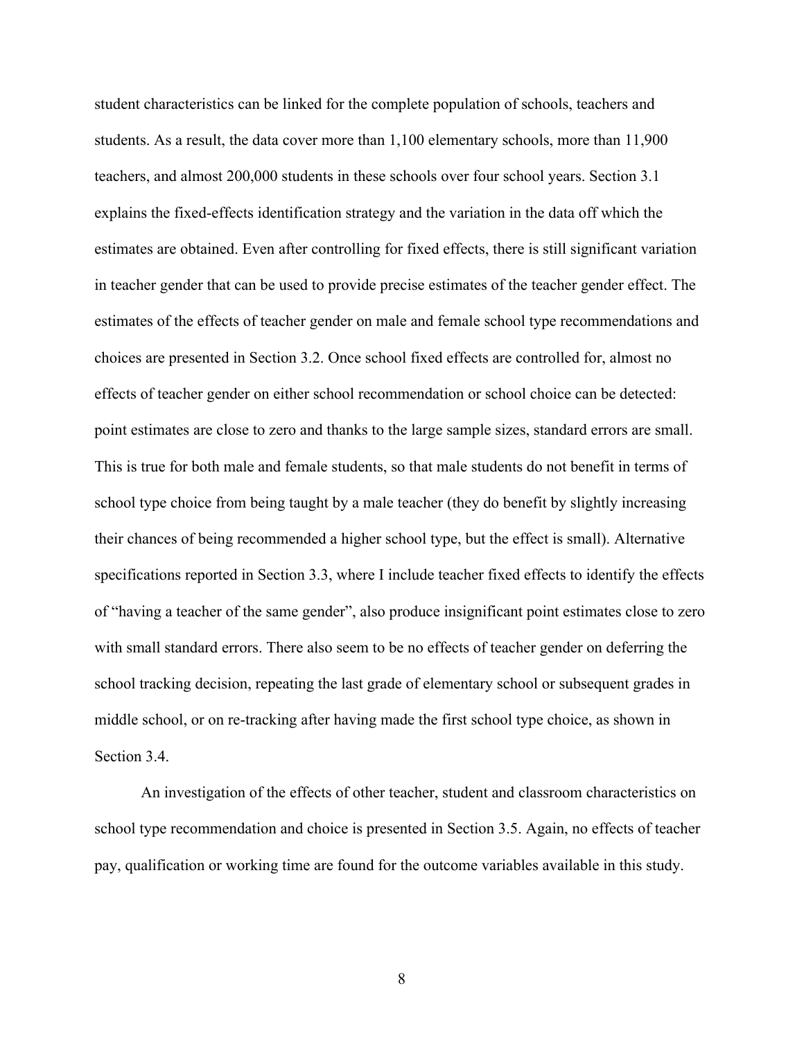student characteristics can be linked for the complete population of schools, teachers and students. As a result, the data cover more than 1,100 elementary schools, more than 11,900 teachers, and almost 200,000 students in these schools over four school years. Section 3.1 explains the fixed-effects identification strategy and the variation in the data off which the estimates are obtained. Even after controlling for fixed effects, there is still significant variation in teacher gender that can be used to provide precise estimates of the teacher gender effect. The estimates of the effects of teacher gender on male and female school type recommendations and choices are presented in Section 3.2. Once school fixed effects are controlled for, almost no effects of teacher gender on either school recommendation or school choice can be detected: point estimates are close to zero and thanks to the large sample sizes, standard errors are small. This is true for both male and female students, so that male students do not benefit in terms of school type choice from being taught by a male teacher (they do benefit by slightly increasing their chances of being recommended a higher school type, but the effect is small). Alternative specifications reported in Section 3.3, where I include teacher fixed effects to identify the effects of "having a teacher of the same gender", also produce insignificant point estimates close to zero with small standard errors. There also seem to be no effects of teacher gender on deferring the school tracking decision, repeating the last grade of elementary school or subsequent grades in middle school, or on re-tracking after having made the first school type choice, as shown in Section 3.4.

An investigation of the effects of other teacher, student and classroom characteristics on school type recommendation and choice is presented in Section 3.5. Again, no effects of teacher pay, qualification or working time are found for the outcome variables available in this study.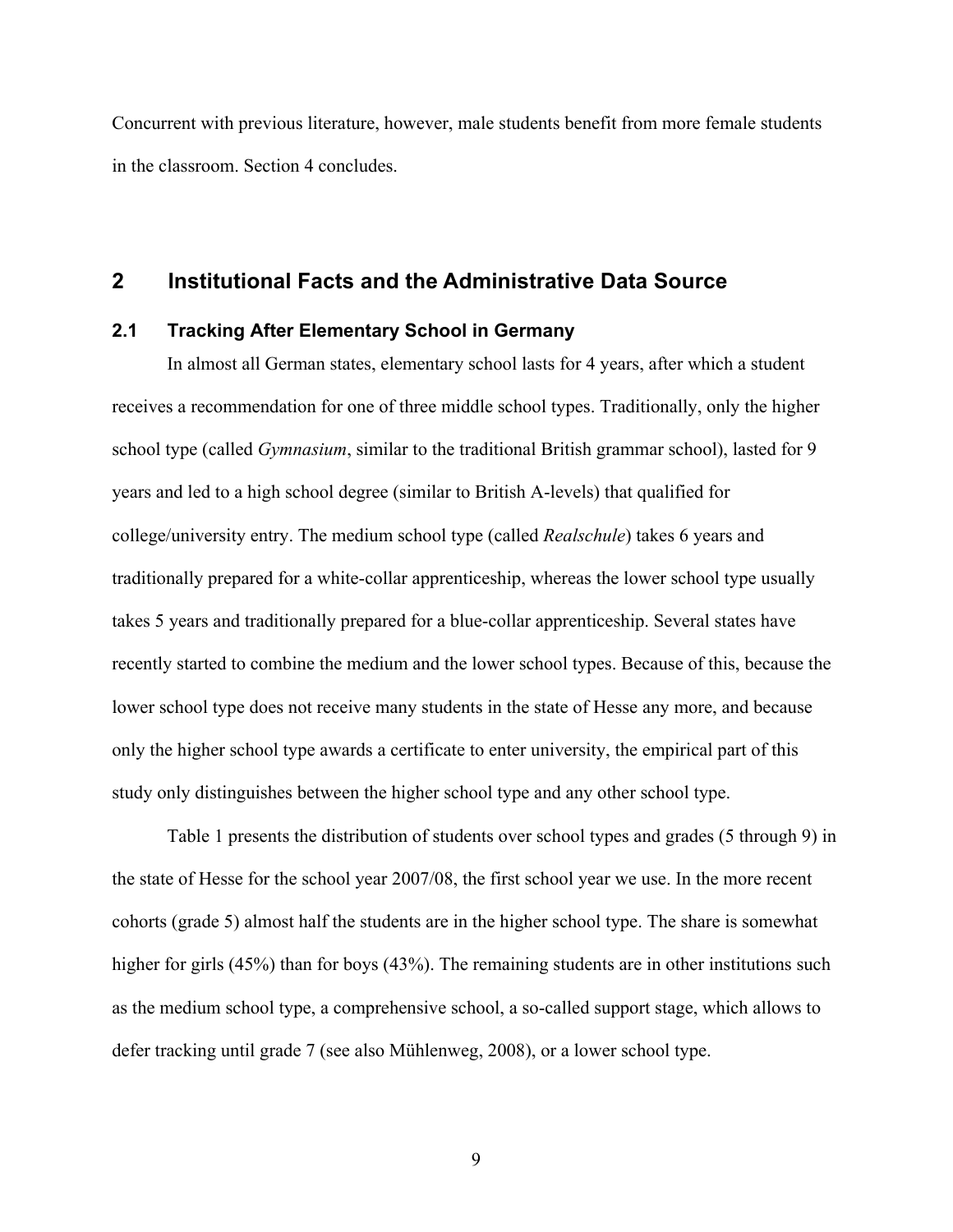Concurrent with previous literature, however, male students benefit from more female students in the classroom. Section 4 concludes.

## 2 Institutional Facts and the Administrative Data Source

### 2.1 Tracking After Elementary School in Germany

In almost all German states, elementary school lasts for 4 years, after which a student receives a recommendation for one of three middle school types. Traditionally, only the higher school type (called *Gymnasium*, similar to the traditional British grammar school), lasted for 9 years and led to a high school degree (similar to British A-levels) that qualified for college/university entry. The medium school type (called *Realschule*) takes 6 years and traditionally prepared for a white-collar apprenticeship, whereas the lower school type usually takes 5 years and traditionally prepared for a blue-collar apprenticeship. Several states have recently started to combine the medium and the lower school types. Because of this, because the lower school type does not receive many students in the state of Hesse any more, and because only the higher school type awards a certificate to enter university, the empirical part of this study only distinguishes between the higher school type and any other school type.

Table 1 presents the distribution of students over school types and grades (5 through 9) in the state of Hesse for the school year 2007/08, the first school year we use. In the more recent cohorts (grade 5) almost half the students are in the higher school type. The share is somewhat higher for girls (45%) than for boys (43%). The remaining students are in other institutions such as the medium school type, a comprehensive school, a so-called support stage, which allows to defer tracking until grade 7 (see also Mühlenweg, 2008), or a lower school type.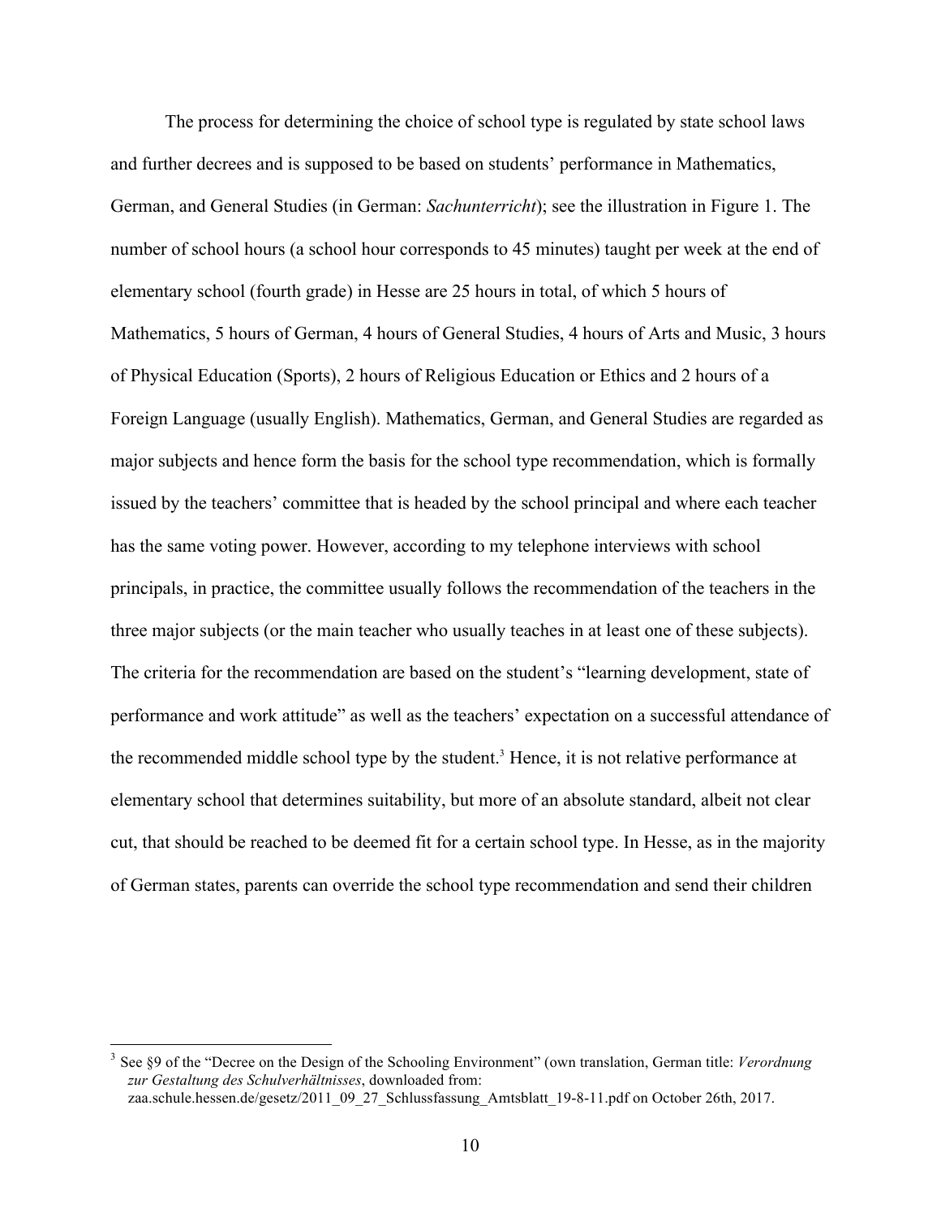The process for determining the choice of school type is regulated by state school laws and further decrees and is supposed to be based on students' performance in Mathematics, German, and General Studies (in German: *Sachunterricht*); see the illustration in Figure 1. The number of school hours (a school hour corresponds to 45 minutes) taught per week at the end of elementary school (fourth grade) in Hesse are 25 hours in total, of which 5 hours of Mathematics, 5 hours of German, 4 hours of General Studies, 4 hours of Arts and Music, 3 hours of Physical Education (Sports), 2 hours of Religious Education or Ethics and 2 hours of a Foreign Language (usually English). Mathematics, German, and General Studies are regarded as major subjects and hence form the basis for the school type recommendation, which is formally issued by the teachers' committee that is headed by the school principal and where each teacher has the same voting power. However, according to my telephone interviews with school principals, in practice, the committee usually follows the recommendation of the teachers in the three major subjects (or the main teacher who usually teaches in at least one of these subjects). The criteria for the recommendation are based on the student's "learning development, state of performance and work attitude" as well as the teachers' expectation on a successful attendance of the recommended middle school type by the student.[3] Hence, it is not relative performance at elementary school that determines suitability, but more of an absolute standard, albeit not clear cut, that should be reached to be deemed fit for a certain school type. In Hesse, as in the majority of German states, parents can override the school type recommendation and send their children

[3] See §9 of the "Decree on the Design of the Schooling Environment" (own translation, German title: *Verordnung zur Gestaltung des Schulverhältnisses*, downloaded from: zaa.schule.hessen.de/gesetz/2011_09_27_Schlussfassung_Amtsblatt_19-8-11.pdf on October 26th, 2017.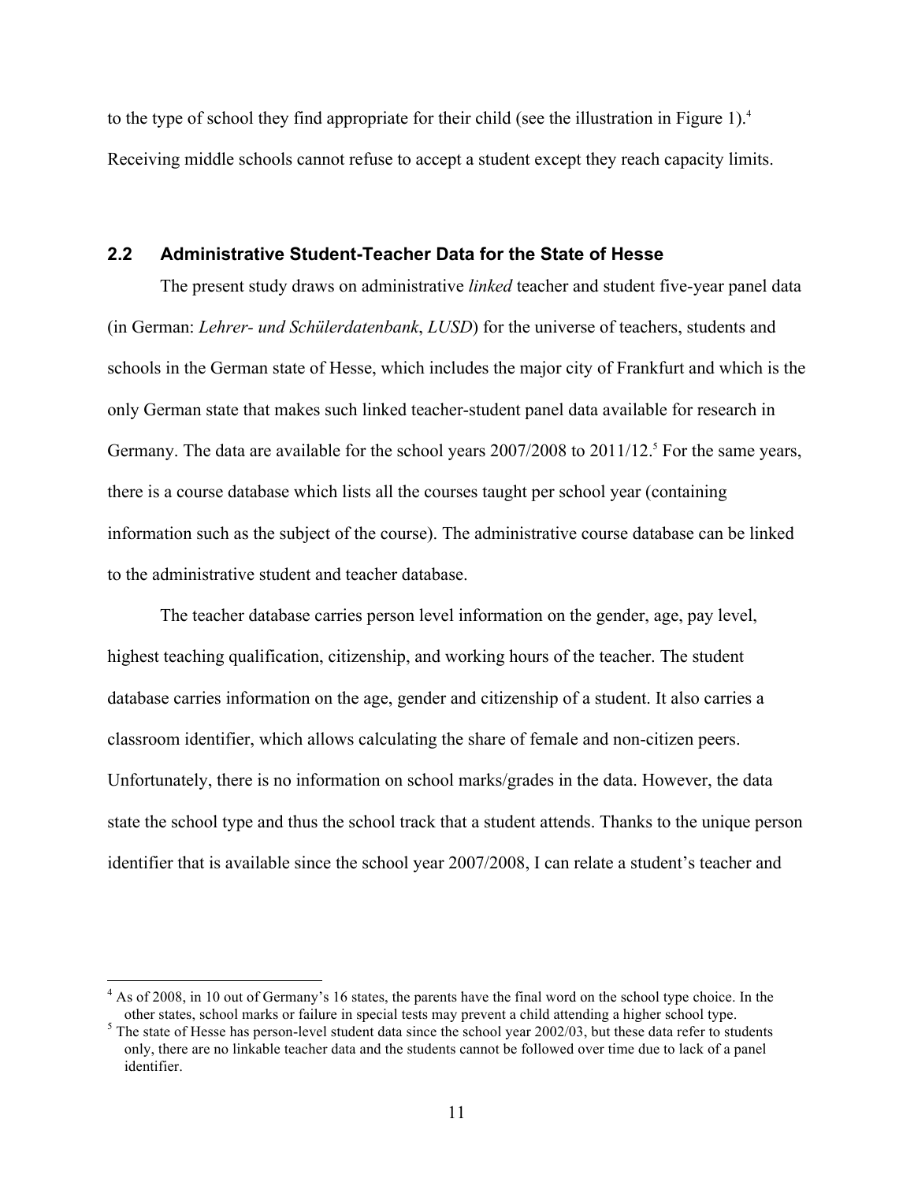to the type of school they find appropriate for their child (see the illustration in Figure 1).[4] Receiving middle schools cannot refuse to accept a student except they reach capacity limits.

## 2.2 Administrative Student-Teacher Data for the State of Hesse

The present study draws on administrative *linked* teacher and student five-year panel data (in German: *Lehrer- und Schülerdatenbank*, *LUSD*) for the universe of teachers, students and schools in the German state of Hesse, which includes the major city of Frankfurt and which is the only German state that makes such linked teacher-student panel data available for research in Germany. The data are available for the school years 2007/2008 to 2011/12.[5] For the same years, there is a course database which lists all the courses taught per school year (containing information such as the subject of the course). The administrative course database can be linked to the administrative student and teacher database.

The teacher database carries person level information on the gender, age, pay level, highest teaching qualification, citizenship, and working hours of the teacher. The student database carries information on the age, gender and citizenship of a student. It also carries a classroom identifier, which allows calculating the share of female and non-citizen peers. Unfortunately, there is no information on school marks/grades in the data. However, the data state the school type and thus the school track that a student attends. Thanks to the unique person identifier that is available since the school year 2007/2008, I can relate a student's teacher and

---

[4] As of 2008, in 10 out of Germany's 16 states, the parents have the final word on the school type choice. In the other states, school marks or failure in special tests may prevent a child attending a higher school type.

[5] The state of Hesse has person-level student data since the school year 2002/03, but these data refer to students only, there are no linkable teacher data and the students cannot be followed over time due to lack of a panel identifier.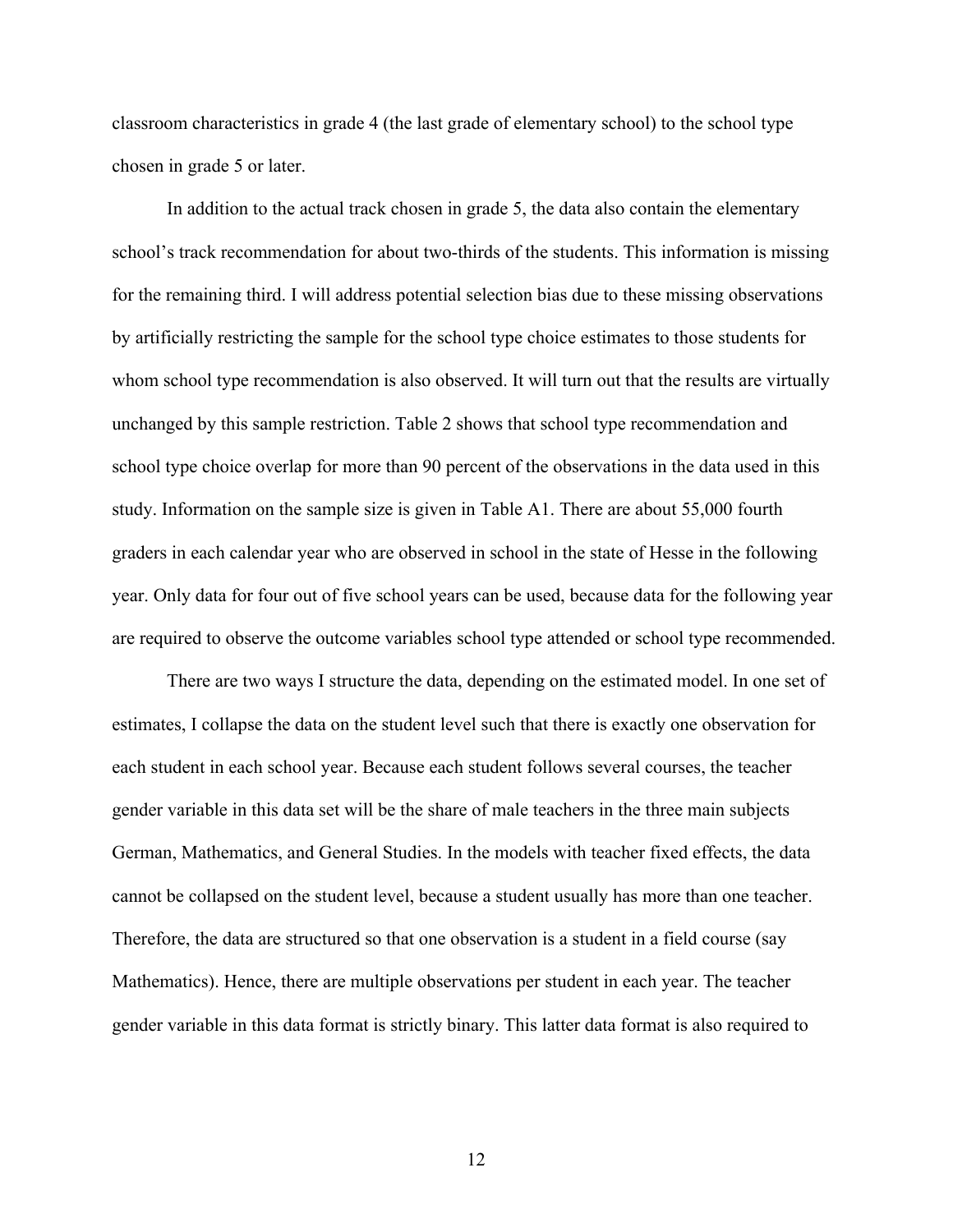classroom characteristics in grade 4 (the last grade of elementary school) to the school type chosen in grade 5 or later.

In addition to the actual track chosen in grade 5, the data also contain the elementary school's track recommendation for about two-thirds of the students. This information is missing for the remaining third. I will address potential selection bias due to these missing observations by artificially restricting the sample for the school type choice estimates to those students for whom school type recommendation is also observed. It will turn out that the results are virtually unchanged by this sample restriction. Table 2 shows that school type recommendation and school type choice overlap for more than 90 percent of the observations in the data used in this study. Information on the sample size is given in Table A1. There are about 55,000 fourth graders in each calendar year who are observed in school in the state of Hesse in the following year. Only data for four out of five school years can be used, because data for the following year are required to observe the outcome variables school type attended or school type recommended.

There are two ways I structure the data, depending on the estimated model. In one set of estimates, I collapse the data on the student level such that there is exactly one observation for each student in each school year. Because each student follows several courses, the teacher gender variable in this data set will be the share of male teachers in the three main subjects German, Mathematics, and General Studies. In the models with teacher fixed effects, the data cannot be collapsed on the student level, because a student usually has more than one teacher. Therefore, the data are structured so that one observation is a student in a field course (say Mathematics). Hence, there are multiple observations per student in each year. The teacher gender variable in this data format is strictly binary. This latter data format is also required to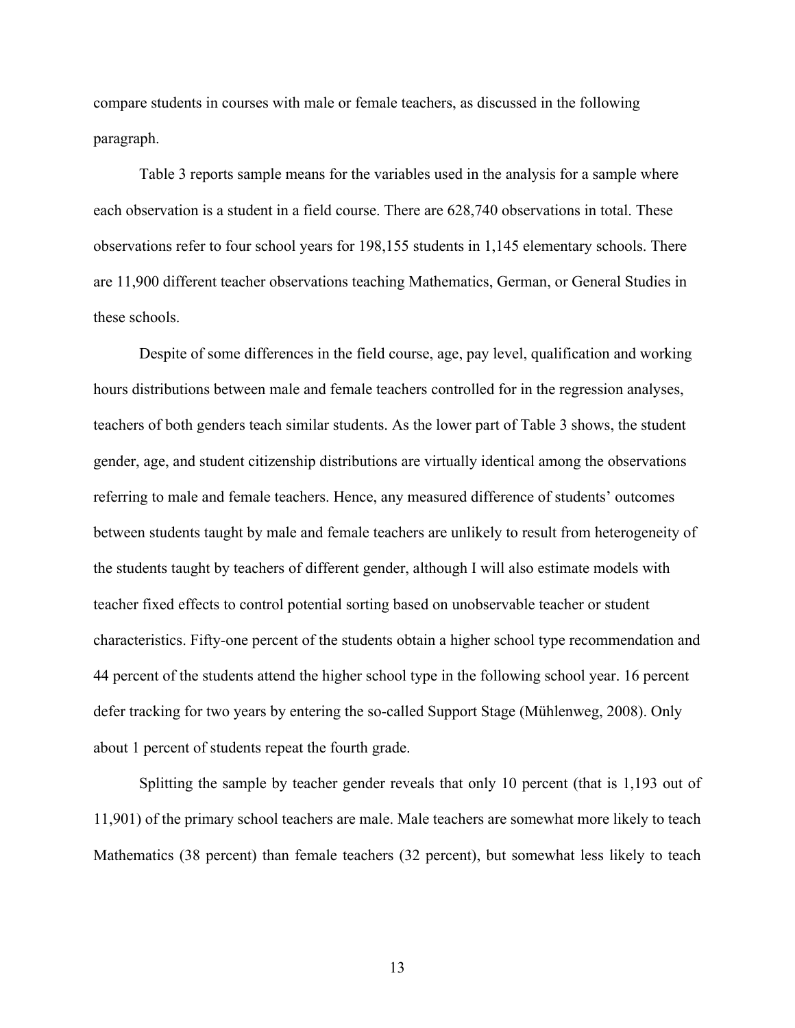compare students in courses with male or female teachers, as discussed in the following paragraph.

Table 3 reports sample means for the variables used in the analysis for a sample where each observation is a student in a field course. There are 628,740 observations in total. These observations refer to four school years for 198,155 students in 1,145 elementary schools. There are 11,900 different teacher observations teaching Mathematics, German, or General Studies in these schools.

Despite of some differences in the field course, age, pay level, qualification and working hours distributions between male and female teachers controlled for in the regression analyses, teachers of both genders teach similar students. As the lower part of Table 3 shows, the student gender, age, and student citizenship distributions are virtually identical among the observations referring to male and female teachers. Hence, any measured difference of students' outcomes between students taught by male and female teachers are unlikely to result from heterogeneity of the students taught by teachers of different gender, although I will also estimate models with teacher fixed effects to control potential sorting based on unobservable teacher or student characteristics. Fifty-one percent of the students obtain a higher school type recommendation and 44 percent of the students attend the higher school type in the following school year. 16 percent defer tracking for two years by entering the so-called Support Stage (Mühlenweg, 2008). Only about 1 percent of students repeat the fourth grade.

Splitting the sample by teacher gender reveals that only 10 percent (that is 1,193 out of 11,901) of the primary school teachers are male. Male teachers are somewhat more likely to teach Mathematics (38 percent) than female teachers (32 percent), but somewhat less likely to teach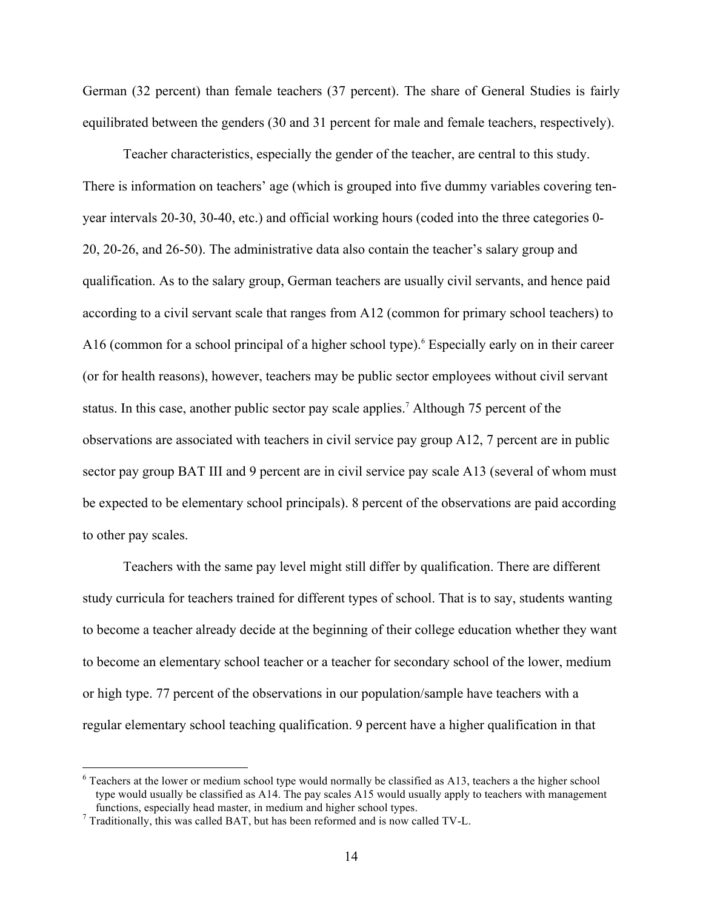German (32 percent) than female teachers (37 percent). The share of General Studies is fairly equilibrated between the genders (30 and 31 percent for male and female teachers, respectively).

Teacher characteristics, especially the gender of the teacher, are central to this study. There is information on teachers' age (which is grouped into five dummy variables covering ten-year intervals 20-30, 30-40, etc.) and official working hours (coded into the three categories 0-20, 20-26, and 26-50). The administrative data also contain the teacher's salary group and qualification. As to the salary group, German teachers are usually civil servants, and hence paid according to a civil servant scale that ranges from A12 (common for primary school teachers) to A16 (common for a school principal of a higher school type).[6] Especially early on in their career (or for health reasons), however, teachers may be public sector employees without civil servant status. In this case, another public sector pay scale applies.[7] Although 75 percent of the observations are associated with teachers in civil service pay group A12, 7 percent are in public sector pay group BAT III and 9 percent are in civil service pay scale A13 (several of whom must be expected to be elementary school principals). 8 percent of the observations are paid according to other pay scales.

Teachers with the same pay level might still differ by qualification. There are different study curricula for teachers trained for different types of school. That is to say, students wanting to become a teacher already decide at the beginning of their college education whether they want to become an elementary school teacher or a teacher for secondary school of the lower, medium or high type. 77 percent of the observations in our population/sample have teachers with a regular elementary school teaching qualification. 9 percent have a higher qualification in that

---

[6] Teachers at the lower or medium school type would normally be classified as A13, teachers a the higher school type would usually be classified as A14. The pay scales A15 would usually apply to teachers with management functions, especially head master, in medium and higher school types.

[7] Traditionally, this was called BAT, but has been reformed and is now called TV-L.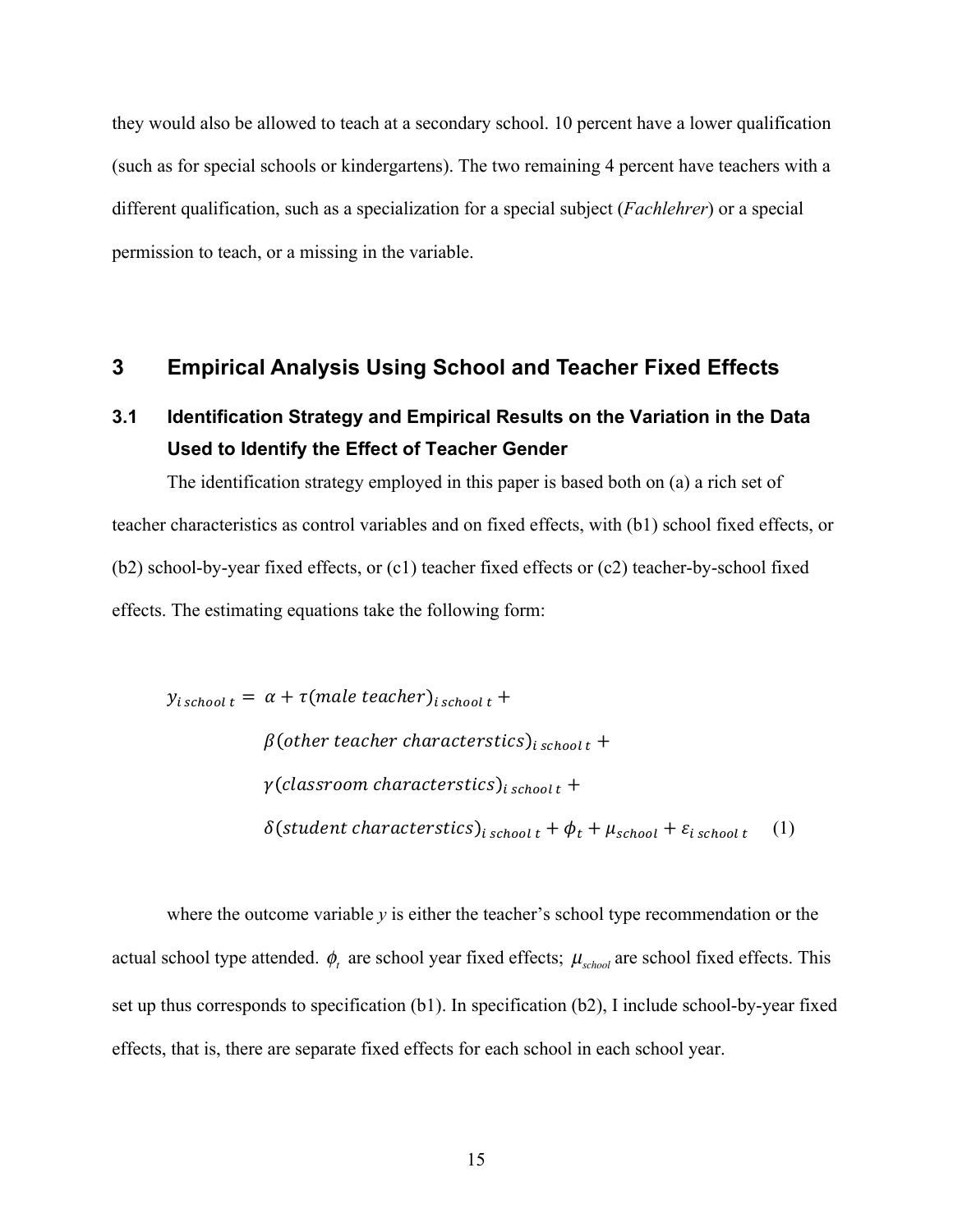they would also be allowed to teach at a secondary school. 10 percent have a lower qualification (such as for special schools or kindergartens). The two remaining 4 percent have teachers with a different qualification, such as a specialization for a special subject (*Fachlehrer*) or a special permission to teach, or a missing in the variable.

# 3 Empirical Analysis Using School and Teacher Fixed Effects

## 3.1 Identification Strategy and Empirical Results on the Variation in the Data Used to Identify the Effect of Teacher Gender

The identification strategy employed in this paper is based both on (a) a rich set of teacher characteristics as control variables and on fixed effects, with (b1) school fixed effects, or (b2) school-by-year fixed effects, or (c1) teacher fixed effects or (c2) teacher-by-school fixed effects. The estimating equations take the following form:

$$
\begin{aligned}
y_{i\,school\,t} = \; & \alpha + \tau(male\ teacher)_{i\,school\,t} + \\
& \beta(other\ teacher\ characterstics)_{i\,school\,t} + \\
& \gamma(classroom\ characterstics)_{i\,school\,t} + \\
& \delta(student\ characterstics)_{i\,school\,t} + \phi_t + \mu_{school} + \varepsilon_{i\,school\,t} \qquad (1)
\end{aligned}
$$

where the outcome variable *y* is either the teacher's school type recommendation or the actual school type attended. $\phi_t$ are school year fixed effects; $\mu_{school}$ are school fixed effects. This set up thus corresponds to specification (b1). In specification (b2), I include school-by-year fixed effects, that is, there are separate fixed effects for each school in each school year.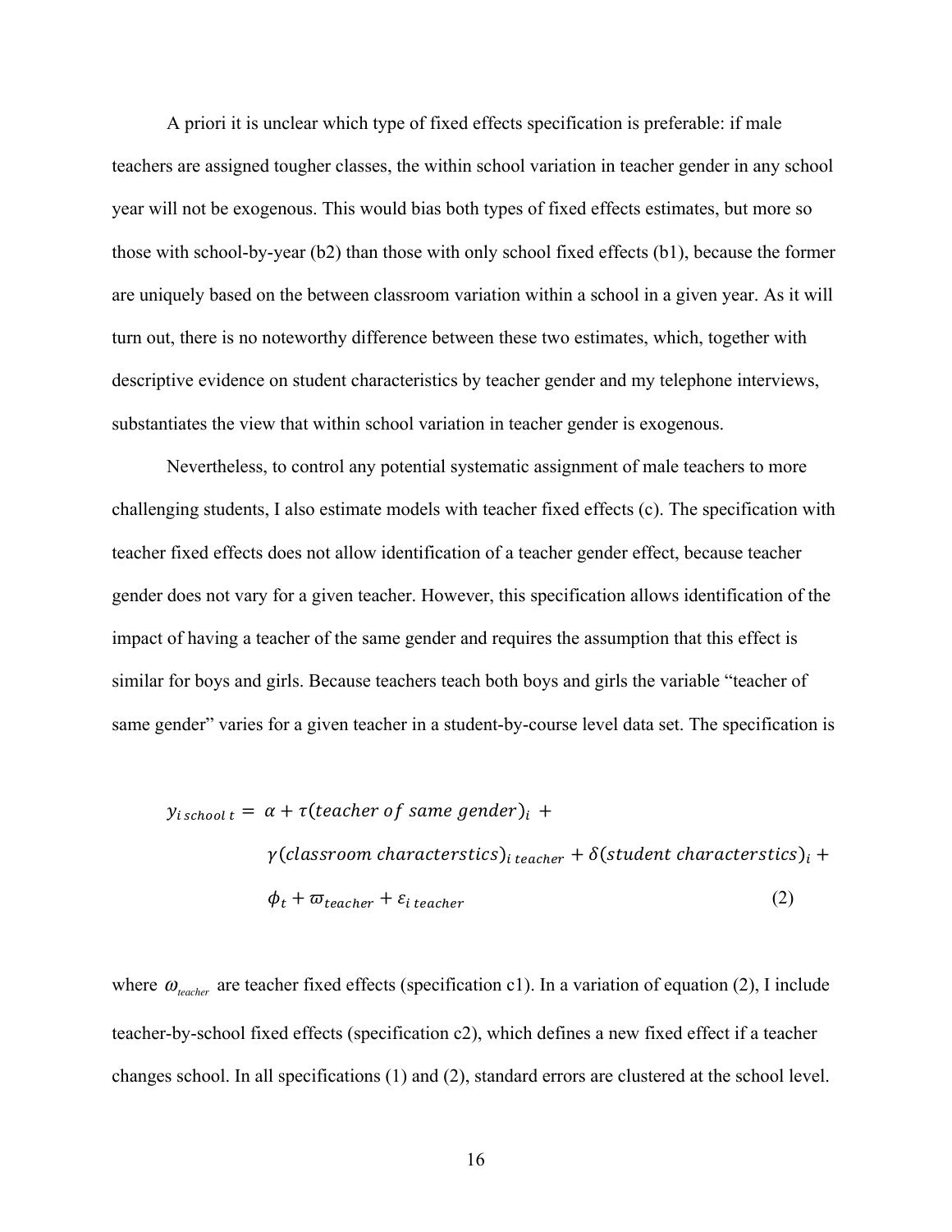A priori it is unclear which type of fixed effects specification is preferable: if male teachers are assigned tougher classes, the within school variation in teacher gender in any school year will not be exogenous. This would bias both types of fixed effects estimates, but more so those with school-by-year (b2) than those with only school fixed effects (b1), because the former are uniquely based on the between classroom variation within a school in a given year. As it will turn out, there is no noteworthy difference between these two estimates, which, together with descriptive evidence on student characteristics by teacher gender and my telephone interviews, substantiates the view that within school variation in teacher gender is exogenous.

Nevertheless, to control any potential systematic assignment of male teachers to more challenging students, I also estimate models with teacher fixed effects (c). The specification with teacher fixed effects does not allow identification of a teacher gender effect, because teacher gender does not vary for a given teacher. However, this specification allows identification of the impact of having a teacher of the same gender and requires the assumption that this effect is similar for boys and girls. Because teachers teach both boys and girls the variable "teacher of same gender" varies for a given teacher in a student-by-course level data set. The specification is

$$
\begin{aligned}
y_{i\,school\,t} = {} & \alpha + \tau(teacher\ of\ same\ gender)_i + \\
& \gamma(classroom\ characterstics)_{i\,teacher} + \delta(student\ characterstics)_i + \\
& \phi_t + \varpi_{teacher} + \varepsilon_{i\,teacher} \qquad (2)
\end{aligned}
$$

where $\omega_{teacher}$ are teacher fixed effects (specification c1). In a variation of equation (2), I include teacher-by-school fixed effects (specification c2), which defines a new fixed effect if a teacher changes school. In all specifications (1) and (2), standard errors are clustered at the school level.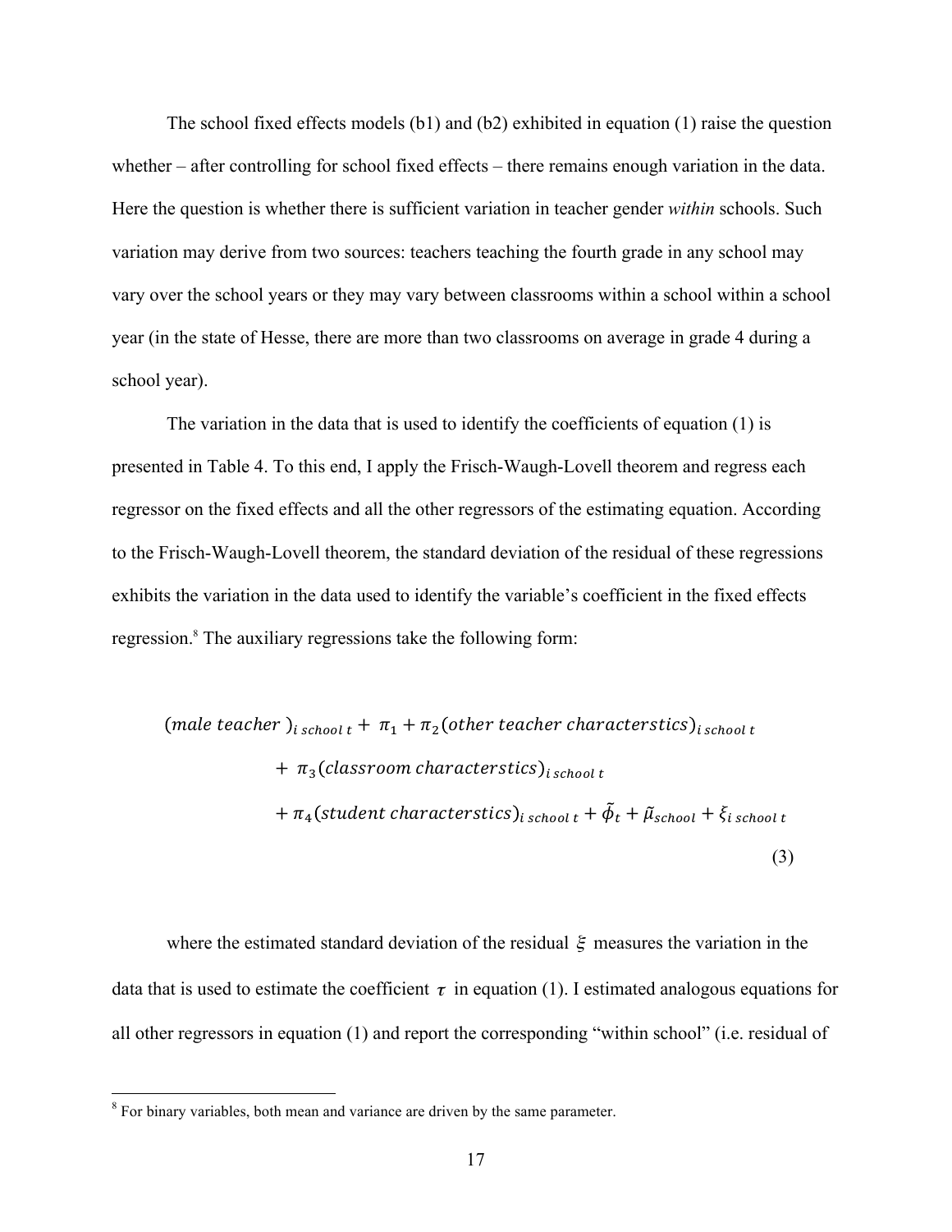The school fixed effects models (b1) and (b2) exhibited in equation (1) raise the question whether – after controlling for school fixed effects – there remains enough variation in the data. Here the question is whether there is sufficient variation in teacher gender *within* schools. Such variation may derive from two sources: teachers teaching the fourth grade in any school may vary over the school years or they may vary between classrooms within a school within a school year (in the state of Hesse, there are more than two classrooms on average in grade 4 during a school year).

The variation in the data that is used to identify the coefficients of equation (1) is presented in Table 4. To this end, I apply the Frisch-Waugh-Lovell theorem and regress each regressor on the fixed effects and all the other regressors of the estimating equation. According to the Frisch-Waugh-Lovell theorem, the standard deviation of the residual of these regressions exhibits the variation in the data used to identify the variable's coefficient in the fixed effects regression.[8] The auxiliary regressions take the following form:

$$
\begin{aligned}
(male\ teacher\ )_{i\ school\ t} + \ \pi_1 + \pi_2(other\ teacher\ characterstics)_{i\ school\ t} \\
+ \ \pi_3(classroom\ characterstics)_{i\ school\ t} \\
+ \pi_4(student\ characterstics)_{i\ school\ t} + \tilde{\phi}_t + \tilde{\mu}_{school} + \xi_{i\ school\ t}
\end{aligned}
\tag{3}
$$

where the estimated standard deviation of the residual $\xi$ measures the variation in the data that is used to estimate the coefficient $\tau$ in equation (1). I estimated analogous equations for all other regressors in equation (1) and report the corresponding "within school" (i.e. residual of

[8] For binary variables, both mean and variance are driven by the same parameter.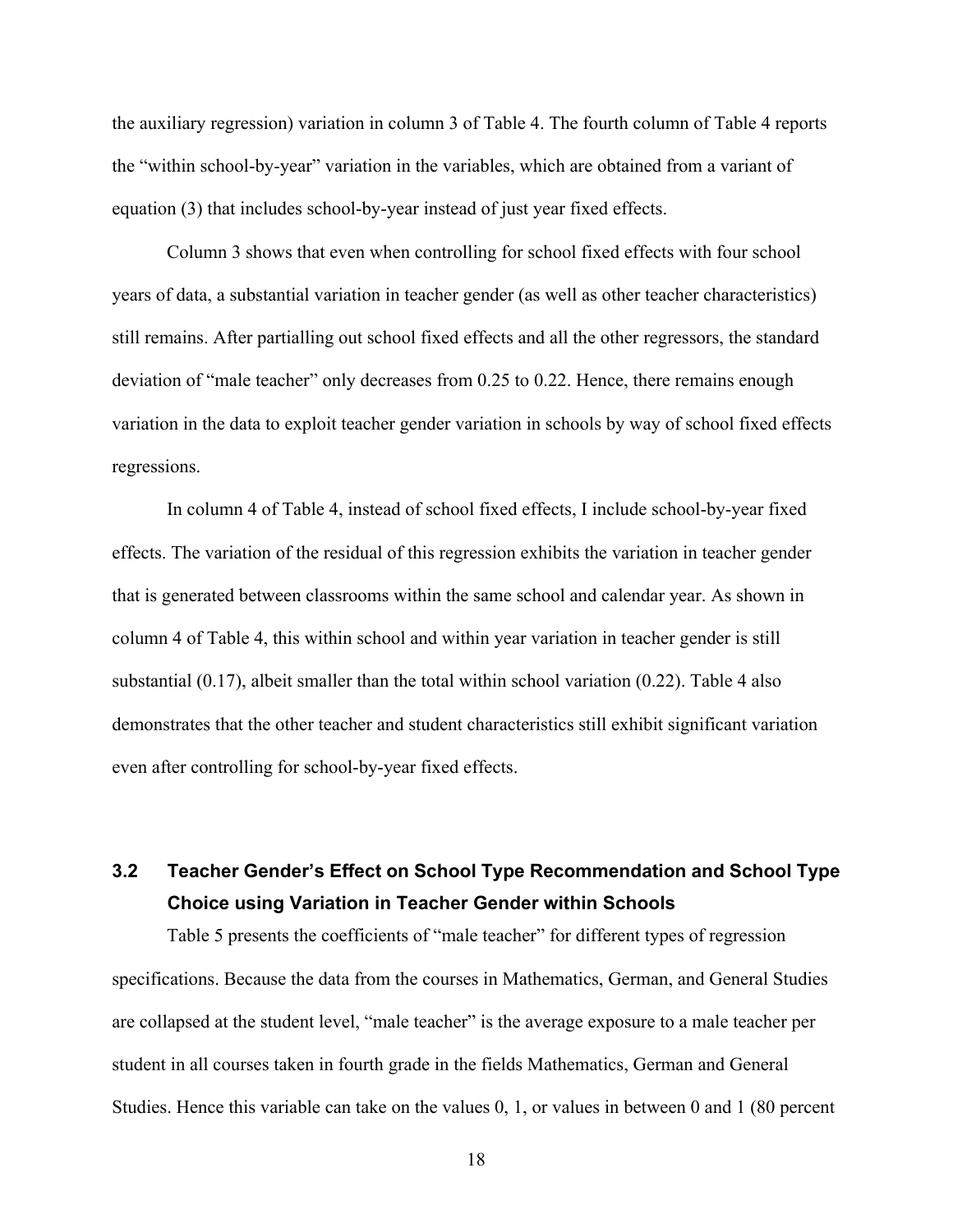the auxiliary regression) variation in column 3 of Table 4. The fourth column of Table 4 reports the "within school-by-year" variation in the variables, which are obtained from a variant of equation (3) that includes school-by-year instead of just year fixed effects.

Column 3 shows that even when controlling for school fixed effects with four school years of data, a substantial variation in teacher gender (as well as other teacher characteristics) still remains. After partialling out school fixed effects and all the other regressors, the standard deviation of "male teacher" only decreases from 0.25 to 0.22. Hence, there remains enough variation in the data to exploit teacher gender variation in schools by way of school fixed effects regressions.

In column 4 of Table 4, instead of school fixed effects, I include school-by-year fixed effects. The variation of the residual of this regression exhibits the variation in teacher gender that is generated between classrooms within the same school and calendar year. As shown in column 4 of Table 4, this within school and within year variation in teacher gender is still substantial (0.17), albeit smaller than the total within school variation (0.22). Table 4 also demonstrates that the other teacher and student characteristics still exhibit significant variation even after controlling for school-by-year fixed effects.

## 3.2 Teacher Gender's Effect on School Type Recommendation and School Type Choice using Variation in Teacher Gender within Schools

Table 5 presents the coefficients of "male teacher" for different types of regression specifications. Because the data from the courses in Mathematics, German, and General Studies are collapsed at the student level, "male teacher" is the average exposure to a male teacher per student in all courses taken in fourth grade in the fields Mathematics, German and General Studies. Hence this variable can take on the values 0, 1, or values in between 0 and 1 (80 percent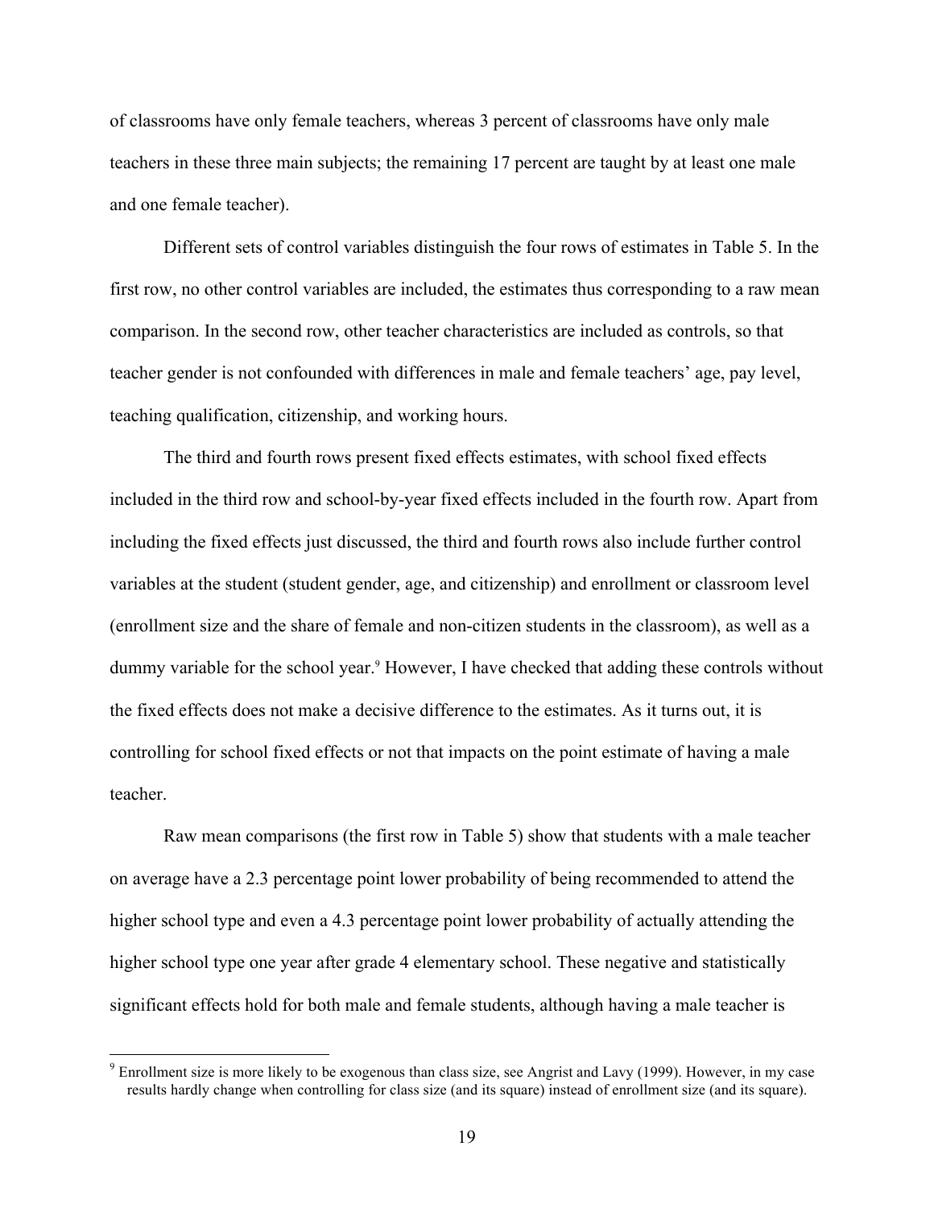of classrooms have only female teachers, whereas 3 percent of classrooms have only male teachers in these three main subjects; the remaining 17 percent are taught by at least one male and one female teacher).

Different sets of control variables distinguish the four rows of estimates in Table 5. In the first row, no other control variables are included, the estimates thus corresponding to a raw mean comparison. In the second row, other teacher characteristics are included as controls, so that teacher gender is not confounded with differences in male and female teachers' age, pay level, teaching qualification, citizenship, and working hours.

The third and fourth rows present fixed effects estimates, with school fixed effects included in the third row and school-by-year fixed effects included in the fourth row. Apart from including the fixed effects just discussed, the third and fourth rows also include further control variables at the student (student gender, age, and citizenship) and enrollment or classroom level (enrollment size and the share of female and non-citizen students in the classroom), as well as a dummy variable for the school year.[9] However, I have checked that adding these controls without the fixed effects does not make a decisive difference to the estimates. As it turns out, it is controlling for school fixed effects or not that impacts on the point estimate of having a male teacher.

Raw mean comparisons (the first row in Table 5) show that students with a male teacher on average have a 2.3 percentage point lower probability of being recommended to attend the higher school type and even a 4.3 percentage point lower probability of actually attending the higher school type one year after grade 4 elementary school. These negative and statistically significant effects hold for both male and female students, although having a male teacher is

[9] Enrollment size is more likely to be exogenous than class size, see Angrist and Lavy (1999). However, in my case results hardly change when controlling for class size (and its square) instead of enrollment size (and its square).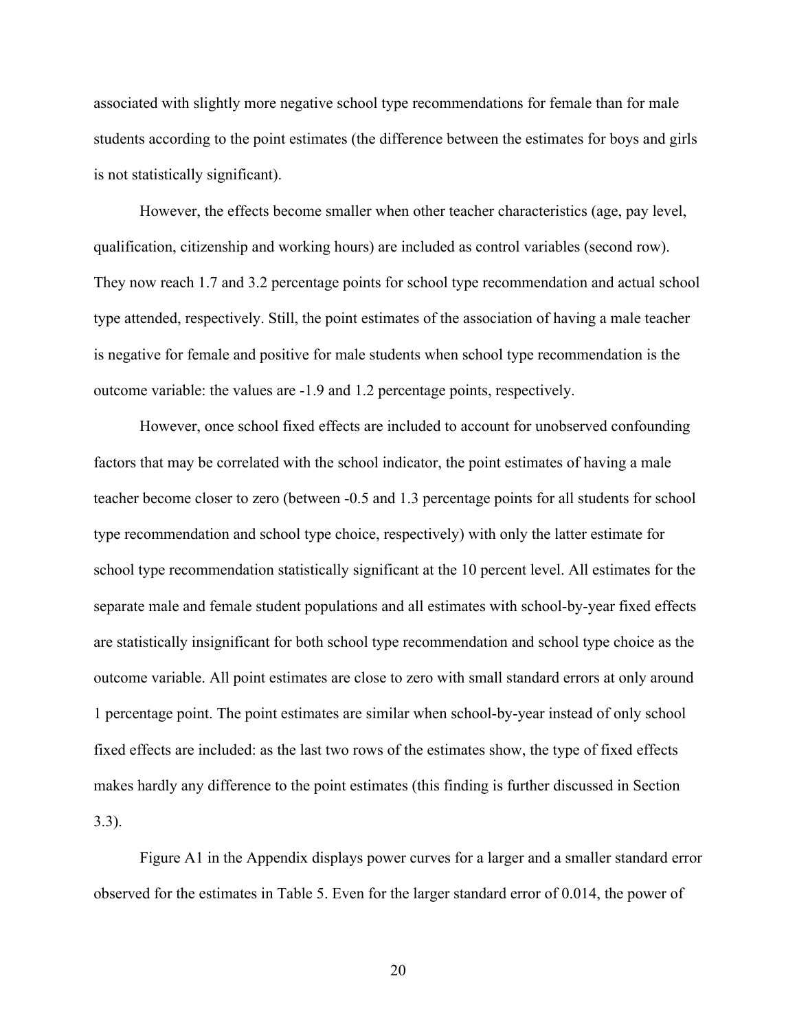associated with slightly more negative school type recommendations for female than for male students according to the point estimates (the difference between the estimates for boys and girls is not statistically significant).

However, the effects become smaller when other teacher characteristics (age, pay level, qualification, citizenship and working hours) are included as control variables (second row). They now reach 1.7 and 3.2 percentage points for school type recommendation and actual school type attended, respectively. Still, the point estimates of the association of having a male teacher is negative for female and positive for male students when school type recommendation is the outcome variable: the values are -1.9 and 1.2 percentage points, respectively.

However, once school fixed effects are included to account for unobserved confounding factors that may be correlated with the school indicator, the point estimates of having a male teacher become closer to zero (between -0.5 and 1.3 percentage points for all students for school type recommendation and school type choice, respectively) with only the latter estimate for school type recommendation statistically significant at the 10 percent level. All estimates for the separate male and female student populations and all estimates with school-by-year fixed effects are statistically insignificant for both school type recommendation and school type choice as the outcome variable. All point estimates are close to zero with small standard errors at only around 1 percentage point. The point estimates are similar when school-by-year instead of only school fixed effects are included: as the last two rows of the estimates show, the type of fixed effects makes hardly any difference to the point estimates (this finding is further discussed in Section 3.3).

Figure A1 in the Appendix displays power curves for a larger and a smaller standard error observed for the estimates in Table 5. Even for the larger standard error of 0.014, the power of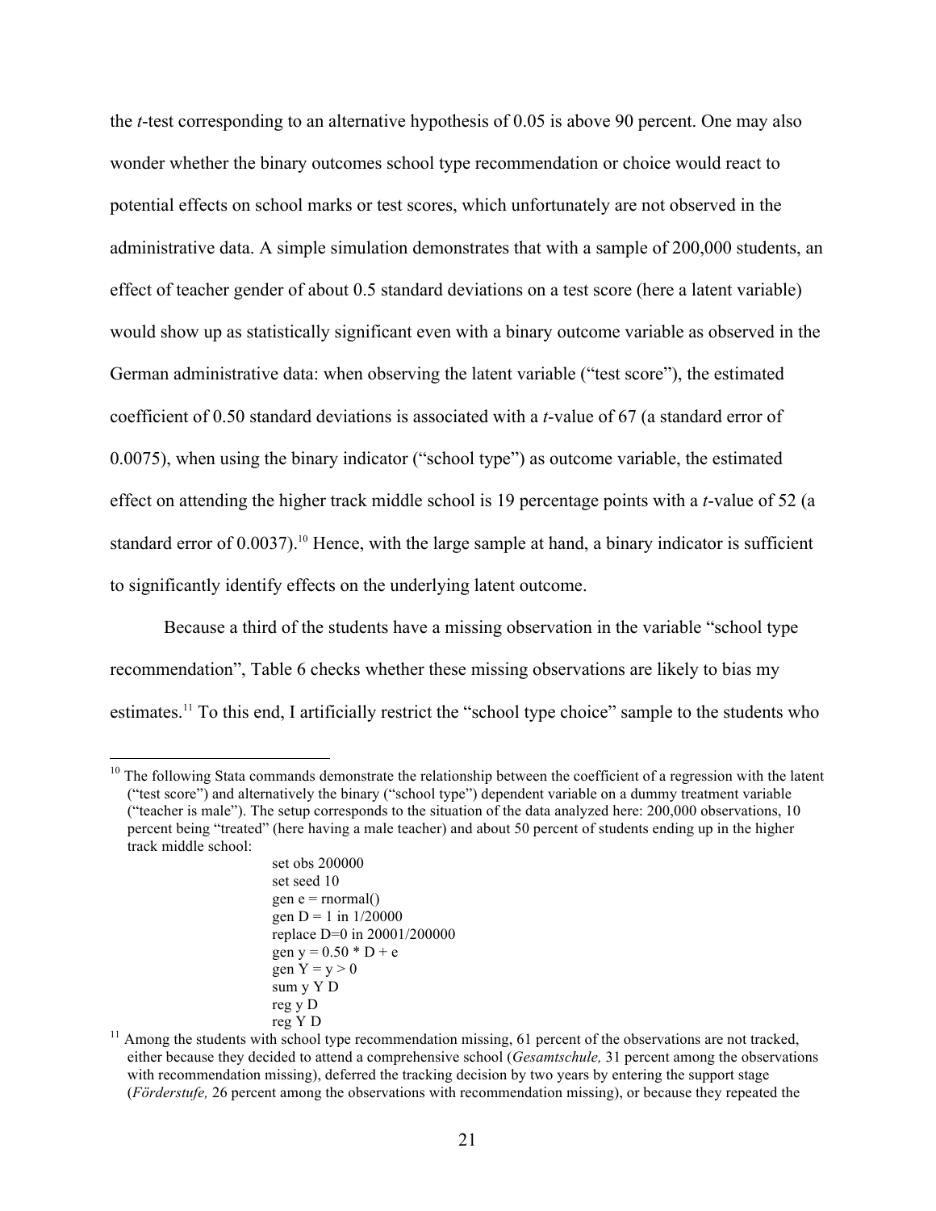the *t*-test corresponding to an alternative hypothesis of 0.05 is above 90 percent. One may also wonder whether the binary outcomes school type recommendation or choice would react to potential effects on school marks or test scores, which unfortunately are not observed in the administrative data. A simple simulation demonstrates that with a sample of 200,000 students, an effect of teacher gender of about 0.5 standard deviations on a test score (here a latent variable) would show up as statistically significant even with a binary outcome variable as observed in the German administrative data: when observing the latent variable ("test score"), the estimated coefficient of 0.50 standard deviations is associated with a *t*-value of 67 (a standard error of 0.0075), when using the binary indicator ("school type") as outcome variable, the estimated effect on attending the higher track middle school is 19 percentage points with a *t*-value of 52 (a standard error of 0.0037).[10] Hence, with the large sample at hand, a binary indicator is sufficient to significantly identify effects on the underlying latent outcome.

Because a third of the students have a missing observation in the variable "school type recommendation", Table 6 checks whether these missing observations are likely to bias my estimates.[11] To this end, I artificially restrict the "school type choice" sample to the students who

---

[10] The following Stata commands demonstrate the relationship between the coefficient of a regression with the latent ("test score") and alternatively the binary ("school type") dependent variable on a dummy treatment variable ("teacher is male"). The setup corresponds to the situation of the data analyzed here: 200,000 observations, 10 percent being "treated" (here having a male teacher) and about 50 percent of students ending up in the higher track middle school:

```
set obs 200000
set seed 10
gen e = rnormal()
gen D = 1 in 1/20000
replace D=0 in 20001/200000
gen y = 0.50 * D + e
gen Y = y > 0
sum y Y D
reg y D
reg Y D
```

[11] Among the students with school type recommendation missing, 61 percent of the observations are not tracked, either because they decided to attend a comprehensive school (*Gesamtschule,* 31 percent among the observations with recommendation missing), deferred the tracking decision by two years by entering the support stage (*Förderstufe,* 26 percent among the observations with recommendation missing), or because they repeated the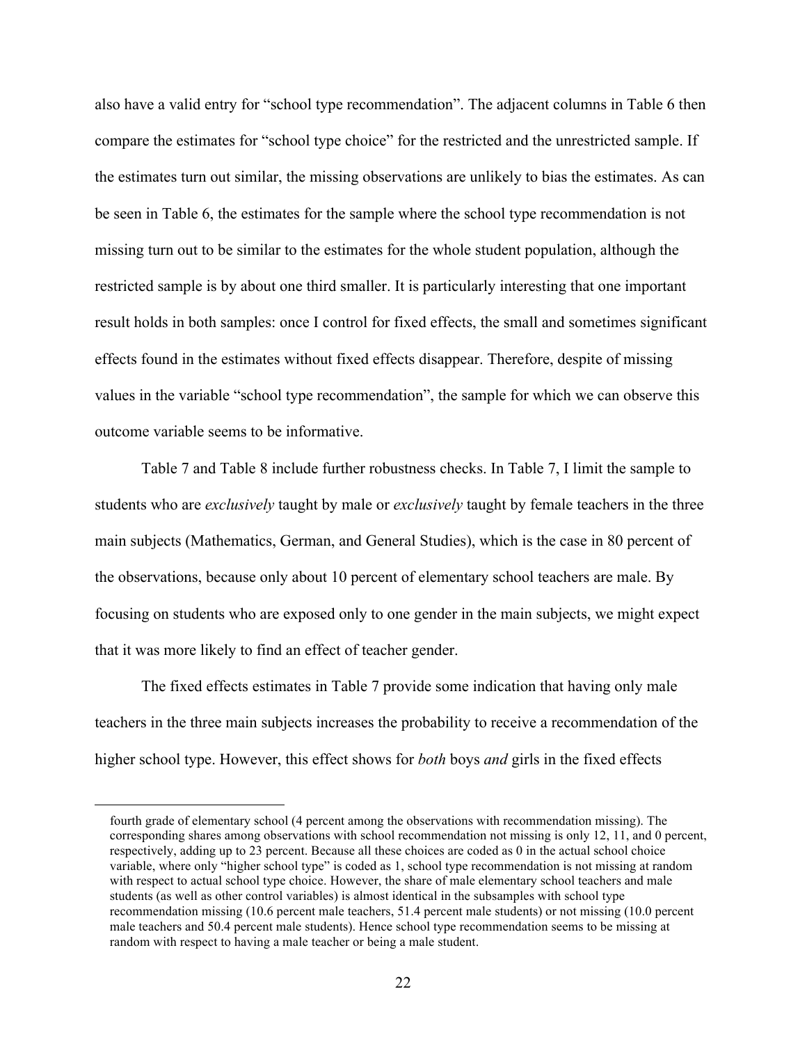also have a valid entry for "school type recommendation". The adjacent columns in Table 6 then compare the estimates for "school type choice" for the restricted and the unrestricted sample. If the estimates turn out similar, the missing observations are unlikely to bias the estimates. As can be seen in Table 6, the estimates for the sample where the school type recommendation is not missing turn out to be similar to the estimates for the whole student population, although the restricted sample is by about one third smaller. It is particularly interesting that one important result holds in both samples: once I control for fixed effects, the small and sometimes significant effects found in the estimates without fixed effects disappear. Therefore, despite of missing values in the variable "school type recommendation", the sample for which we can observe this outcome variable seems to be informative.

Table 7 and Table 8 include further robustness checks. In Table 7, I limit the sample to students who are *exclusively* taught by male or *exclusively* taught by female teachers in the three main subjects (Mathematics, German, and General Studies), which is the case in 80 percent of the observations, because only about 10 percent of elementary school teachers are male. By focusing on students who are exposed only to one gender in the main subjects, we might expect that it was more likely to find an effect of teacher gender.

The fixed effects estimates in Table 7 provide some indication that having only male teachers in the three main subjects increases the probability to receive a recommendation of the higher school type. However, this effect shows for *both* boys *and* girls in the fixed effects

---

fourth grade of elementary school (4 percent among the observations with recommendation missing). The corresponding shares among observations with school recommendation not missing is only 12, 11, and 0 percent, respectively, adding up to 23 percent. Because all these choices are coded as 0 in the actual school choice variable, where only "higher school type" is coded as 1, school type recommendation is not missing at random with respect to actual school type choice. However, the share of male elementary school teachers and male students (as well as other control variables) is almost identical in the subsamples with school type recommendation missing (10.6 percent male teachers, 51.4 percent male students) or not missing (10.0 percent male teachers and 50.4 percent male students). Hence school type recommendation seems to be missing at random with respect to having a male teacher or being a male student.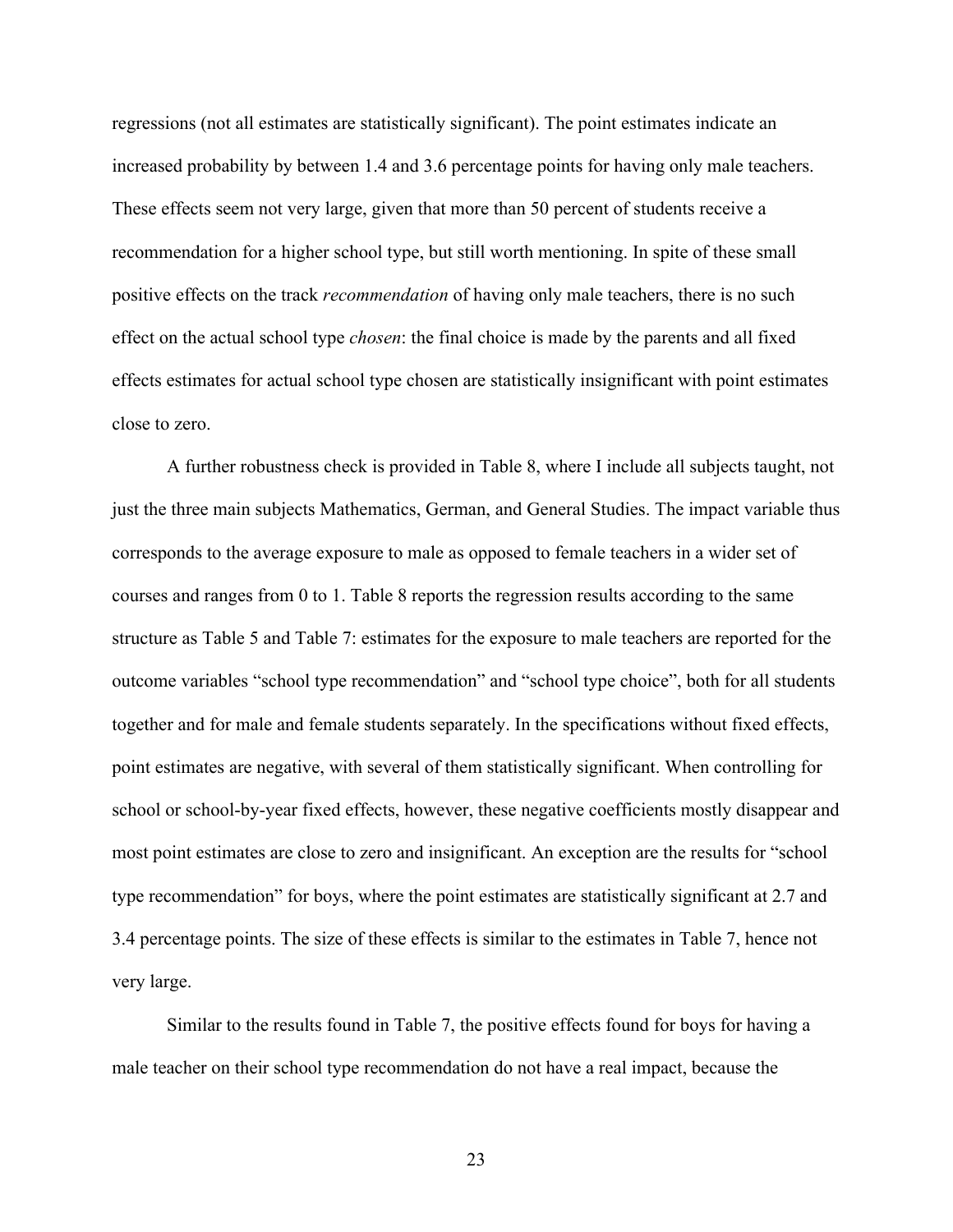regressions (not all estimates are statistically significant). The point estimates indicate an increased probability by between 1.4 and 3.6 percentage points for having only male teachers. These effects seem not very large, given that more than 50 percent of students receive a recommendation for a higher school type, but still worth mentioning. In spite of these small positive effects on the track *recommendation* of having only male teachers, there is no such effect on the actual school type *chosen*: the final choice is made by the parents and all fixed effects estimates for actual school type chosen are statistically insignificant with point estimates close to zero.

A further robustness check is provided in Table 8, where I include all subjects taught, not just the three main subjects Mathematics, German, and General Studies. The impact variable thus corresponds to the average exposure to male as opposed to female teachers in a wider set of courses and ranges from 0 to 1. Table 8 reports the regression results according to the same structure as Table 5 and Table 7: estimates for the exposure to male teachers are reported for the outcome variables "school type recommendation" and "school type choice", both for all students together and for male and female students separately. In the specifications without fixed effects, point estimates are negative, with several of them statistically significant. When controlling for school or school-by-year fixed effects, however, these negative coefficients mostly disappear and most point estimates are close to zero and insignificant. An exception are the results for "school type recommendation" for boys, where the point estimates are statistically significant at 2.7 and 3.4 percentage points. The size of these effects is similar to the estimates in Table 7, hence not very large.

Similar to the results found in Table 7, the positive effects found for boys for having a male teacher on their school type recommendation do not have a real impact, because the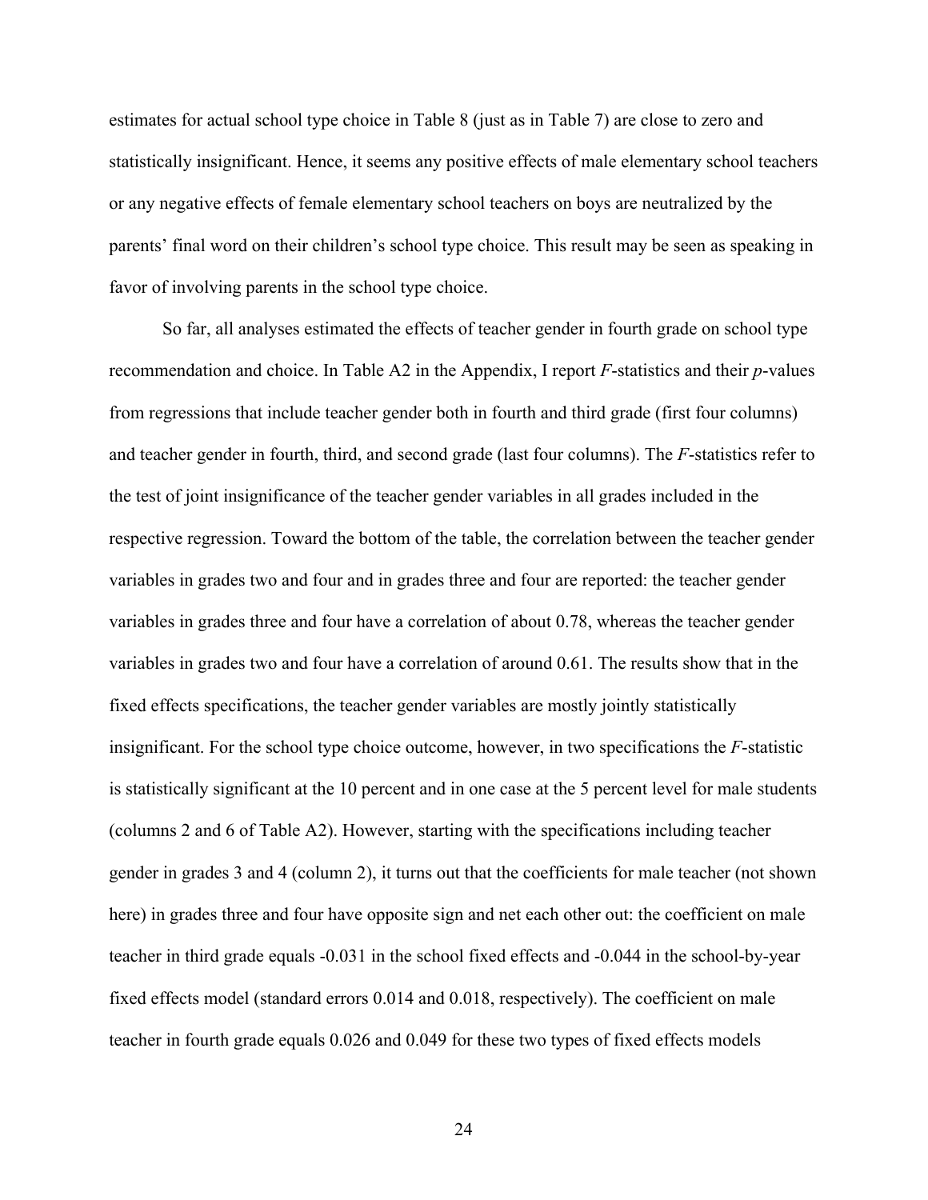estimates for actual school type choice in Table 8 (just as in Table 7) are close to zero and statistically insignificant. Hence, it seems any positive effects of male elementary school teachers or any negative effects of female elementary school teachers on boys are neutralized by the parents' final word on their children's school type choice. This result may be seen as speaking in favor of involving parents in the school type choice.

So far, all analyses estimated the effects of teacher gender in fourth grade on school type recommendation and choice. In Table A2 in the Appendix, I report *F*-statistics and their *p*-values from regressions that include teacher gender both in fourth and third grade (first four columns) and teacher gender in fourth, third, and second grade (last four columns). The *F*-statistics refer to the test of joint insignificance of the teacher gender variables in all grades included in the respective regression. Toward the bottom of the table, the correlation between the teacher gender variables in grades two and four and in grades three and four are reported: the teacher gender variables in grades three and four have a correlation of about 0.78, whereas the teacher gender variables in grades two and four have a correlation of around 0.61. The results show that in the fixed effects specifications, the teacher gender variables are mostly jointly statistically insignificant. For the school type choice outcome, however, in two specifications the *F*-statistic is statistically significant at the 10 percent and in one case at the 5 percent level for male students (columns 2 and 6 of Table A2). However, starting with the specifications including teacher gender in grades 3 and 4 (column 2), it turns out that the coefficients for male teacher (not shown here) in grades three and four have opposite sign and net each other out: the coefficient on male teacher in third grade equals -0.031 in the school fixed effects and -0.044 in the school-by-year fixed effects model (standard errors 0.014 and 0.018, respectively). The coefficient on male teacher in fourth grade equals 0.026 and 0.049 for these two types of fixed effects models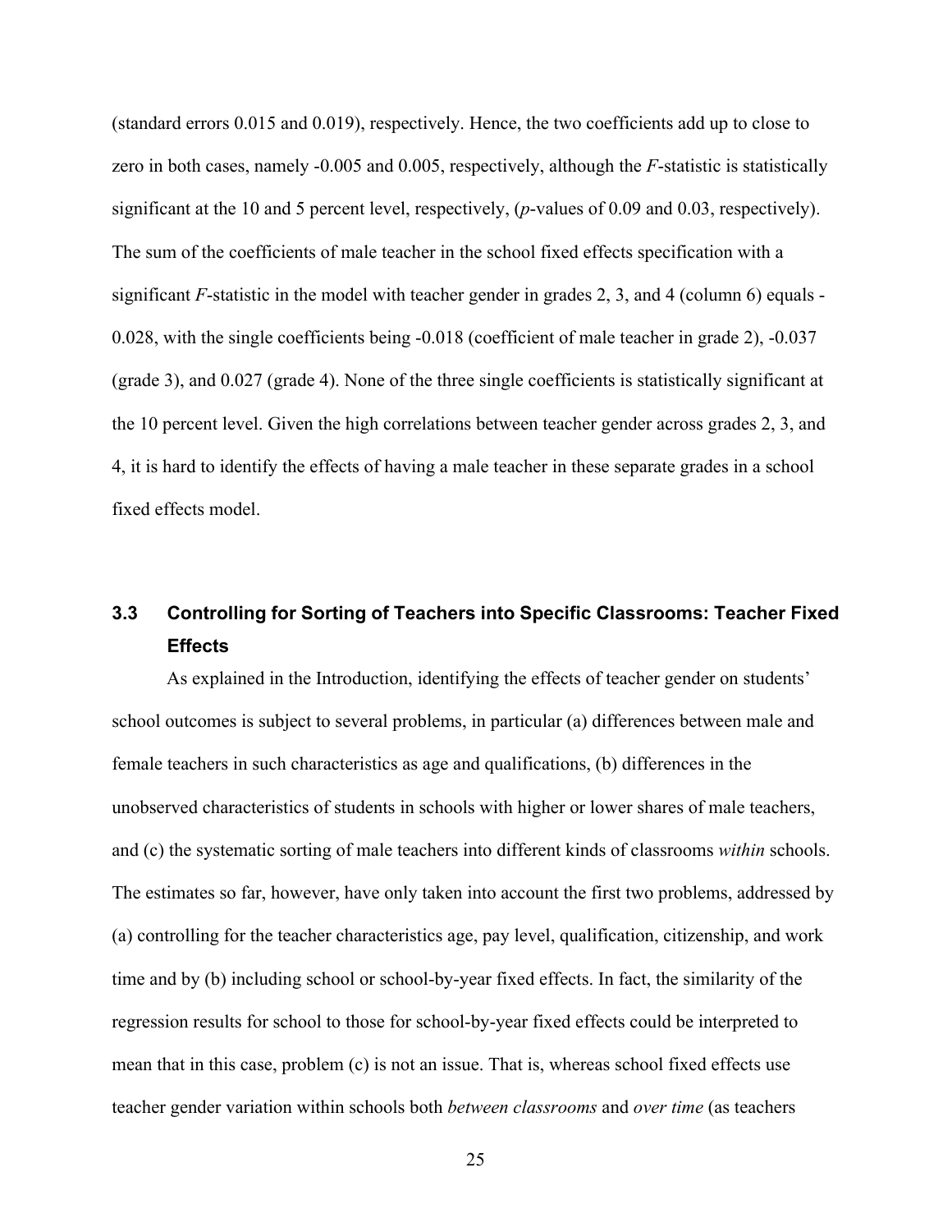(standard errors 0.015 and 0.019), respectively. Hence, the two coefficients add up to close to zero in both cases, namely -0.005 and 0.005, respectively, although the *F*-statistic is statistically significant at the 10 and 5 percent level, respectively, (*p*-values of 0.09 and 0.03, respectively). The sum of the coefficients of male teacher in the school fixed effects specification with a significant *F*-statistic in the model with teacher gender in grades 2, 3, and 4 (column 6) equals -0.028, with the single coefficients being -0.018 (coefficient of male teacher in grade 2), -0.037 (grade 3), and 0.027 (grade 4). None of the three single coefficients is statistically significant at the 10 percent level. Given the high correlations between teacher gender across grades 2, 3, and 4, it is hard to identify the effects of having a male teacher in these separate grades in a school fixed effects model.

### 3.3 Controlling for Sorting of Teachers into Specific Classrooms: Teacher Fixed Effects

As explained in the Introduction, identifying the effects of teacher gender on students' school outcomes is subject to several problems, in particular (a) differences between male and female teachers in such characteristics as age and qualifications, (b) differences in the unobserved characteristics of students in schools with higher or lower shares of male teachers, and (c) the systematic sorting of male teachers into different kinds of classrooms *within* schools. The estimates so far, however, have only taken into account the first two problems, addressed by (a) controlling for the teacher characteristics age, pay level, qualification, citizenship, and work time and by (b) including school or school-by-year fixed effects. In fact, the similarity of the regression results for school to those for school-by-year fixed effects could be interpreted to mean that in this case, problem (c) is not an issue. That is, whereas school fixed effects use teacher gender variation within schools both *between classrooms* and *over time* (as teachers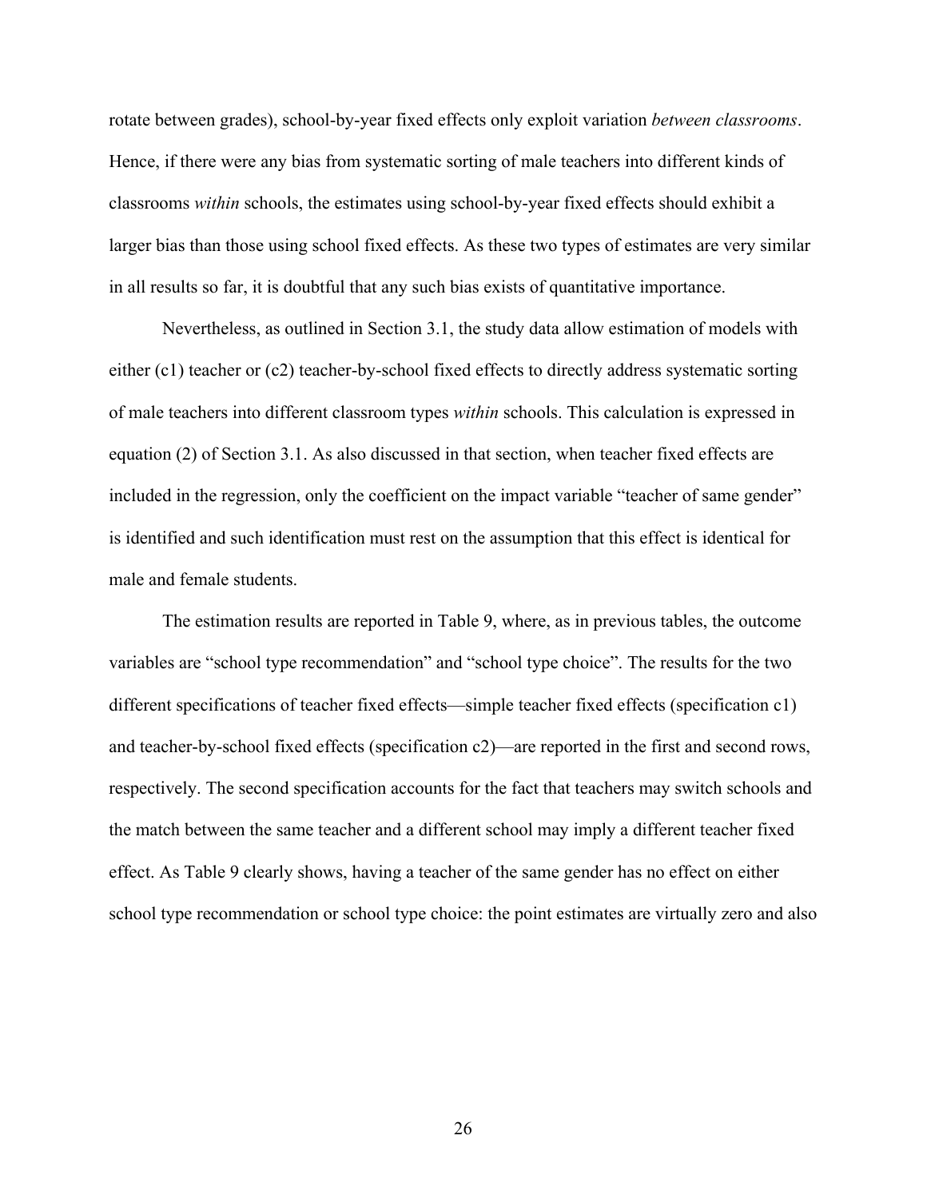rotate between grades), school-by-year fixed effects only exploit variation *between classrooms*. Hence, if there were any bias from systematic sorting of male teachers into different kinds of classrooms *within* schools, the estimates using school-by-year fixed effects should exhibit a larger bias than those using school fixed effects. As these two types of estimates are very similar in all results so far, it is doubtful that any such bias exists of quantitative importance.

Nevertheless, as outlined in Section 3.1, the study data allow estimation of models with either (c1) teacher or (c2) teacher-by-school fixed effects to directly address systematic sorting of male teachers into different classroom types *within* schools. This calculation is expressed in equation (2) of Section 3.1. As also discussed in that section, when teacher fixed effects are included in the regression, only the coefficient on the impact variable "teacher of same gender" is identified and such identification must rest on the assumption that this effect is identical for male and female students.

The estimation results are reported in Table 9, where, as in previous tables, the outcome variables are "school type recommendation" and "school type choice". The results for the two different specifications of teacher fixed effects—simple teacher fixed effects (specification c1) and teacher-by-school fixed effects (specification c2)—are reported in the first and second rows, respectively. The second specification accounts for the fact that teachers may switch schools and the match between the same teacher and a different school may imply a different teacher fixed effect. As Table 9 clearly shows, having a teacher of the same gender has no effect on either school type recommendation or school type choice: the point estimates are virtually zero and also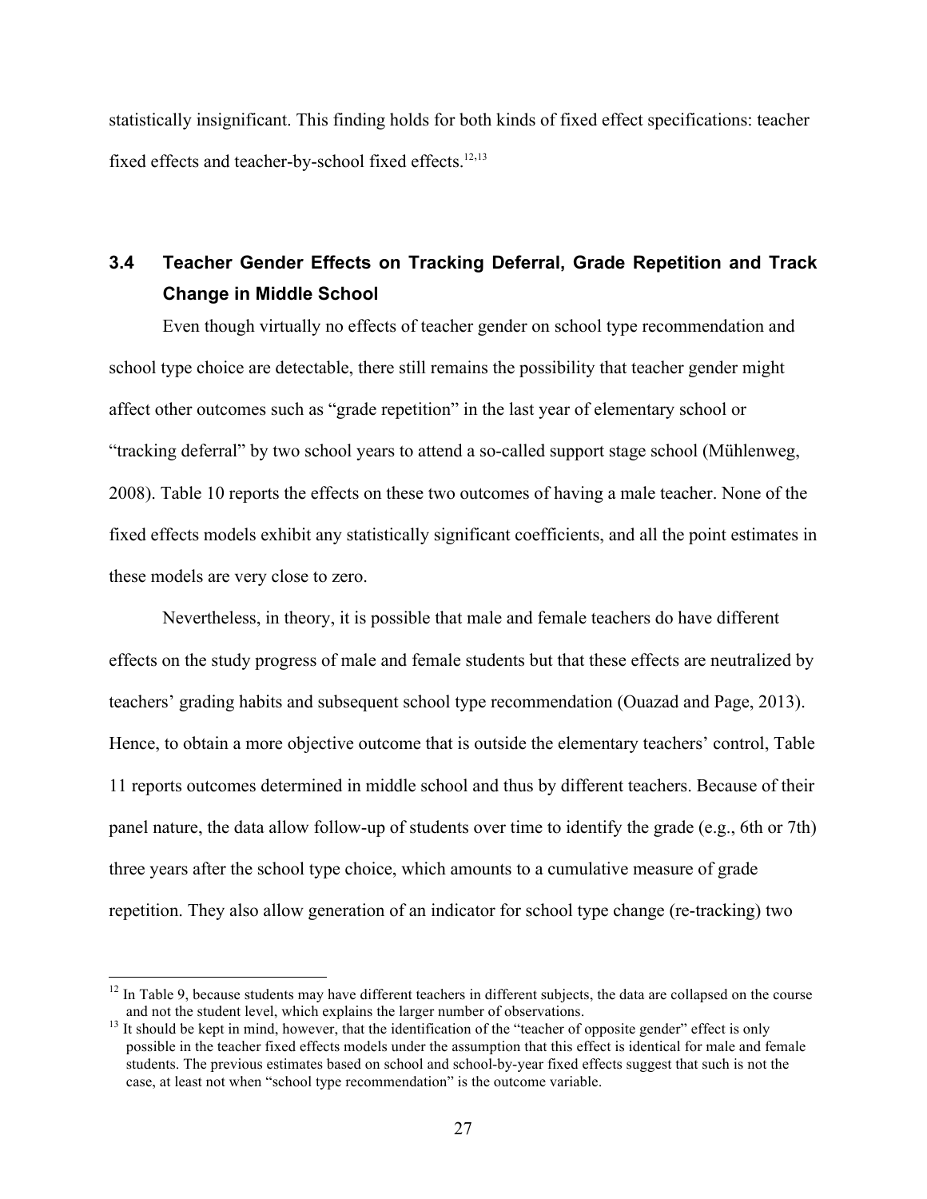statistically insignificant. This finding holds for both kinds of fixed effect specifications: teacher fixed effects and teacher-by-school fixed effects.[12,13]

### 3.4 Teacher Gender Effects on Tracking Deferral, Grade Repetition and Track Change in Middle School

Even though virtually no effects of teacher gender on school type recommendation and school type choice are detectable, there still remains the possibility that teacher gender might affect other outcomes such as “grade repetition” in the last year of elementary school or “tracking deferral” by two school years to attend a so-called support stage school (Mühlenweg, 2008). Table 10 reports the effects on these two outcomes of having a male teacher. None of the fixed effects models exhibit any statistically significant coefficients, and all the point estimates in these models are very close to zero.

Nevertheless, in theory, it is possible that male and female teachers do have different effects on the study progress of male and female students but that these effects are neutralized by teachers’ grading habits and subsequent school type recommendation (Ouazad and Page, 2013). Hence, to obtain a more objective outcome that is outside the elementary teachers’ control, Table 11 reports outcomes determined in middle school and thus by different teachers. Because of their panel nature, the data allow follow-up of students over time to identify the grade (e.g., 6th or 7th) three years after the school type choice, which amounts to a cumulative measure of grade repetition. They also allow generation of an indicator for school type change (re-tracking) two

[12] In Table 9, because students may have different teachers in different subjects, the data are collapsed on the course and not the student level, which explains the larger number of observations.

[13] It should be kept in mind, however, that the identification of the “teacher of opposite gender” effect is only possible in the teacher fixed effects models under the assumption that this effect is identical for male and female students. The previous estimates based on school and school-by-year fixed effects suggest that such is not the case, at least not when “school type recommendation” is the outcome variable.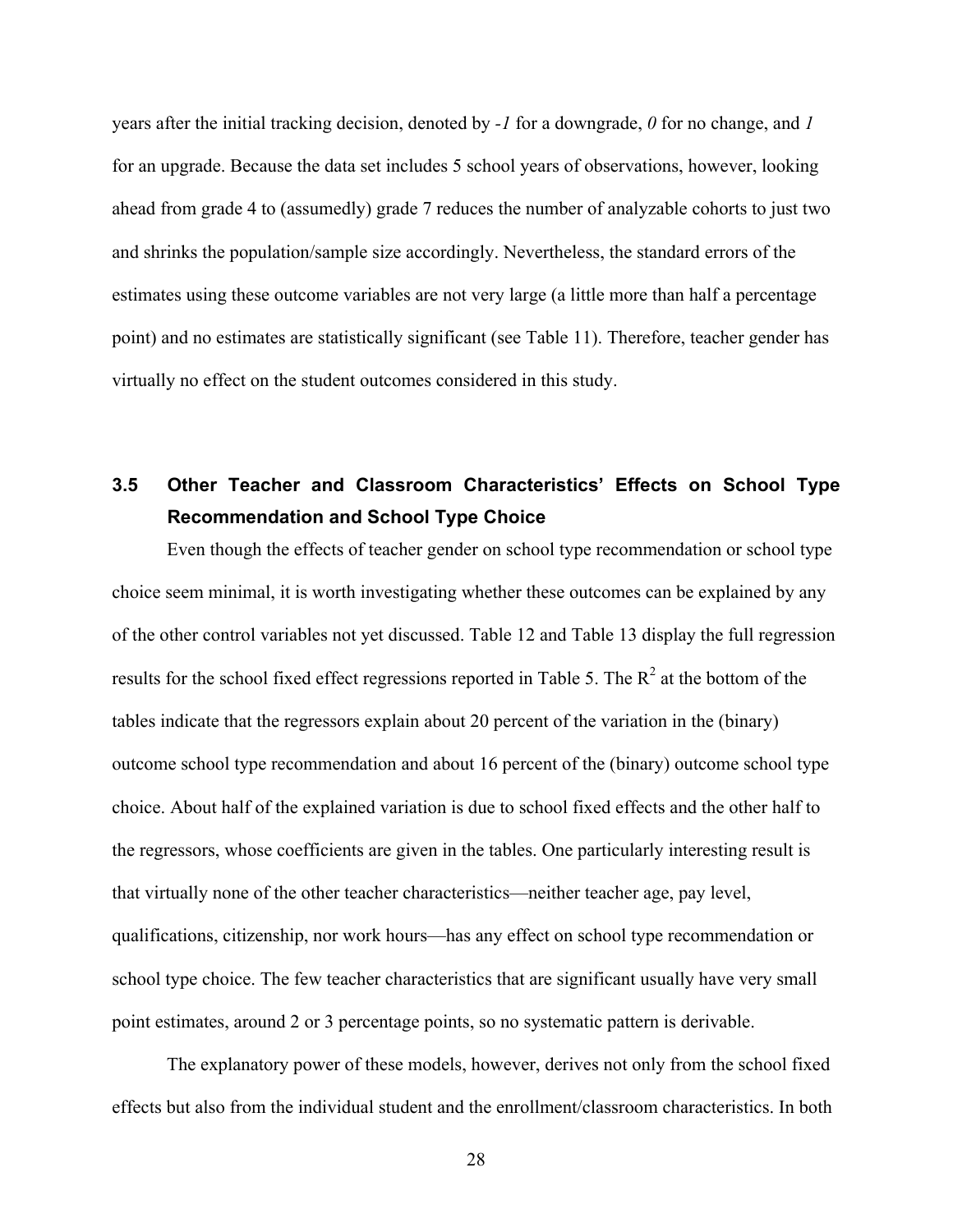years after the initial tracking decision, denoted by *-1* for a downgrade, *0* for no change, and *1* for an upgrade. Because the data set includes 5 school years of observations, however, looking ahead from grade 4 to (assumedly) grade 7 reduces the number of analyzable cohorts to just two and shrinks the population/sample size accordingly. Nevertheless, the standard errors of the estimates using these outcome variables are not very large (a little more than half a percentage point) and no estimates are statistically significant (see Table 11). Therefore, teacher gender has virtually no effect on the student outcomes considered in this study.

### 3.5 Other Teacher and Classroom Characteristics' Effects on School Type Recommendation and School Type Choice

Even though the effects of teacher gender on school type recommendation or school type choice seem minimal, it is worth investigating whether these outcomes can be explained by any of the other control variables not yet discussed. Table 12 and Table 13 display the full regression results for the school fixed effect regressions reported in Table 5. The $R^2$ at the bottom of the tables indicate that the regressors explain about 20 percent of the variation in the (binary) outcome school type recommendation and about 16 percent of the (binary) outcome school type choice. About half of the explained variation is due to school fixed effects and the other half to the regressors, whose coefficients are given in the tables. One particularly interesting result is that virtually none of the other teacher characteristics—neither teacher age, pay level, qualifications, citizenship, nor work hours—has any effect on school type recommendation or school type choice. The few teacher characteristics that are significant usually have very small point estimates, around 2 or 3 percentage points, so no systematic pattern is derivable.

The explanatory power of these models, however, derives not only from the school fixed effects but also from the individual student and the enrollment/classroom characteristics. In both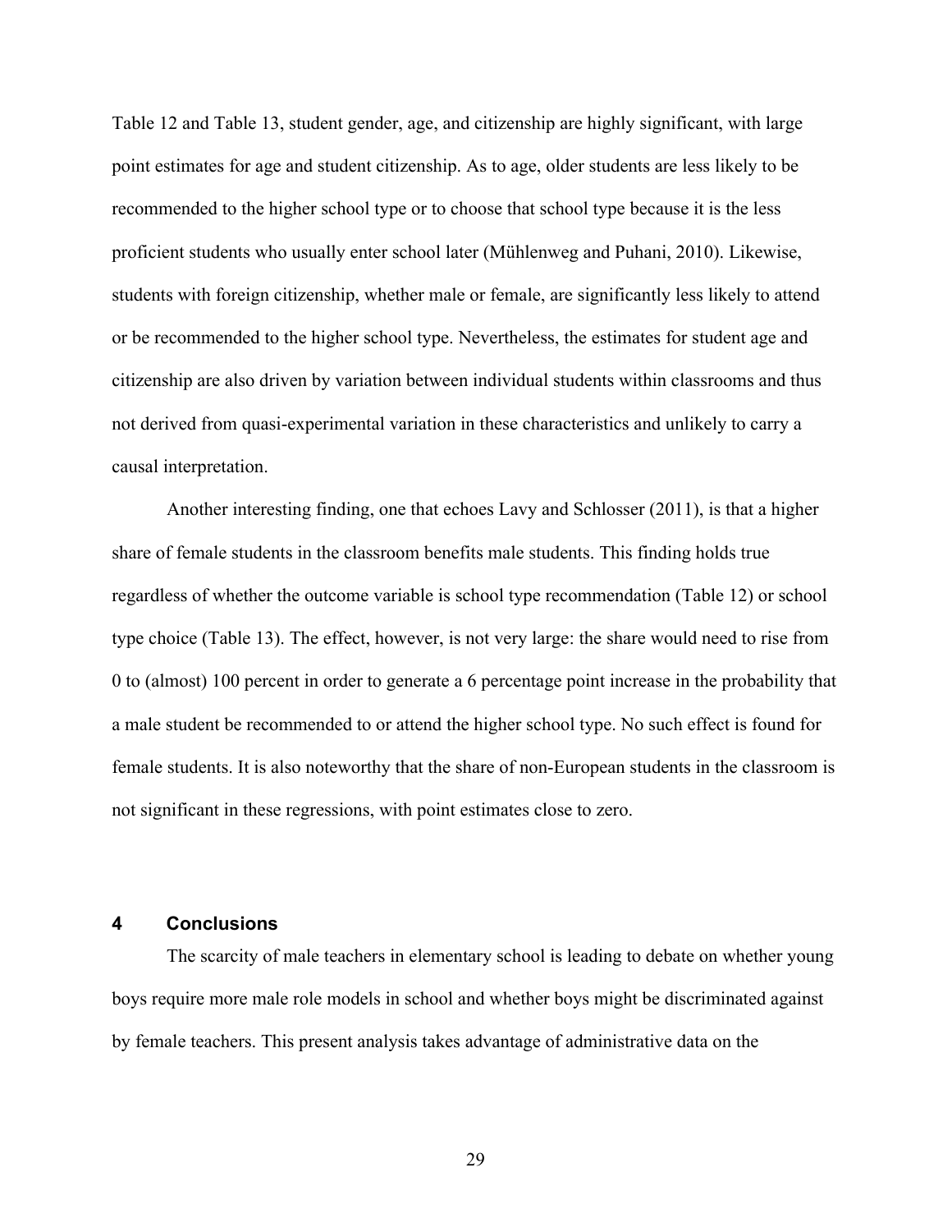Table 12 and Table 13, student gender, age, and citizenship are highly significant, with large point estimates for age and student citizenship. As to age, older students are less likely to be recommended to the higher school type or to choose that school type because it is the less proficient students who usually enter school later (Mühlenweg and Puhani, 2010). Likewise, students with foreign citizenship, whether male or female, are significantly less likely to attend or be recommended to the higher school type. Nevertheless, the estimates for student age and citizenship are also driven by variation between individual students within classrooms and thus not derived from quasi-experimental variation in these characteristics and unlikely to carry a causal interpretation.

Another interesting finding, one that echoes Lavy and Schlosser (2011), is that a higher share of female students in the classroom benefits male students. This finding holds true regardless of whether the outcome variable is school type recommendation (Table 12) or school type choice (Table 13). The effect, however, is not very large: the share would need to rise from 0 to (almost) 100 percent in order to generate a 6 percentage point increase in the probability that a male student be recommended to or attend the higher school type. No such effect is found for female students. It is also noteworthy that the share of non-European students in the classroom is not significant in these regressions, with point estimates close to zero.

## 4 Conclusions

The scarcity of male teachers in elementary school is leading to debate on whether young boys require more male role models in school and whether boys might be discriminated against by female teachers. This present analysis takes advantage of administrative data on the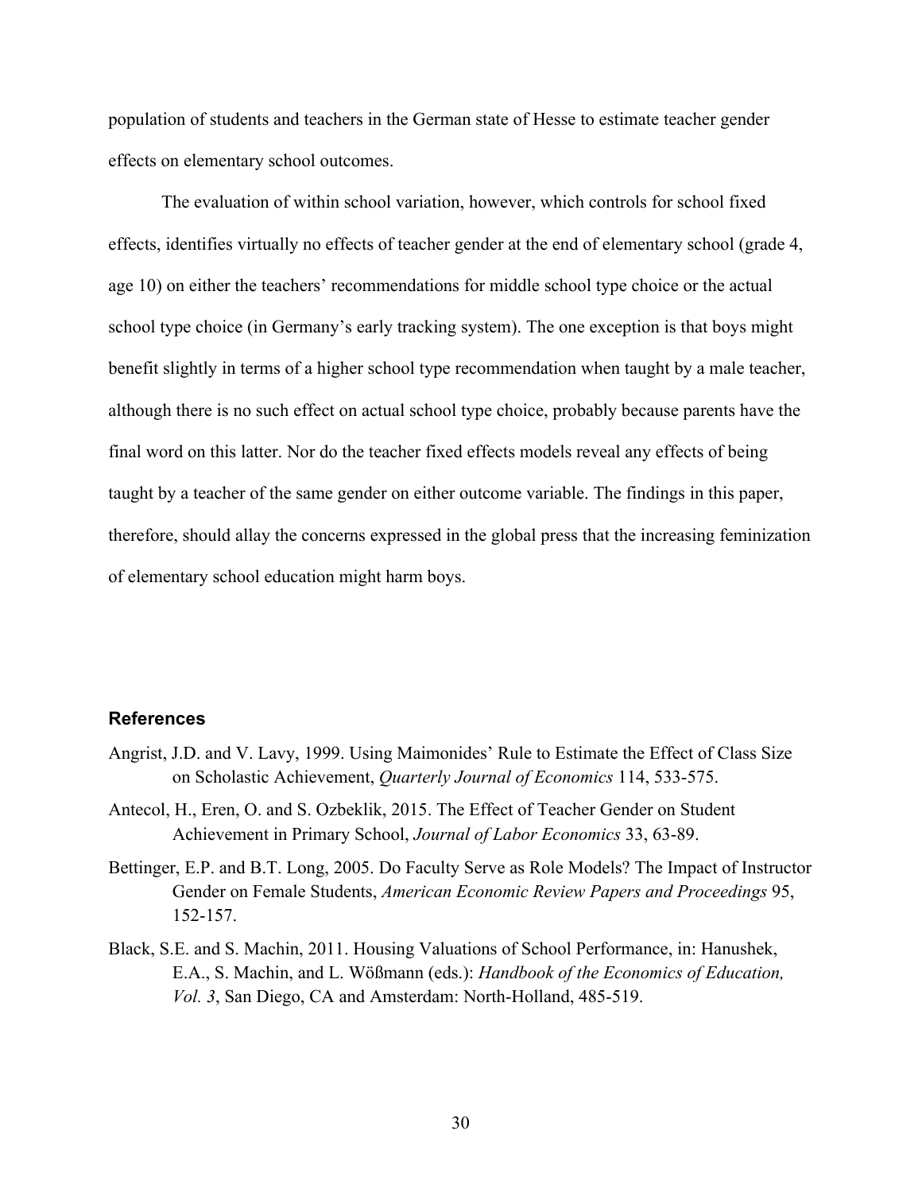population of students and teachers in the German state of Hesse to estimate teacher gender effects on elementary school outcomes.

The evaluation of within school variation, however, which controls for school fixed effects, identifies virtually no effects of teacher gender at the end of elementary school (grade 4, age 10) on either the teachers' recommendations for middle school type choice or the actual school type choice (in Germany's early tracking system). The one exception is that boys might benefit slightly in terms of a higher school type recommendation when taught by a male teacher, although there is no such effect on actual school type choice, probably because parents have the final word on this latter. Nor do the teacher fixed effects models reveal any effects of being taught by a teacher of the same gender on either outcome variable. The findings in this paper, therefore, should allay the concerns expressed in the global press that the increasing feminization of elementary school education might harm boys.

## References

Angrist, J.D. and V. Lavy, 1999. Using Maimonides' Rule to Estimate the Effect of Class Size on Scholastic Achievement, *Quarterly Journal of Economics* 114, 533-575.

Antecol, H., Eren, O. and S. Ozbeklik, 2015. The Effect of Teacher Gender on Student Achievement in Primary School, *Journal of Labor Economics* 33, 63-89.

Bettinger, E.P. and B.T. Long, 2005. Do Faculty Serve as Role Models? The Impact of Instructor Gender on Female Students, *American Economic Review Papers and Proceedings* 95, 152-157.

Black, S.E. and S. Machin, 2011. Housing Valuations of School Performance, in: Hanushek, E.A., S. Machin, and L. Wößmann (eds.): *Handbook of the Economics of Education, Vol. 3*, San Diego, CA and Amsterdam: North-Holland, 485-519.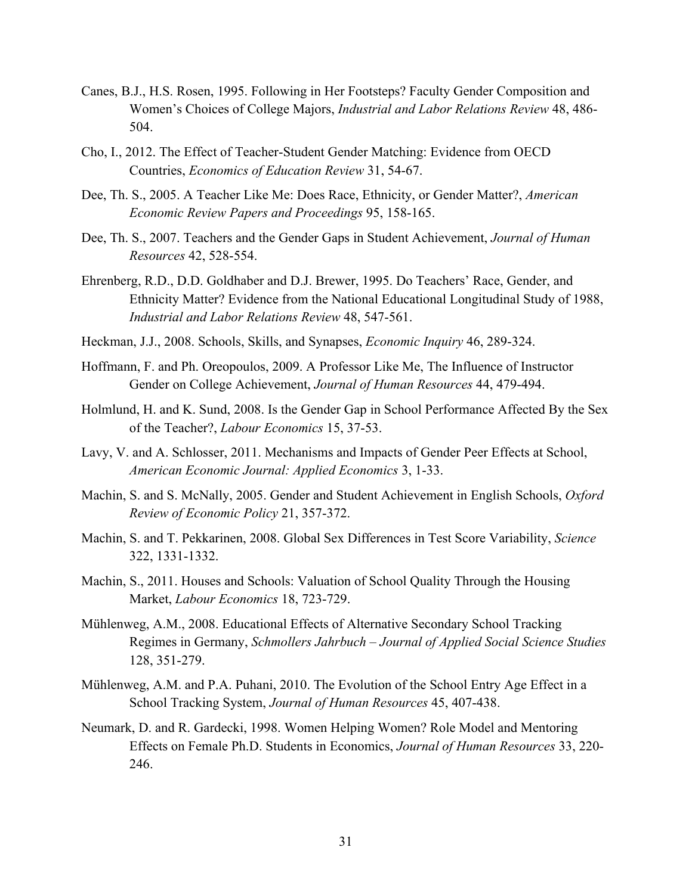Canes, B.J., H.S. Rosen, 1995. Following in Her Footsteps? Faculty Gender Composition and Women's Choices of College Majors, *Industrial and Labor Relations Review* 48, 486-504.

Cho, I., 2012. The Effect of Teacher-Student Gender Matching: Evidence from OECD Countries, *Economics of Education Review* 31, 54-67.

Dee, Th. S., 2005. A Teacher Like Me: Does Race, Ethnicity, or Gender Matter?, *American Economic Review Papers and Proceedings* 95, 158-165.

Dee, Th. S., 2007. Teachers and the Gender Gaps in Student Achievement, *Journal of Human Resources* 42, 528-554.

Ehrenberg, R.D., D.D. Goldhaber and D.J. Brewer, 1995. Do Teachers' Race, Gender, and Ethnicity Matter? Evidence from the National Educational Longitudinal Study of 1988, *Industrial and Labor Relations Review* 48, 547-561.

Heckman, J.J., 2008. Schools, Skills, and Synapses, *Economic Inquiry* 46, 289-324.

Hoffmann, F. and Ph. Oreopoulos, 2009. A Professor Like Me, The Influence of Instructor Gender on College Achievement, *Journal of Human Resources* 44, 479-494.

Holmlund, H. and K. Sund, 2008. Is the Gender Gap in School Performance Affected By the Sex of the Teacher?, *Labour Economics* 15, 37-53.

Lavy, V. and A. Schlosser, 2011. Mechanisms and Impacts of Gender Peer Effects at School, *American Economic Journal: Applied Economics* 3, 1-33.

Machin, S. and S. McNally, 2005. Gender and Student Achievement in English Schools, *Oxford Review of Economic Policy* 21, 357-372.

Machin, S. and T. Pekkarinen, 2008. Global Sex Differences in Test Score Variability, *Science* 322, 1331-1332.

Machin, S., 2011. Houses and Schools: Valuation of School Quality Through the Housing Market, *Labour Economics* 18, 723-729.

Mühlenweg, A.M., 2008. Educational Effects of Alternative Secondary School Tracking Regimes in Germany, *Schmollers Jahrbuch – Journal of Applied Social Science Studies* 128, 351-279.

Mühlenweg, A.M. and P.A. Puhani, 2010. The Evolution of the School Entry Age Effect in a School Tracking System, *Journal of Human Resources* 45, 407-438.

Neumark, D. and R. Gardecki, 1998. Women Helping Women? Role Model and Mentoring Effects on Female Ph.D. Students in Economics, *Journal of Human Resources* 33, 220-246.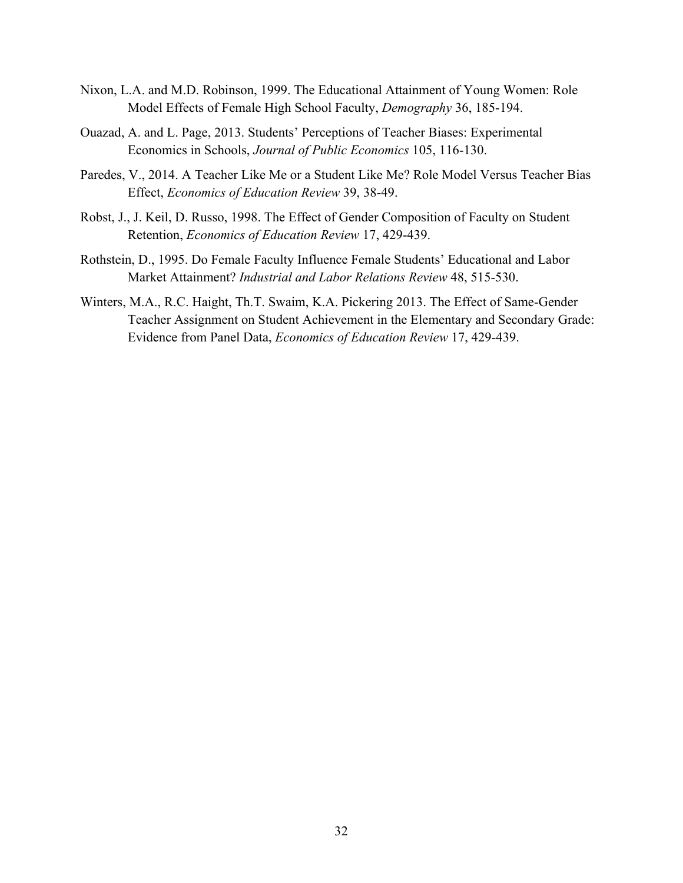Nixon, L.A. and M.D. Robinson, 1999. The Educational Attainment of Young Women: Role Model Effects of Female High School Faculty, *Demography* 36, 185-194.

Ouazad, A. and L. Page, 2013. Students' Perceptions of Teacher Biases: Experimental Economics in Schools, *Journal of Public Economics* 105, 116-130.

Paredes, V., 2014. A Teacher Like Me or a Student Like Me? Role Model Versus Teacher Bias Effect, *Economics of Education Review* 39, 38-49.

Robst, J., J. Keil, D. Russo, 1998. The Effect of Gender Composition of Faculty on Student Retention, *Economics of Education Review* 17, 429-439.

Rothstein, D., 1995. Do Female Faculty Influence Female Students' Educational and Labor Market Attainment? *Industrial and Labor Relations Review* 48, 515-530.

Winters, M.A., R.C. Haight, Th.T. Swaim, K.A. Pickering 2013. The Effect of Same-Gender Teacher Assignment on Student Achievement in the Elementary and Secondary Grade: Evidence from Panel Data, *Economics of Education Review* 17, 429-439.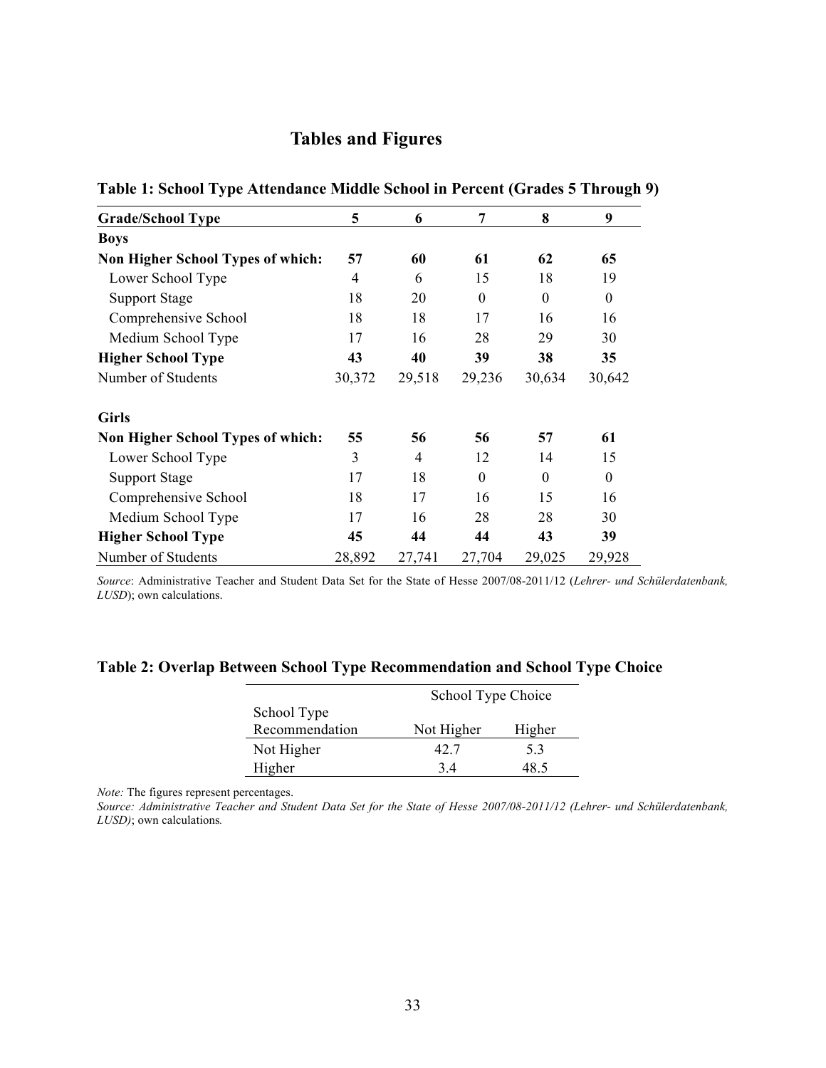# Tables and Figures

**Table 1: School Type Attendance Middle School in Percent (Grades 5 Through 9)**

| Grade/School Type | 5 | 6 | 7 | 8 | 9 |
|---|---|---|---|---|---|
| **Boys** | | | | | |
| **Non Higher School Types of which:** | **57** | **60** | **61** | **62** | **65** |
| Lower School Type | 4 | 6 | 15 | 18 | 19 |
| Support Stage | 18 | 20 | 0 | 0 | 0 |
| Comprehensive School | 18 | 18 | 17 | 16 | 16 |
| Medium School Type | 17 | 16 | 28 | 29 | 30 |
| **Higher School Type** | **43** | **40** | **39** | **38** | **35** |
| Number of Students | 30,372 | 29,518 | 29,236 | 30,634 | 30,642 |
| | | | | | |
| **Girls** | | | | | |
| **Non Higher School Types of which:** | **55** | **56** | **56** | **57** | **61** |
| Lower School Type | 3 | 4 | 12 | 14 | 15 |
| Support Stage | 17 | 18 | 0 | 0 | 0 |
| Comprehensive School | 18 | 17 | 16 | 15 | 16 |
| Medium School Type | 17 | 16 | 28 | 28 | 30 |
| **Higher School Type** | **45** | **44** | **44** | **43** | **39** |
| Number of Students | 28,892 | 27,741 | 27,704 | 29,025 | 29,928 |

*Source*: Administrative Teacher and Student Data Set for the State of Hesse 2007/08-2011/12 (*Lehrer- und Schülerdatenbank, LUSD*); own calculations.

**Table 2: Overlap Between School Type Recommendation and School Type Choice**

| School Type Recommendation | School Type Choice | |
|---|---|---|
| | Not Higher | Higher |
| Not Higher | 42.7 | 5.3 |
| Higher | 3.4 | 48.5 |

*Note:* The figures represent percentages.

*Source: Administrative Teacher and Student Data Set for the State of Hesse 2007/08-2011/12 (Lehrer- und Schülerdatenbank, LUSD)*; own calculations.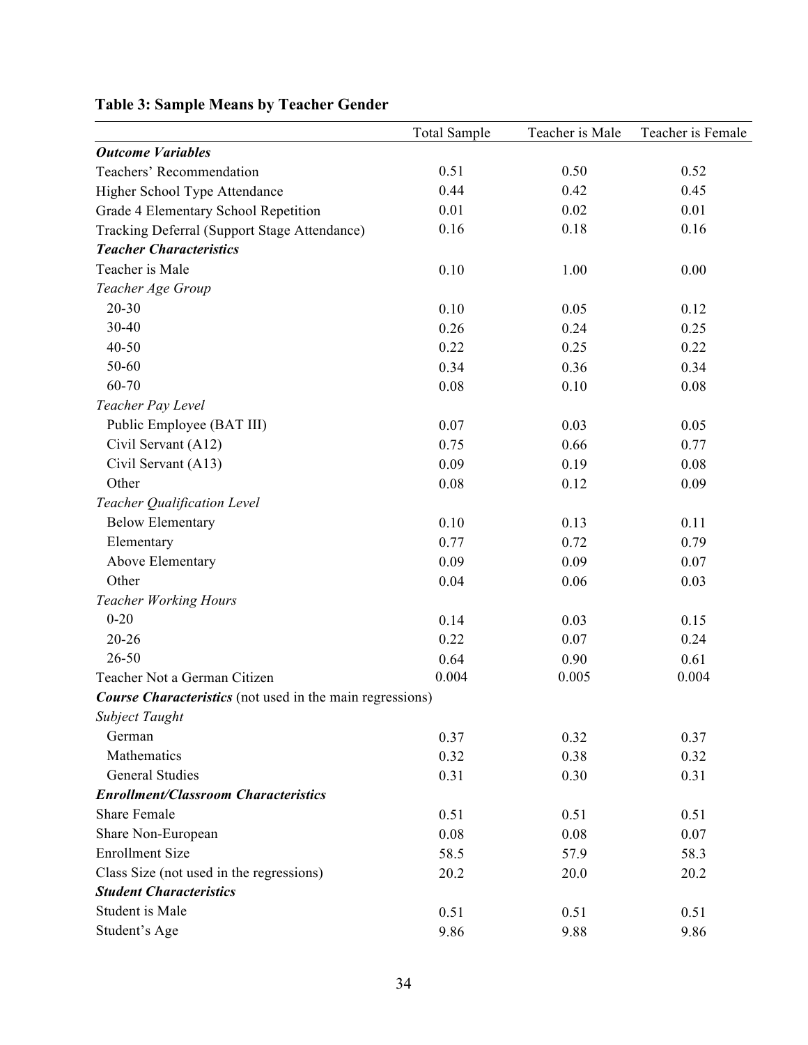**Table 3: Sample Means by Teacher Gender**

| | Total Sample | Teacher is Male | Teacher is Female |
|---|---|---|---|
| ***Outcome Variables*** | | | |
| Teachers' Recommendation | 0.51 | 0.50 | 0.52 |
| Higher School Type Attendance | 0.44 | 0.42 | 0.45 |
| Grade 4 Elementary School Repetition | 0.01 | 0.02 | 0.01 |
| Tracking Deferral (Support Stage Attendance) | 0.16 | 0.18 | 0.16 |
| ***Teacher Characteristics*** | | | |
| Teacher is Male | 0.10 | 1.00 | 0.00 |
| *Teacher Age Group* | | | |
| 20-30 | 0.10 | 0.05 | 0.12 |
| 30-40 | 0.26 | 0.24 | 0.25 |
| 40-50 | 0.22 | 0.25 | 0.22 |
| 50-60 | 0.34 | 0.36 | 0.34 |
| 60-70 | 0.08 | 0.10 | 0.08 |
| *Teacher Pay Level* | | | |
| Public Employee (BAT III) | 0.07 | 0.03 | 0.05 |
| Civil Servant (A12) | 0.75 | 0.66 | 0.77 |
| Civil Servant (A13) | 0.09 | 0.19 | 0.08 |
| Other | 0.08 | 0.12 | 0.09 |
| *Teacher Qualification Level* | | | |
| Below Elementary | 0.10 | 0.13 | 0.11 |
| Elementary | 0.77 | 0.72 | 0.79 |
| Above Elementary | 0.09 | 0.09 | 0.07 |
| Other | 0.04 | 0.06 | 0.03 |
| *Teacher Working Hours* | | | |
| 0-20 | 0.14 | 0.03 | 0.15 |
| 20-26 | 0.22 | 0.07 | 0.24 |
| 26-50 | 0.64 | 0.90 | 0.61 |
| Teacher Not a German Citizen | 0.004 | 0.005 | 0.004 |
| ***Course Characteristics*** (not used in the main regressions) | | | |
| *Subject Taught* | | | |
| German | 0.37 | 0.32 | 0.37 |
| Mathematics | 0.32 | 0.38 | 0.32 |
| General Studies | 0.31 | 0.30 | 0.31 |
| ***Enrollment/Classroom Characteristics*** | | | |
| Share Female | 0.51 | 0.51 | 0.51 |
| Share Non-European | 0.08 | 0.08 | 0.07 |
| Enrollment Size | 58.5 | 57.9 | 58.3 |
| Class Size (not used in the regressions) | 20.2 | 20.0 | 20.2 |
| ***Student Characteristics*** | | | |
| Student is Male | 0.51 | 0.51 | 0.51 |
| Student's Age | 9.86 | 9.88 | 9.86 |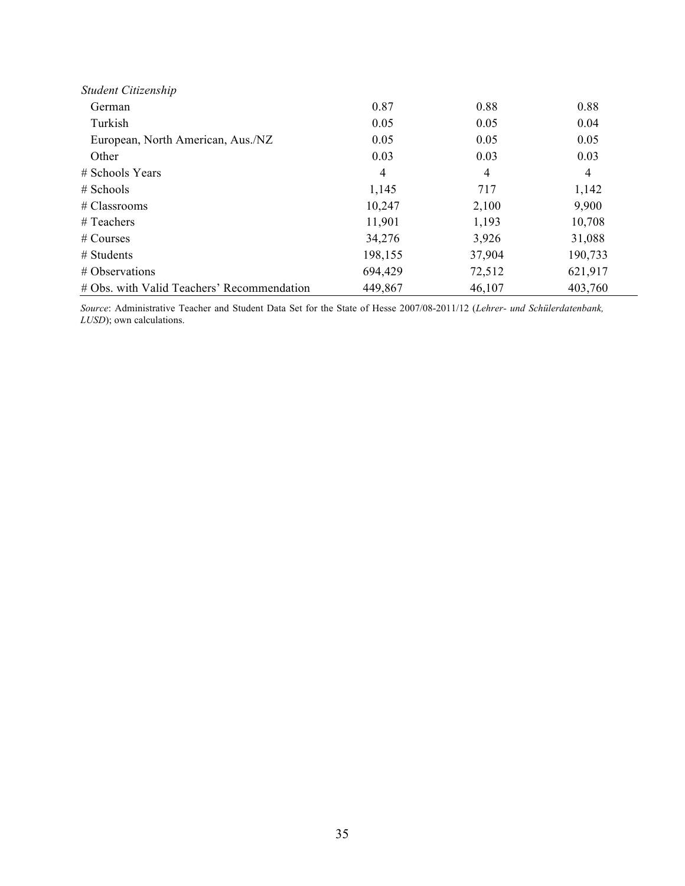| | | | |
|---|---|---|---|
| *Student Citizenship* | | | |
| German | 0.87 | 0.88 | 0.88 |
| Turkish | 0.05 | 0.05 | 0.04 |
| European, North American, Aus./NZ | 0.05 | 0.05 | 0.05 |
| Other | 0.03 | 0.03 | 0.03 |
| # Schools Years | 4 | 4 | 4 |
| # Schools | 1,145 | 717 | 1,142 |
| # Classrooms | 10,247 | 2,100 | 9,900 |
| # Teachers | 11,901 | 1,193 | 10,708 |
| # Courses | 34,276 | 3,926 | 31,088 |
| # Students | 198,155 | 37,904 | 190,733 |
| # Observations | 694,429 | 72,512 | 621,917 |
| # Obs. with Valid Teachers' Recommendation | 449,867 | 46,107 | 403,760 |

*Source*: Administrative Teacher and Student Data Set for the State of Hesse 2007/08-2011/12 (*Lehrer- und Schülerdatenbank, LUSD*); own calculations.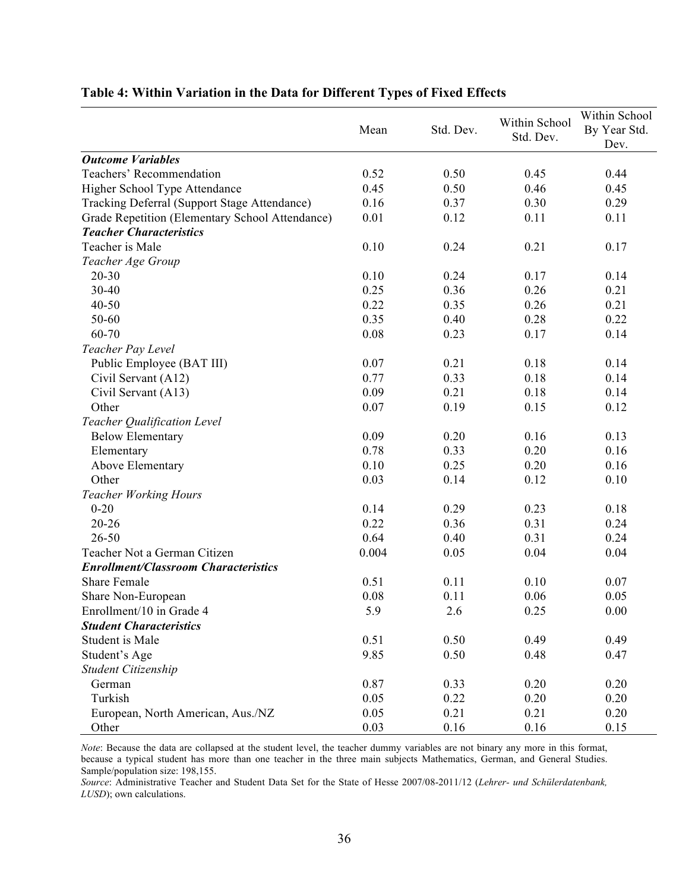**Table 4: Within Variation in the Data for Different Types of Fixed Effects**

| | Mean | Std. Dev. | Within School Std. Dev. | Within School By Year Std. Dev. |
|---|---|---|---|---|
| ***Outcome Variables*** | | | | |
| Teachers' Recommendation | 0.52 | 0.50 | 0.45 | 0.44 |
| Higher School Type Attendance | 0.45 | 0.50 | 0.46 | 0.45 |
| Tracking Deferral (Support Stage Attendance) | 0.16 | 0.37 | 0.30 | 0.29 |
| Grade Repetition (Elementary School Attendance) | 0.01 | 0.12 | 0.11 | 0.11 |
| ***Teacher Characteristics*** | | | | |
| Teacher is Male | 0.10 | 0.24 | 0.21 | 0.17 |
| *Teacher Age Group* | | | | |
| 20-30 | 0.10 | 0.24 | 0.17 | 0.14 |
| 30-40 | 0.25 | 0.36 | 0.26 | 0.21 |
| 40-50 | 0.22 | 0.35 | 0.26 | 0.21 |
| 50-60 | 0.35 | 0.40 | 0.28 | 0.22 |
| 60-70 | 0.08 | 0.23 | 0.17 | 0.14 |
| *Teacher Pay Level* | | | | |
| Public Employee (BAT III) | 0.07 | 0.21 | 0.18 | 0.14 |
| Civil Servant (A12) | 0.77 | 0.33 | 0.18 | 0.14 |
| Civil Servant (A13) | 0.09 | 0.21 | 0.18 | 0.14 |
| Other | 0.07 | 0.19 | 0.15 | 0.12 |
| *Teacher Qualification Level* | | | | |
| Below Elementary | 0.09 | 0.20 | 0.16 | 0.13 |
| Elementary | 0.78 | 0.33 | 0.20 | 0.16 |
| Above Elementary | 0.10 | 0.25 | 0.20 | 0.16 |
| Other | 0.03 | 0.14 | 0.12 | 0.10 |
| *Teacher Working Hours* | | | | |
| 0-20 | 0.14 | 0.29 | 0.23 | 0.18 |
| 20-26 | 0.22 | 0.36 | 0.31 | 0.24 |
| 26-50 | 0.64 | 0.40 | 0.31 | 0.24 |
| Teacher Not a German Citizen | 0.004 | 0.05 | 0.04 | 0.04 |
| ***Enrollment/Classroom Characteristics*** | | | | |
| Share Female | 0.51 | 0.11 | 0.10 | 0.07 |
| Share Non-European | 0.08 | 0.11 | 0.06 | 0.05 |
| Enrollment/10 in Grade 4 | 5.9 | 2.6 | 0.25 | 0.00 |
| ***Student Characteristics*** | | | | |
| Student is Male | 0.51 | 0.50 | 0.49 | 0.49 |
| Student's Age | 9.85 | 0.50 | 0.48 | 0.47 |
| *Student Citizenship* | | | | |
| German | 0.87 | 0.33 | 0.20 | 0.20 |
| Turkish | 0.05 | 0.22 | 0.20 | 0.20 |
| European, North American, Aus./NZ | 0.05 | 0.21 | 0.21 | 0.20 |
| Other | 0.03 | 0.16 | 0.16 | 0.15 |

*Note*: Because the data are collapsed at the student level, the teacher dummy variables are not binary any more in this format, because a typical student has more than one teacher in the three main subjects Mathematics, German, and General Studies. Sample/population size: 198,155.

*Source*: Administrative Teacher and Student Data Set for the State of Hesse 2007/08-2011/12 (*Lehrer- und Schülerdatenbank, LUSD*); own calculations.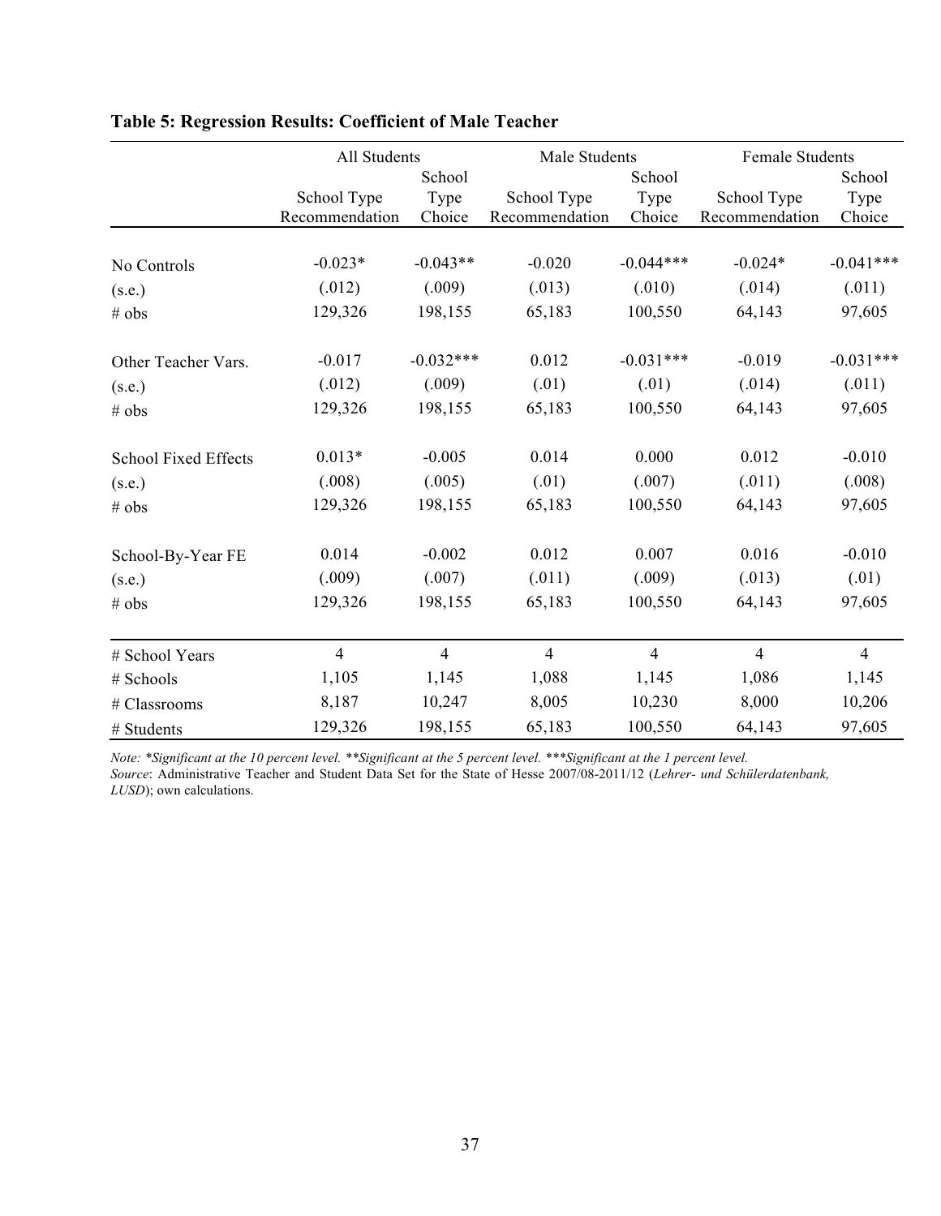**Table 5: Regression Results: Coefficient of Male Teacher**

| | All Students | | Male Students | | Female Students | |
|---|---|---|---|---|---|---|
| | School Type Recommendation | School Type Choice | School Type Recommendation | School Type Choice | School Type Recommendation | School Type Choice |
| No Controls | -0.023* | -0.043** | -0.020 | -0.044*** | -0.024* | -0.041*** |
| (s.e.) | (.012) | (.009) | (.013) | (.010) | (.014) | (.011) |
| # obs | 129,326 | 198,155 | 65,183 | 100,550 | 64,143 | 97,605 |
| Other Teacher Vars. | -0.017 | -0.032*** | 0.012 | -0.031*** | -0.019 | -0.031*** |
| (s.e.) | (.012) | (.009) | (.01) | (.01) | (.014) | (.011) |
| # obs | 129,326 | 198,155 | 65,183 | 100,550 | 64,143 | 97,605 |
| School Fixed Effects | 0.013* | -0.005 | 0.014 | 0.000 | 0.012 | -0.010 |
| (s.e.) | (.008) | (.005) | (.01) | (.007) | (.011) | (.008) |
| # obs | 129,326 | 198,155 | 65,183 | 100,550 | 64,143 | 97,605 |
| School-By-Year FE | 0.014 | -0.002 | 0.012 | 0.007 | 0.016 | -0.010 |
| (s.e.) | (.009) | (.007) | (.011) | (.009) | (.013) | (.01) |
| # obs | 129,326 | 198,155 | 65,183 | 100,550 | 64,143 | 97,605 |
| # School Years | 4 | 4 | 4 | 4 | 4 | 4 |
| # Schools | 1,105 | 1,145 | 1,088 | 1,145 | 1,086 | 1,145 |
| # Classrooms | 8,187 | 10,247 | 8,005 | 10,230 | 8,000 | 10,206 |
| # Students | 129,326 | 198,155 | 65,183 | 100,550 | 64,143 | 97,605 |

*Note: *Significant at the 10 percent level. **Significant at the 5 percent level. ***Significant at the 1 percent level.*

*Source*: Administrative Teacher and Student Data Set for the State of Hesse 2007/08-2011/12 (*Lehrer- und Schülerdatenbank, LUSD*); own calculations.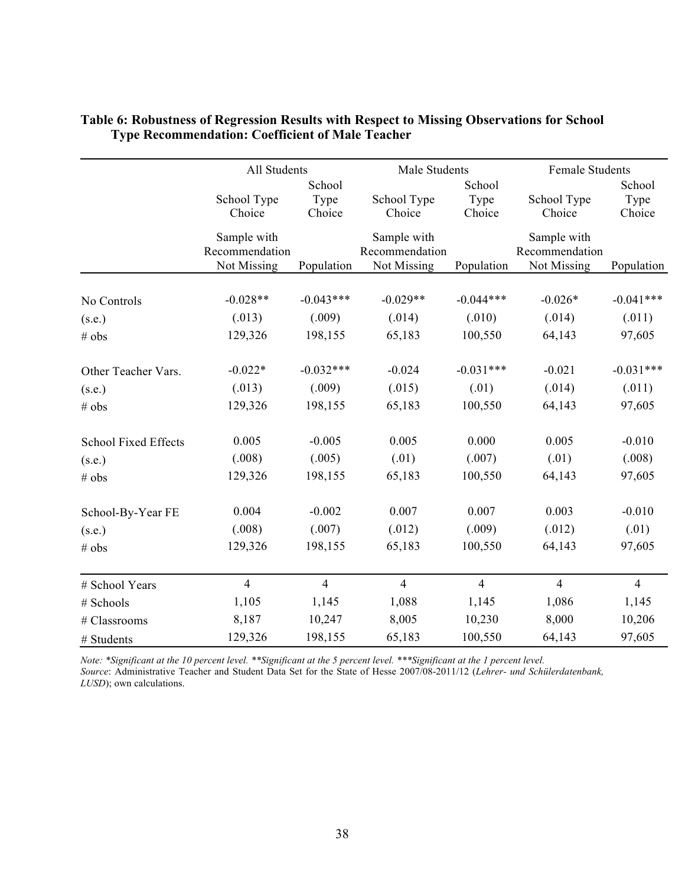**Table 6: Robustness of Regression Results with Respect to Missing Observations for School Type Recommendation: Coefficient of Male Teacher**

| | All Students | | Male Students | | Female Students | |
|---|---|---|---|---|---|---|
| | School Type Choice | School Type Choice | School Type Choice | School Type Choice | School Type Choice | School Type Choice |
| | Sample with Recommendation Not Missing | Population | Sample with Recommendation Not Missing | Population | Sample with Recommendation Not Missing | Population |
| No Controls | -0.028** | -0.043*** | -0.029** | -0.044*** | -0.026* | -0.041*** |
| (s.e.) | (.013) | (.009) | (.014) | (.010) | (.014) | (.011) |
| # obs | 129,326 | 198,155 | 65,183 | 100,550 | 64,143 | 97,605 |
| Other Teacher Vars. | -0.022* | -0.032*** | -0.024 | -0.031*** | -0.021 | -0.031*** |
| (s.e.) | (.013) | (.009) | (.015) | (.01) | (.014) | (.011) |
| # obs | 129,326 | 198,155 | 65,183 | 100,550 | 64,143 | 97,605 |
| School Fixed Effects | 0.005 | -0.005 | 0.005 | 0.000 | 0.005 | -0.010 |
| (s.e.) | (.008) | (.005) | (.01) | (.007) | (.01) | (.008) |
| # obs | 129,326 | 198,155 | 65,183 | 100,550 | 64,143 | 97,605 |
| School-By-Year FE | 0.004 | -0.002 | 0.007 | 0.007 | 0.003 | -0.010 |
| (s.e.) | (.008) | (.007) | (.012) | (.009) | (.012) | (.01) |
| # obs | 129,326 | 198,155 | 65,183 | 100,550 | 64,143 | 97,605 |
| # School Years | 4 | 4 | 4 | 4 | 4 | 4 |
| # Schools | 1,105 | 1,145 | 1,088 | 1,145 | 1,086 | 1,145 |
| # Classrooms | 8,187 | 10,247 | 8,005 | 10,230 | 8,000 | 10,206 |
| # Students | 129,326 | 198,155 | 65,183 | 100,550 | 64,143 | 97,605 |

*Note: *Significant at the 10 percent level. **Significant at the 5 percent level. ***Significant at the 1 percent level.*

*Source*: Administrative Teacher and Student Data Set for the State of Hesse 2007/08-2011/12 (*Lehrer- und Schülerdatenbank, LUSD*); own calculations.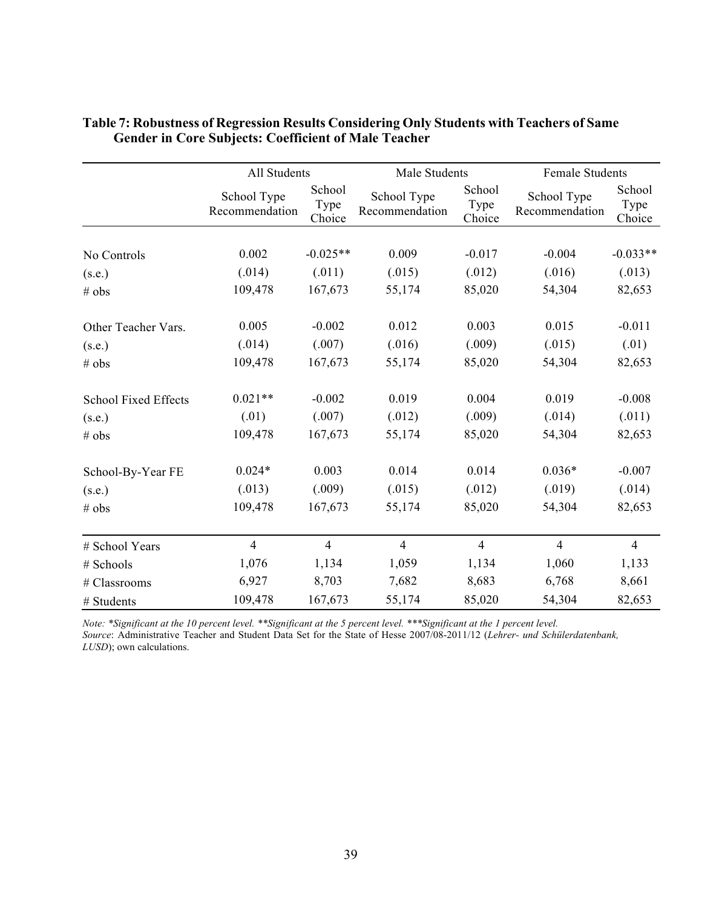**Table 7: Robustness of Regression Results Considering Only Students with Teachers of Same Gender in Core Subjects: Coefficient of Male Teacher**

| | All Students | | Male Students | | Female Students | |
|---|---|---|---|---|---|---|
| | School Type Recommendation | School Type Choice | School Type Recommendation | School Type Choice | School Type Recommendation | School Type Choice |
| No Controls | 0.002 | -0.025** | 0.009 | -0.017 | -0.004 | -0.033** |
| (s.e.) | (.014) | (.011) | (.015) | (.012) | (.016) | (.013) |
| # obs | 109,478 | 167,673 | 55,174 | 85,020 | 54,304 | 82,653 |
| Other Teacher Vars. | 0.005 | -0.002 | 0.012 | 0.003 | 0.015 | -0.011 |
| (s.e.) | (.014) | (.007) | (.016) | (.009) | (.015) | (.01) |
| # obs | 109,478 | 167,673 | 55,174 | 85,020 | 54,304 | 82,653 |
| School Fixed Effects | 0.021** | -0.002 | 0.019 | 0.004 | 0.019 | -0.008 |
| (s.e.) | (.01) | (.007) | (.012) | (.009) | (.014) | (.011) |
| # obs | 109,478 | 167,673 | 55,174 | 85,020 | 54,304 | 82,653 |
| School-By-Year FE | 0.024* | 0.003 | 0.014 | 0.014 | 0.036* | -0.007 |
| (s.e.) | (.013) | (.009) | (.015) | (.012) | (.019) | (.014) |
| # obs | 109,478 | 167,673 | 55,174 | 85,020 | 54,304 | 82,653 |
| # School Years | 4 | 4 | 4 | 4 | 4 | 4 |
| # Schools | 1,076 | 1,134 | 1,059 | 1,134 | 1,060 | 1,133 |
| # Classrooms | 6,927 | 8,703 | 7,682 | 8,683 | 6,768 | 8,661 |
| # Students | 109,478 | 167,673 | 55,174 | 85,020 | 54,304 | 82,653 |

*Note: *Significant at the 10 percent level. **Significant at the 5 percent level. ***Significant at the 1 percent level.*

*Source*: Administrative Teacher and Student Data Set for the State of Hesse 2007/08-2011/12 (*Lehrer- und Schülerdatenbank, LUSD*); own calculations.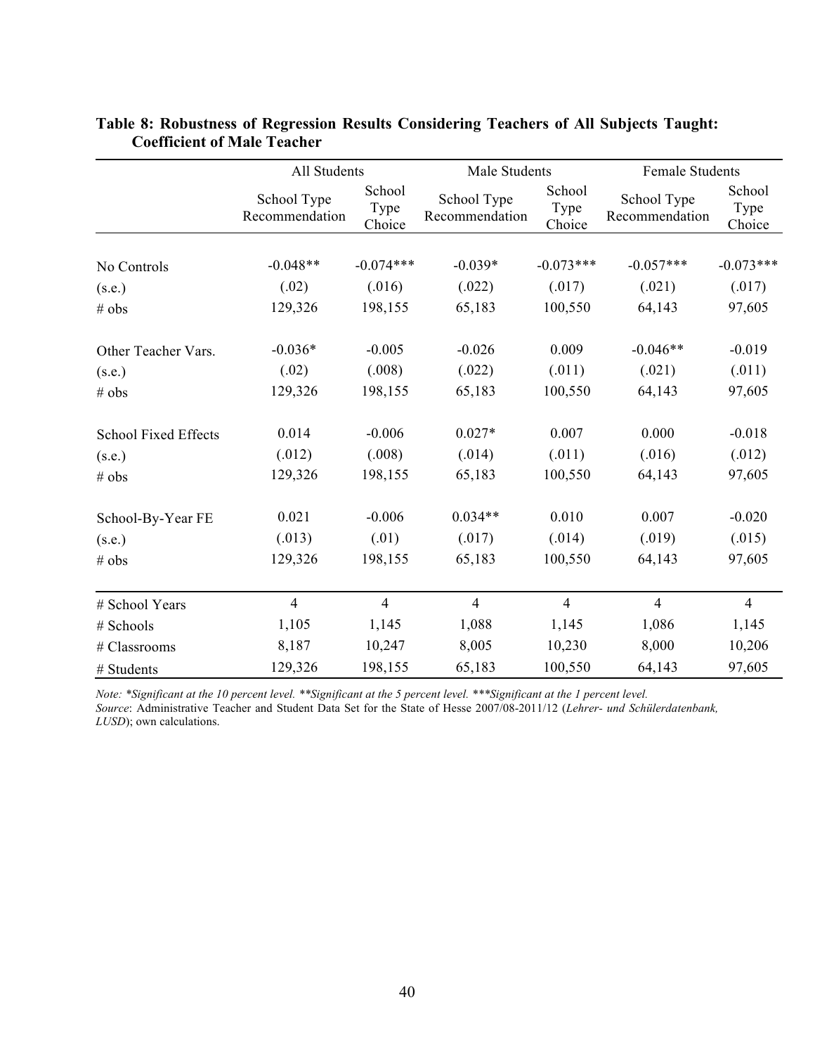**Table 8: Robustness of Regression Results Considering Teachers of All Subjects Taught: Coefficient of Male Teacher**

| | All Students | | Male Students | | Female Students | |
|---|---|---|---|---|---|---|
| | School Type Recommendation | School Type Choice | School Type Recommendation | School Type Choice | School Type Recommendation | School Type Choice |
| No Controls | -0.048** | -0.074*** | -0.039* | -0.073*** | -0.057*** | -0.073*** |
| (s.e.) | (.02) | (.016) | (.022) | (.017) | (.021) | (.017) |
| # obs | 129,326 | 198,155 | 65,183 | 100,550 | 64,143 | 97,605 |
| Other Teacher Vars. | -0.036* | -0.005 | -0.026 | 0.009 | -0.046** | -0.019 |
| (s.e.) | (.02) | (.008) | (.022) | (.011) | (.021) | (.011) |
| # obs | 129,326 | 198,155 | 65,183 | 100,550 | 64,143 | 97,605 |
| School Fixed Effects | 0.014 | -0.006 | 0.027* | 0.007 | 0.000 | -0.018 |
| (s.e.) | (.012) | (.008) | (.014) | (.011) | (.016) | (.012) |
| # obs | 129,326 | 198,155 | 65,183 | 100,550 | 64,143 | 97,605 |
| School-By-Year FE | 0.021 | -0.006 | 0.034** | 0.010 | 0.007 | -0.020 |
| (s.e.) | (.013) | (.01) | (.017) | (.014) | (.019) | (.015) |
| # obs | 129,326 | 198,155 | 65,183 | 100,550 | 64,143 | 97,605 |
| # School Years | 4 | 4 | 4 | 4 | 4 | 4 |
| # Schools | 1,105 | 1,145 | 1,088 | 1,145 | 1,086 | 1,145 |
| # Classrooms | 8,187 | 10,247 | 8,005 | 10,230 | 8,000 | 10,206 |
| # Students | 129,326 | 198,155 | 65,183 | 100,550 | 64,143 | 97,605 |

*Note: *Significant at the 10 percent level. **Significant at the 5 percent level. ***Significant at the 1 percent level.*

*Source*: Administrative Teacher and Student Data Set for the State of Hesse 2007/08-2011/12 (*Lehrer- und Schülerdatenbank, LUSD*); own calculations.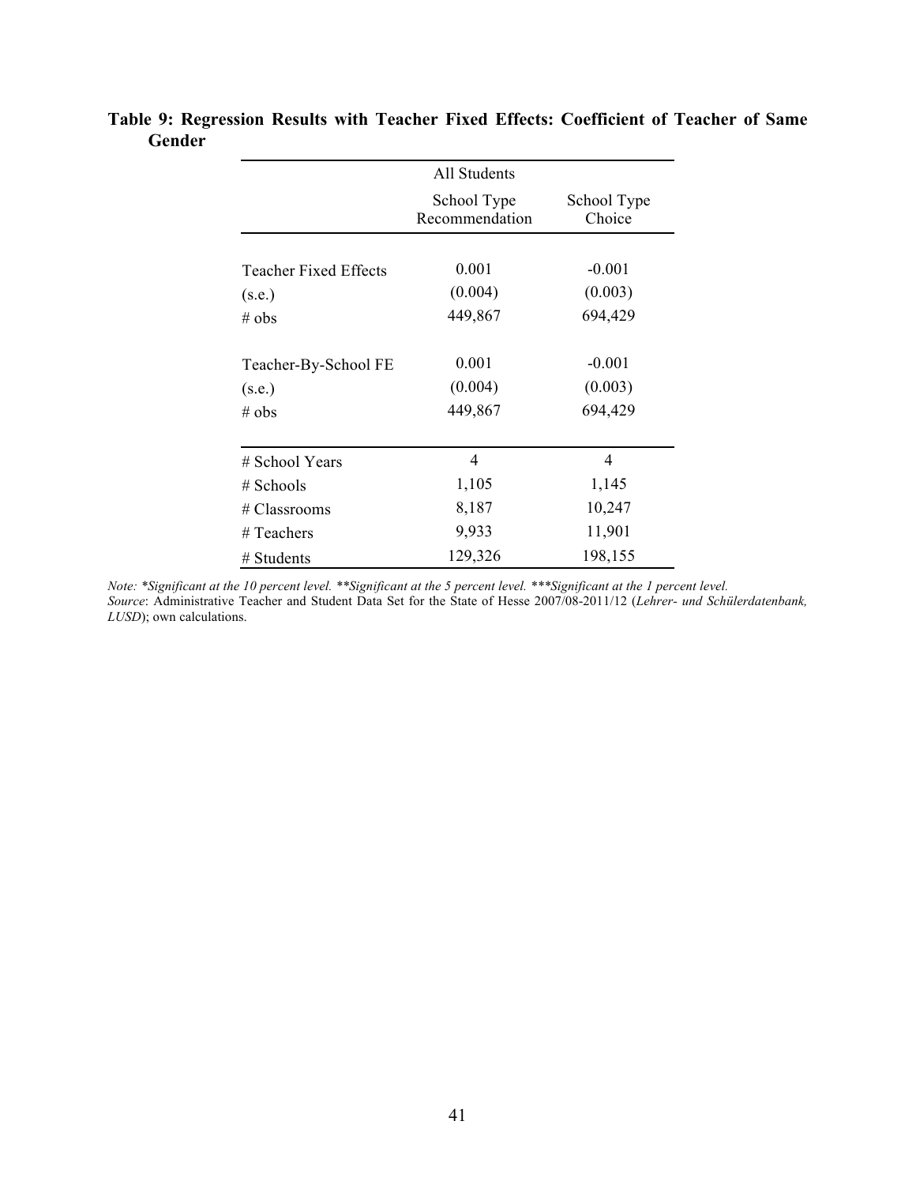**Table 9: Regression Results with Teacher Fixed Effects: Coefficient of Teacher of Same Gender**

| | All Students | |
|---|---|---|
| | School Type Recommendation | School Type Choice |
| Teacher Fixed Effects | 0.001 | -0.001 |
| (s.e.) | (0.004) | (0.003) |
| # obs | 449,867 | 694,429 |
| Teacher-By-School FE | 0.001 | -0.001 |
| (s.e.) | (0.004) | (0.003) |
| # obs | 449,867 | 694,429 |
| # School Years | 4 | 4 |
| # Schools | 1,105 | 1,145 |
| # Classrooms | 8,187 | 10,247 |
| # Teachers | 9,933 | 11,901 |
| # Students | 129,326 | 198,155 |

*Note: \*Significant at the 10 percent level. \*\*Significant at the 5 percent level. \*\*\*Significant at the 1 percent level.*
*Source*: Administrative Teacher and Student Data Set for the State of Hesse 2007/08-2011/12 (*Lehrer- und Schülerdatenbank, LUSD*); own calculations.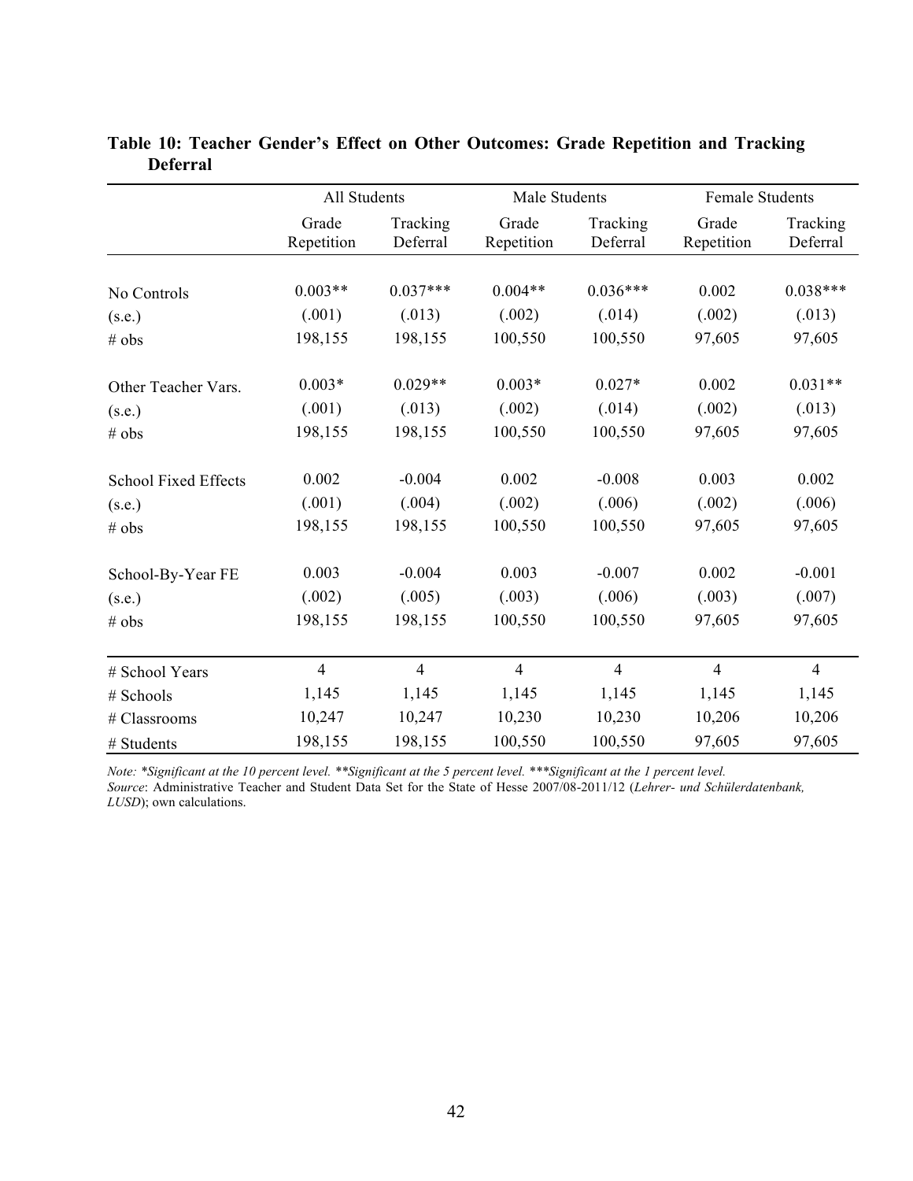**Table 10: Teacher Gender's Effect on Other Outcomes: Grade Repetition and Tracking Deferral**

| | All Students | | Male Students | | Female Students | |
|---|---|---|---|---|---|---|
| | Grade Repetition | Tracking Deferral | Grade Repetition | Tracking Deferral | Grade Repetition | Tracking Deferral |
| No Controls | 0.003** | 0.037*** | 0.004** | 0.036*** | 0.002 | 0.038*** |
| (s.e.) | (.001) | (.013) | (.002) | (.014) | (.002) | (.013) |
| # obs | 198,155 | 198,155 | 100,550 | 100,550 | 97,605 | 97,605 |
| Other Teacher Vars. | 0.003* | 0.029** | 0.003* | 0.027* | 0.002 | 0.031** |
| (s.e.) | (.001) | (.013) | (.002) | (.014) | (.002) | (.013) |
| # obs | 198,155 | 198,155 | 100,550 | 100,550 | 97,605 | 97,605 |
| School Fixed Effects | 0.002 | -0.004 | 0.002 | -0.008 | 0.003 | 0.002 |
| (s.e.) | (.001) | (.004) | (.002) | (.006) | (.002) | (.006) |
| # obs | 198,155 | 198,155 | 100,550 | 100,550 | 97,605 | 97,605 |
| School-By-Year FE | 0.003 | -0.004 | 0.003 | -0.007 | 0.002 | -0.001 |
| (s.e.) | (.002) | (.005) | (.003) | (.006) | (.003) | (.007) |
| # obs | 198,155 | 198,155 | 100,550 | 100,550 | 97,605 | 97,605 |
| # School Years | 4 | 4 | 4 | 4 | 4 | 4 |
| # Schools | 1,145 | 1,145 | 1,145 | 1,145 | 1,145 | 1,145 |
| # Classrooms | 10,247 | 10,247 | 10,230 | 10,230 | 10,206 | 10,206 |
| # Students | 198,155 | 198,155 | 100,550 | 100,550 | 97,605 | 97,605 |

*Note: *Significant at the 10 percent level. **Significant at the 5 percent level. ***Significant at the 1 percent level.*

*Source*: Administrative Teacher and Student Data Set for the State of Hesse 2007/08-2011/12 (*Lehrer- und Schülerdatenbank, LUSD*); own calculations.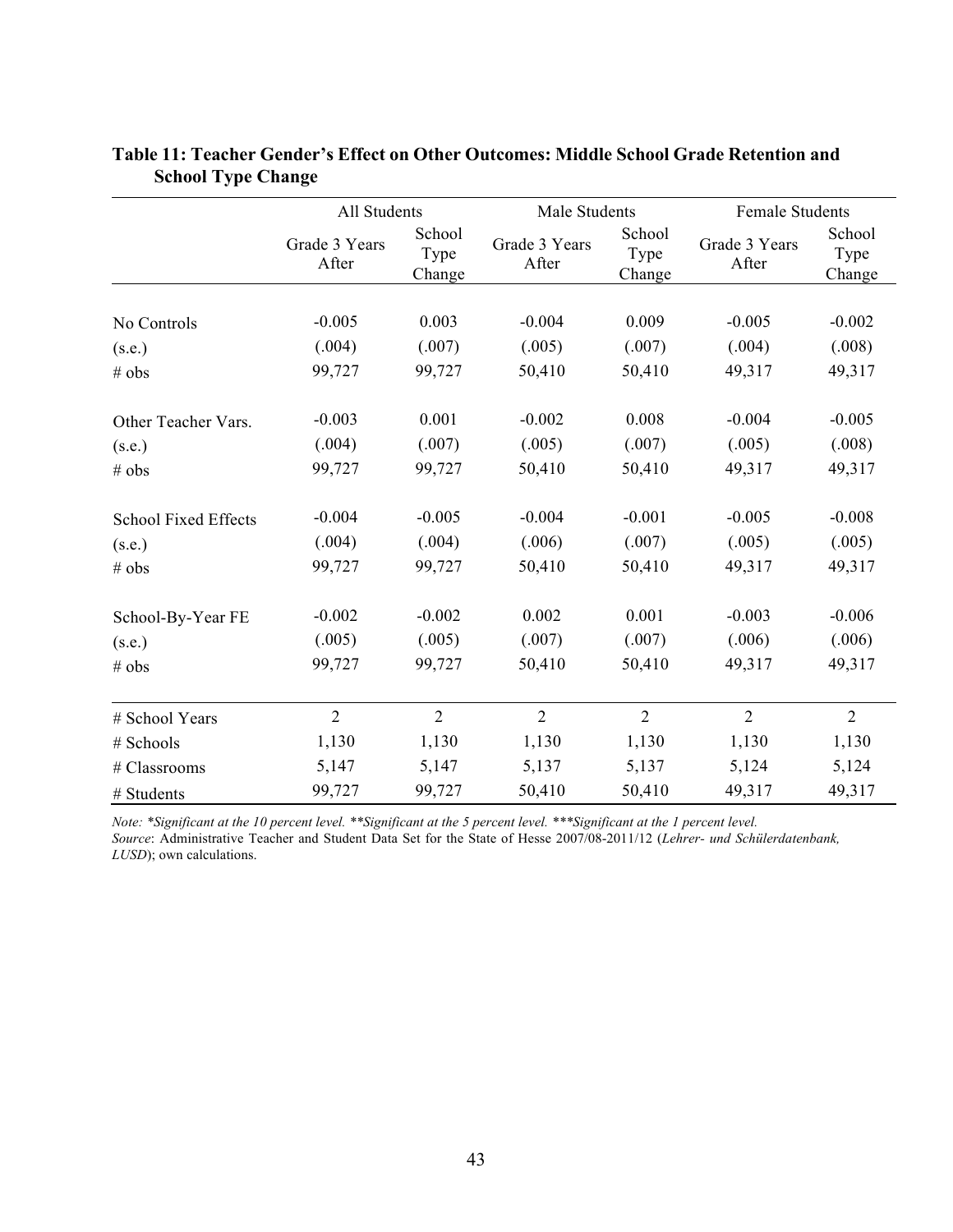**Table 11: Teacher Gender's Effect on Other Outcomes: Middle School Grade Retention and School Type Change**

| | All Students | | Male Students | | Female Students | |
|---|---|---|---|---|---|---|
| | Grade 3 Years After | School Type Change | Grade 3 Years After | School Type Change | Grade 3 Years After | School Type Change |
| No Controls | -0.005 | 0.003 | -0.004 | 0.009 | -0.005 | -0.002 |
| (s.e.) | (.004) | (.007) | (.005) | (.007) | (.004) | (.008) |
| # obs | 99,727 | 99,727 | 50,410 | 50,410 | 49,317 | 49,317 |
| Other Teacher Vars. | -0.003 | 0.001 | -0.002 | 0.008 | -0.004 | -0.005 |
| (s.e.) | (.004) | (.007) | (.005) | (.007) | (.005) | (.008) |
| # obs | 99,727 | 99,727 | 50,410 | 50,410 | 49,317 | 49,317 |
| School Fixed Effects | -0.004 | -0.005 | -0.004 | -0.001 | -0.005 | -0.008 |
| (s.e.) | (.004) | (.004) | (.006) | (.007) | (.005) | (.005) |
| # obs | 99,727 | 99,727 | 50,410 | 50,410 | 49,317 | 49,317 |
| School-By-Year FE | -0.002 | -0.002 | 0.002 | 0.001 | -0.003 | -0.006 |
| (s.e.) | (.005) | (.005) | (.007) | (.007) | (.006) | (.006) |
| # obs | 99,727 | 99,727 | 50,410 | 50,410 | 49,317 | 49,317 |
| # School Years | 2 | 2 | 2 | 2 | 2 | 2 |
| # Schools | 1,130 | 1,130 | 1,130 | 1,130 | 1,130 | 1,130 |
| # Classrooms | 5,147 | 5,147 | 5,137 | 5,137 | 5,124 | 5,124 |
| # Students | 99,727 | 99,727 | 50,410 | 50,410 | 49,317 | 49,317 |

*Note: *Significant at the 10 percent level. **Significant at the 5 percent level. ***Significant at the 1 percent level.*

*Source*: Administrative Teacher and Student Data Set for the State of Hesse 2007/08-2011/12 (*Lehrer- und Schülerdatenbank, LUSD*); own calculations.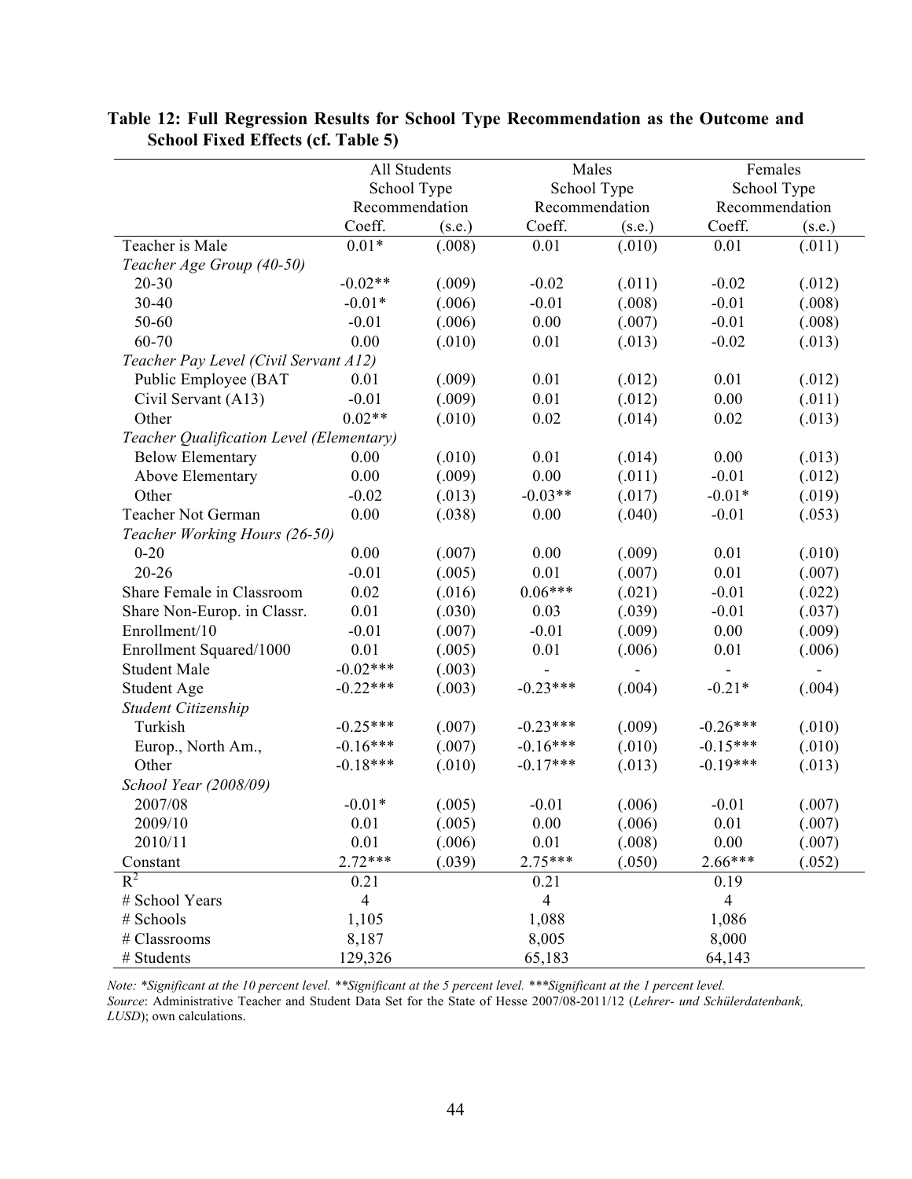**Table 12: Full Regression Results for School Type Recommendation as the Outcome and School Fixed Effects (cf. Table 5)**

| | All Students School Type Recommendation | | Males School Type Recommendation | | Females School Type Recommendation | |
|---|---|---|---|---|---|---|
| | Coeff. | (s.e.) | Coeff. | (s.e.) | Coeff. | (s.e.) |
| Teacher is Male | 0.01* | (.008) | 0.01 | (.010) | 0.01 | (.011) |
| *Teacher Age Group (40-50)* | | | | | | |
| 20-30 | -0.02** | (.009) | -0.02 | (.011) | -0.02 | (.012) |
| 30-40 | -0.01* | (.006) | -0.01 | (.008) | -0.01 | (.008) |
| 50-60 | -0.01 | (.006) | 0.00 | (.007) | -0.01 | (.008) |
| 60-70 | 0.00 | (.010) | 0.01 | (.013) | -0.02 | (.013) |
| *Teacher Pay Level (Civil Servant A12)* | | | | | | |
| Public Employee (BAT | 0.01 | (.009) | 0.01 | (.012) | 0.01 | (.012) |
| Civil Servant (A13) | -0.01 | (.009) | 0.01 | (.012) | 0.00 | (.011) |
| Other | 0.02** | (.010) | 0.02 | (.014) | 0.02 | (.013) |
| *Teacher Qualification Level (Elementary)* | | | | | | |
| Below Elementary | 0.00 | (.010) | 0.01 | (.014) | 0.00 | (.013) |
| Above Elementary | 0.00 | (.009) | 0.00 | (.011) | -0.01 | (.012) |
| Other | -0.02 | (.013) | -0.03** | (.017) | -0.01* | (.019) |
| Teacher Not German | 0.00 | (.038) | 0.00 | (.040) | -0.01 | (.053) |
| *Teacher Working Hours (26-50)* | | | | | | |
| 0-20 | 0.00 | (.007) | 0.00 | (.009) | 0.01 | (.010) |
| 20-26 | -0.01 | (.005) | 0.01 | (.007) | 0.01 | (.007) |
| Share Female in Classroom | 0.02 | (.016) | 0.06*** | (.021) | -0.01 | (.022) |
| Share Non-Europ. in Classr. | 0.01 | (.030) | 0.03 | (.039) | -0.01 | (.037) |
| Enrollment/10 | -0.01 | (.007) | -0.01 | (.009) | 0.00 | (.009) |
| Enrollment Squared/1000 | 0.01 | (.005) | 0.01 | (.006) | 0.01 | (.006) |
| Student Male | -0.02*** | (.003) | - | - | - | - |
| Student Age | -0.22*** | (.003) | -0.23*** | (.004) | -0.21* | (.004) |
| *Student Citizenship* | | | | | | |
| Turkish | -0.25*** | (.007) | -0.23*** | (.009) | -0.26*** | (.010) |
| Europ., North Am., | -0.16*** | (.007) | -0.16*** | (.010) | -0.15*** | (.010) |
| Other | -0.18*** | (.010) | -0.17*** | (.013) | -0.19*** | (.013) |
| *School Year (2008/09)* | | | | | | |
| 2007/08 | -0.01* | (.005) | -0.01 | (.006) | -0.01 | (.007) |
| 2009/10 | 0.01 | (.005) | 0.00 | (.006) | 0.01 | (.007) |
| 2010/11 | 0.01 | (.006) | 0.01 | (.008) | 0.00 | (.007) |
| Constant | 2.72*** | (.039) | 2.75*** | (.050) | 2.66*** | (.052) |
| $R^2$ | 0.21 | | 0.21 | | 0.19 | |
| # School Years | 4 | | 4 | | 4 | |
| # Schools | 1,105 | | 1,088 | | 1,086 | |
| # Classrooms | 8,187 | | 8,005 | | 8,000 | |
| # Students | 129,326 | | 65,183 | | 64,143 | |

*Note: *Significant at the 10 percent level. **Significant at the 5 percent level. ***Significant at the 1 percent level.*

*Source*: Administrative Teacher and Student Data Set for the State of Hesse 2007/08-2011/12 (*Lehrer- und Schülerdatenbank, LUSD*); own calculations.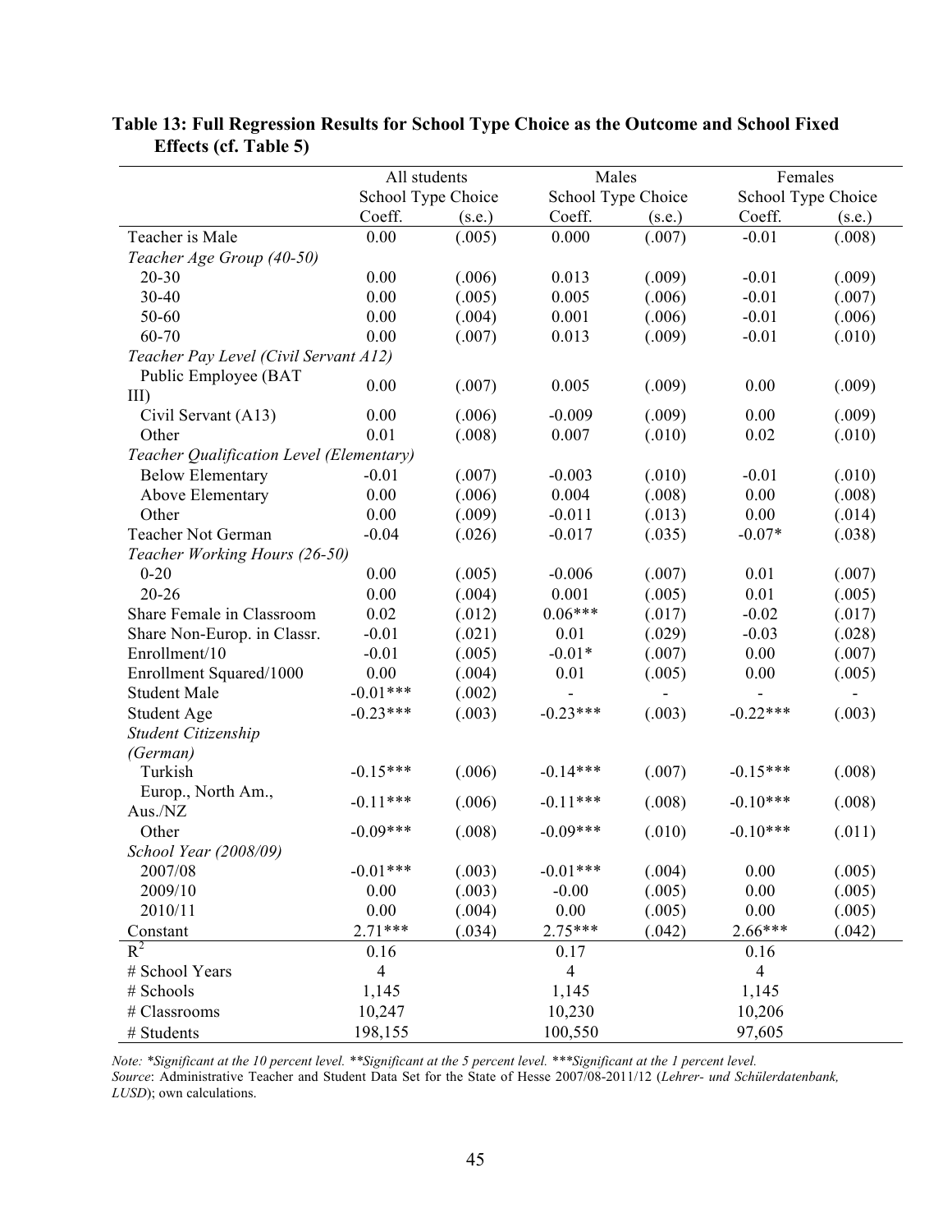**Table 13: Full Regression Results for School Type Choice as the Outcome and School Fixed Effects (cf. Table 5)**

| | All students | | Males | | Females | |
|---|---|---|---|---|---|---|
| | School Type Choice | | School Type Choice | | School Type Choice | |
| | Coeff. | (s.e.) | Coeff. | (s.e.) | Coeff. | (s.e.) |
| Teacher is Male | 0.00 | (.005) | 0.000 | (.007) | -0.01 | (.008) |
| *Teacher Age Group (40-50)* | | | | | | |
| 20-30 | 0.00 | (.006) | 0.013 | (.009) | -0.01 | (.009) |
| 30-40 | 0.00 | (.005) | 0.005 | (.006) | -0.01 | (.007) |
| 50-60 | 0.00 | (.004) | 0.001 | (.006) | -0.01 | (.006) |
| 60-70 | 0.00 | (.007) | 0.013 | (.009) | -0.01 | (.010) |
| *Teacher Pay Level (Civil Servant A12)* | | | | | | |
| Public Employee (BAT III) | 0.00 | (.007) | 0.005 | (.009) | 0.00 | (.009) |
| Civil Servant (A13) | 0.00 | (.006) | -0.009 | (.009) | 0.00 | (.009) |
| Other | 0.01 | (.008) | 0.007 | (.010) | 0.02 | (.010) |
| *Teacher Qualification Level (Elementary)* | | | | | | |
| Below Elementary | -0.01 | (.007) | -0.003 | (.010) | -0.01 | (.010) |
| Above Elementary | 0.00 | (.006) | 0.004 | (.008) | 0.00 | (.008) |
| Other | 0.00 | (.009) | -0.011 | (.013) | 0.00 | (.014) |
| Teacher Not German | -0.04 | (.026) | -0.017 | (.035) | -0.07* | (.038) |
| *Teacher Working Hours (26-50)* | | | | | | |
| 0-20 | 0.00 | (.005) | -0.006 | (.007) | 0.01 | (.007) |
| 20-26 | 0.00 | (.004) | 0.001 | (.005) | 0.01 | (.005) |
| Share Female in Classroom | 0.02 | (.012) | 0.06*** | (.017) | -0.02 | (.017) |
| Share Non-Europ. in Classr. | -0.01 | (.021) | 0.01 | (.029) | -0.03 | (.028) |
| Enrollment/10 | -0.01 | (.005) | -0.01* | (.007) | 0.00 | (.007) |
| Enrollment Squared/1000 | 0.00 | (.004) | 0.01 | (.005) | 0.00 | (.005) |
| Student Male | -0.01*** | (.002) | - | - | - | - |
| Student Age | -0.23*** | (.003) | -0.23*** | (.003) | -0.22*** | (.003) |
| *Student Citizenship (German)* | | | | | | |
| Turkish | -0.15*** | (.006) | -0.14*** | (.007) | -0.15*** | (.008) |
| Europ., North Am., Aus./NZ | -0.11*** | (.006) | -0.11*** | (.008) | -0.10*** | (.008) |
| Other | -0.09*** | (.008) | -0.09*** | (.010) | -0.10*** | (.011) |
| *School Year (2008/09)* | | | | | | |
| 2007/08 | -0.01*** | (.003) | -0.01*** | (.004) | 0.00 | (.005) |
| 2009/10 | 0.00 | (.003) | -0.00 | (.005) | 0.00 | (.005) |
| 2010/11 | 0.00 | (.004) | 0.00 | (.005) | 0.00 | (.005) |
| Constant | 2.71*** | (.034) | 2.75*** | (.042) | 2.66*** | (.042) |
| $R^2$ | 0.16 | | 0.17 | | 0.16 | |
| # School Years | 4 | | 4 | | 4 | |
| # Schools | 1,145 | | 1,145 | | 1,145 | |
| # Classrooms | 10,247 | | 10,230 | | 10,206 | |
| # Students | 198,155 | | 100,550 | | 97,605 | |

*Note: *Significant at the 10 percent level. **Significant at the 5 percent level. ***Significant at the 1 percent level.*

*Source*: Administrative Teacher and Student Data Set for the State of Hesse 2007/08-2011/12 (*Lehrer- und Schülerdatenbank, LUSD*); own calculations.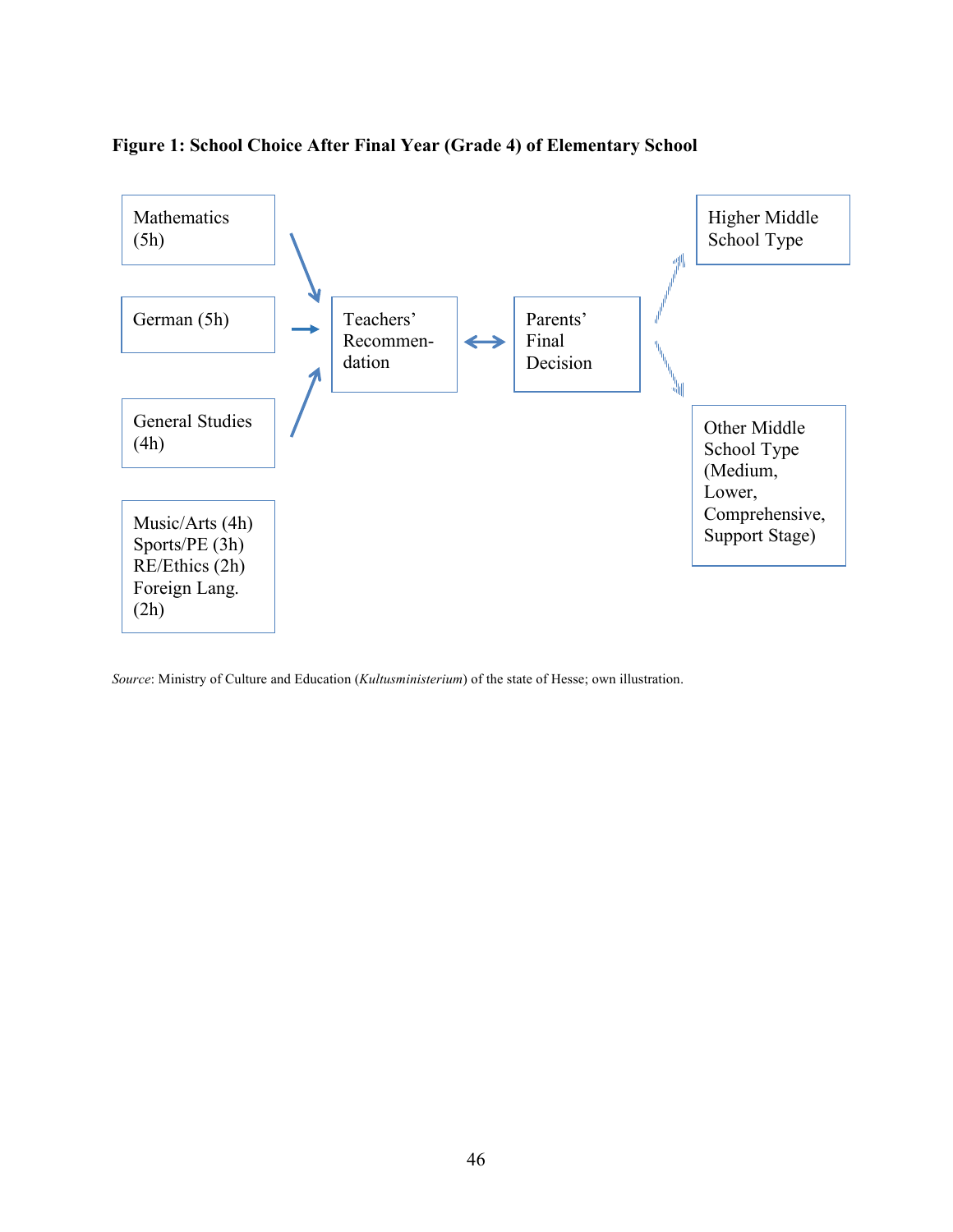**Figure 1: School Choice After Final Year (Grade 4) of Elementary School**

Mathematics (5h)

German (5h)

General Studies (4h)

Music/Arts (4h)
Sports/PE (3h)
RE/Ethics (2h)
Foreign Lang. (2h)

Teachers' Recommen-dation

Parents' Final Decision

Higher Middle School Type

Other Middle School Type (Medium, Lower, Comprehensive, Support Stage)

*Source*: Ministry of Culture and Education (*Kultusministerium*) of the state of Hesse; own illustration.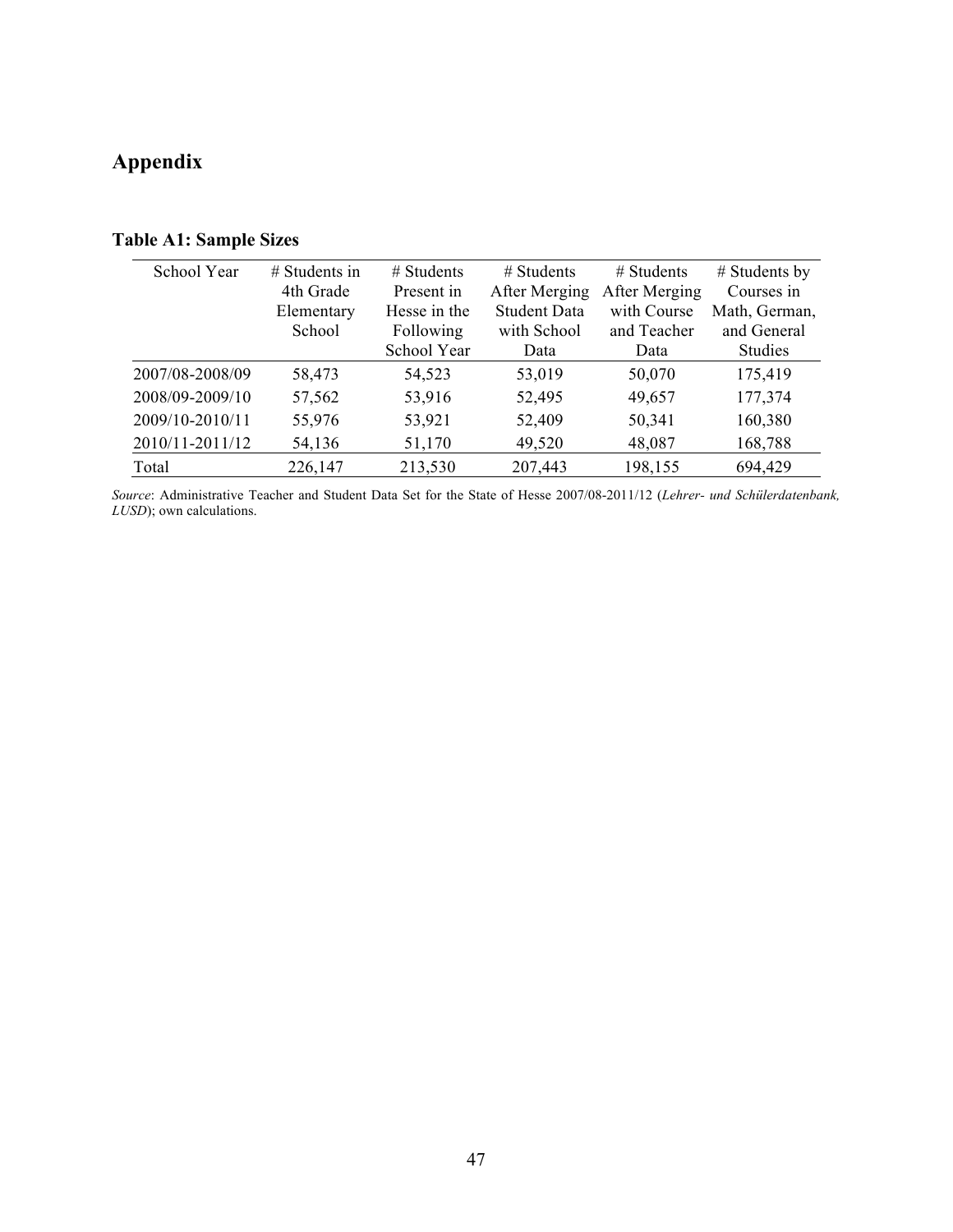# Appendix

**Table A1: Sample Sizes**

| School Year | # Students in 4th Grade Elementary School | # Students Present in Hesse in the Following School Year | # Students After Merging Student Data with School Data | # Students After Merging with Course and Teacher Data | # Students by Courses in Math, German, and General Studies |
|---|---|---|---|---|---|
| 2007/08-2008/09 | 58,473 | 54,523 | 53,019 | 50,070 | 175,419 |
| 2008/09-2009/10 | 57,562 | 53,916 | 52,495 | 49,657 | 177,374 |
| 2009/10-2010/11 | 55,976 | 53,921 | 52,409 | 50,341 | 160,380 |
| 2010/11-2011/12 | 54,136 | 51,170 | 49,520 | 48,087 | 168,788 |
| Total | 226,147 | 213,530 | 207,443 | 198,155 | 694,429 |

*Source*: Administrative Teacher and Student Data Set for the State of Hesse 2007/08-2011/12 (*Lehrer- und Schülerdatenbank, LUSD*); own calculations.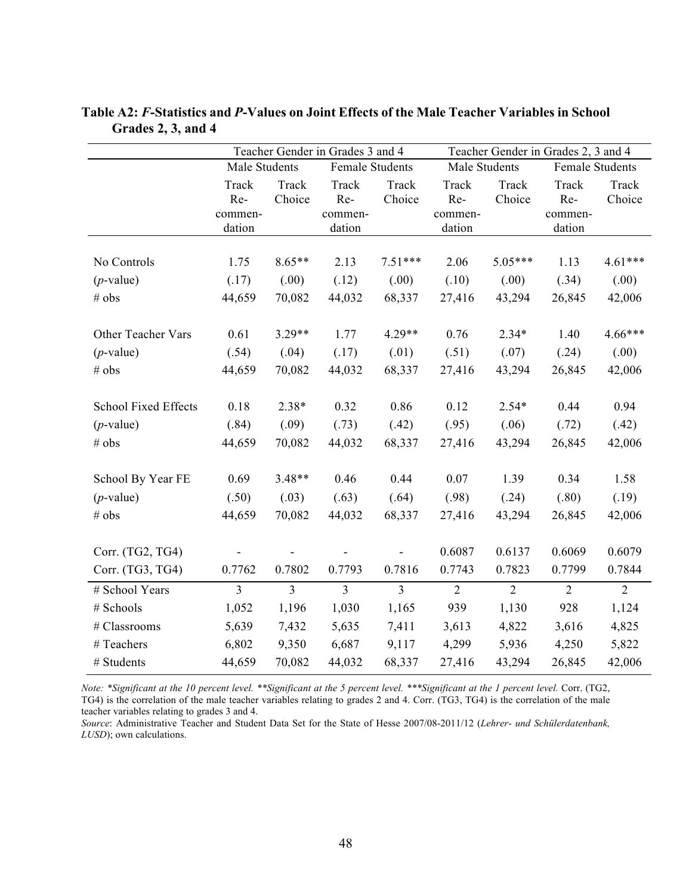**Table A2: *F*-Statistics and *P*-Values on Joint Effects of the Male Teacher Variables in School Grades 2, 3, and 4**

| | Teacher Gender in Grades 3 and 4 | | | | Teacher Gender in Grades 2, 3 and 4 | | | |
|---|---|---|---|---|---|---|---|---|
| | Male Students | | Female Students | | Male Students | | Female Students | |
| | Track Re-commen-dation | Track Choice | Track Re-commen-dation | Track Choice | Track Re-commen-dation | Track Choice | Track Re-commen-dation | Track Choice |
| No Controls | 1.75 | 8.65** | 2.13 | 7.51*** | 2.06 | 5.05*** | 1.13 | 4.61*** |
| (*p*-value) | (.17) | (.00) | (.12) | (.00) | (.10) | (.00) | (.34) | (.00) |
| # obs | 44,659 | 70,082 | 44,032 | 68,337 | 27,416 | 43,294 | 26,845 | 42,006 |
| Other Teacher Vars | 0.61 | 3.29** | 1.77 | 4.29** | 0.76 | 2.34* | 1.40 | 4.66*** |
| (*p*-value) | (.54) | (.04) | (.17) | (.01) | (.51) | (.07) | (.24) | (.00) |
| # obs | 44,659 | 70,082 | 44,032 | 68,337 | 27,416 | 43,294 | 26,845 | 42,006 |
| School Fixed Effects | 0.18 | 2.38* | 0.32 | 0.86 | 0.12 | 2.54* | 0.44 | 0.94 |
| (*p*-value) | (.84) | (.09) | (.73) | (.42) | (.95) | (.06) | (.72) | (.42) |
| # obs | 44,659 | 70,082 | 44,032 | 68,337 | 27,416 | 43,294 | 26,845 | 42,006 |
| School By Year FE | 0.69 | 3.48** | 0.46 | 0.44 | 0.07 | 1.39 | 0.34 | 1.58 |
| (*p*-value) | (.50) | (.03) | (.63) | (.64) | (.98) | (.24) | (.80) | (.19) |
| # obs | 44,659 | 70,082 | 44,032 | 68,337 | 27,416 | 43,294 | 26,845 | 42,006 |
| Corr. (TG2, TG4) | - | - | - | - | 0.6087 | 0.6137 | 0.6069 | 0.6079 |
| Corr. (TG3, TG4) | 0.7762 | 0.7802 | 0.7793 | 0.7816 | 0.7743 | 0.7823 | 0.7799 | 0.7844 |
| # School Years | 3 | 3 | 3 | 3 | 2 | 2 | 2 | 2 |
| # Schools | 1,052 | 1,196 | 1,030 | 1,165 | 939 | 1,130 | 928 | 1,124 |
| # Classrooms | 5,639 | 7,432 | 5,635 | 7,411 | 3,613 | 4,822 | 3,616 | 4,825 |
| # Teachers | 6,802 | 9,350 | 6,687 | 9,117 | 4,299 | 5,936 | 4,250 | 5,822 |
| # Students | 44,659 | 70,082 | 44,032 | 68,337 | 27,416 | 43,294 | 26,845 | 42,006 |

*Note: *Significant at the 10 percent level. **Significant at the 5 percent level. ***Significant at the 1 percent level.* Corr. (TG2, TG4) is the correlation of the male teacher variables relating to grades 2 and 4. Corr. (TG3, TG4) is the correlation of the male teacher variables relating to grades 3 and 4.

*Source*: Administrative Teacher and Student Data Set for the State of Hesse 2007/08-2011/12 (*Lehrer- und Schülerdatenbank, LUSD*); own calculations.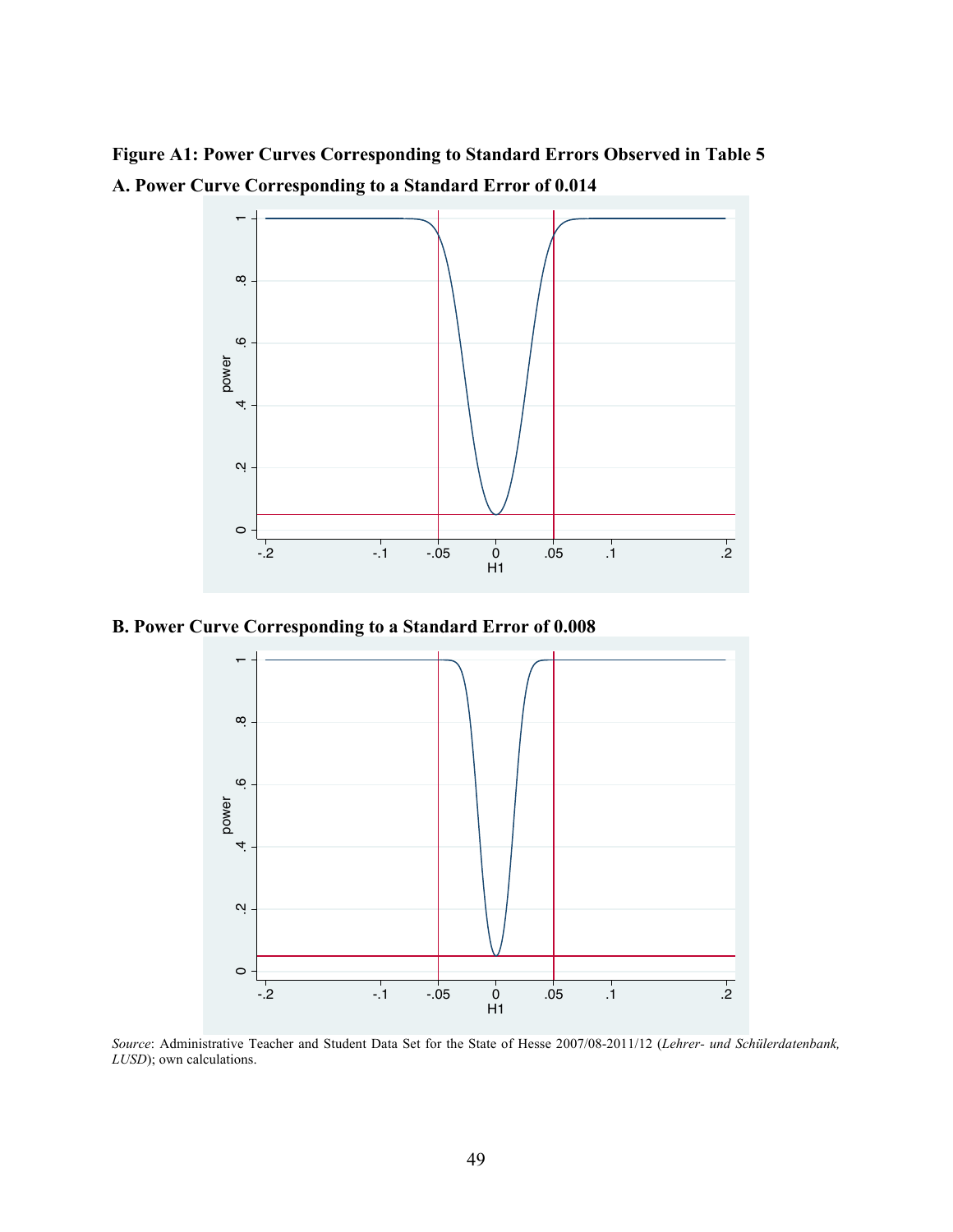**Figure A1: Power Curves Corresponding to Standard Errors Observed in Table 5**

**A. Power Curve Corresponding to a Standard Error of 0.014**

power

0
.2
.4
.6
.8
1

-.2
-.1
-.05
0
.05
.1
.2

H1

**B. Power Curve Corresponding to a Standard Error of 0.008**

power

0
.2
.4
.6
.8
1

-.2
-.1
-.05
0
.05
.1
.2

H1

*Source*: Administrative Teacher and Student Data Set for the State of Hesse 2007/08-2011/12 (*Lehrer- und Schülerdatenbank, LUSD*); own calculations.